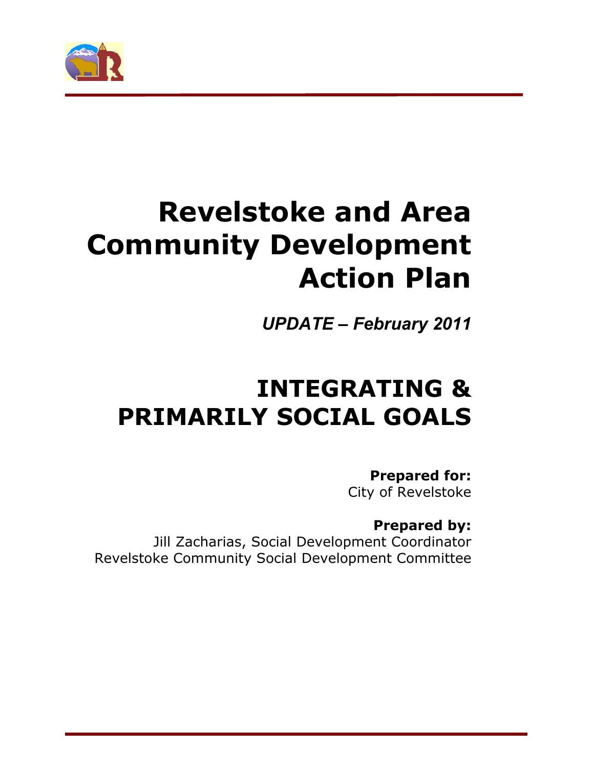# Revelstoke and Area Community Development Action Plan

*UPDATE – February 2011*

# INTEGRATING & PRIMARILY SOCIAL GOALS

**Prepared for:**
City of Revelstoke

**Prepared by:**
Jill Zacharias, Social Development Coordinator
Revelstoke Community Social Development Committee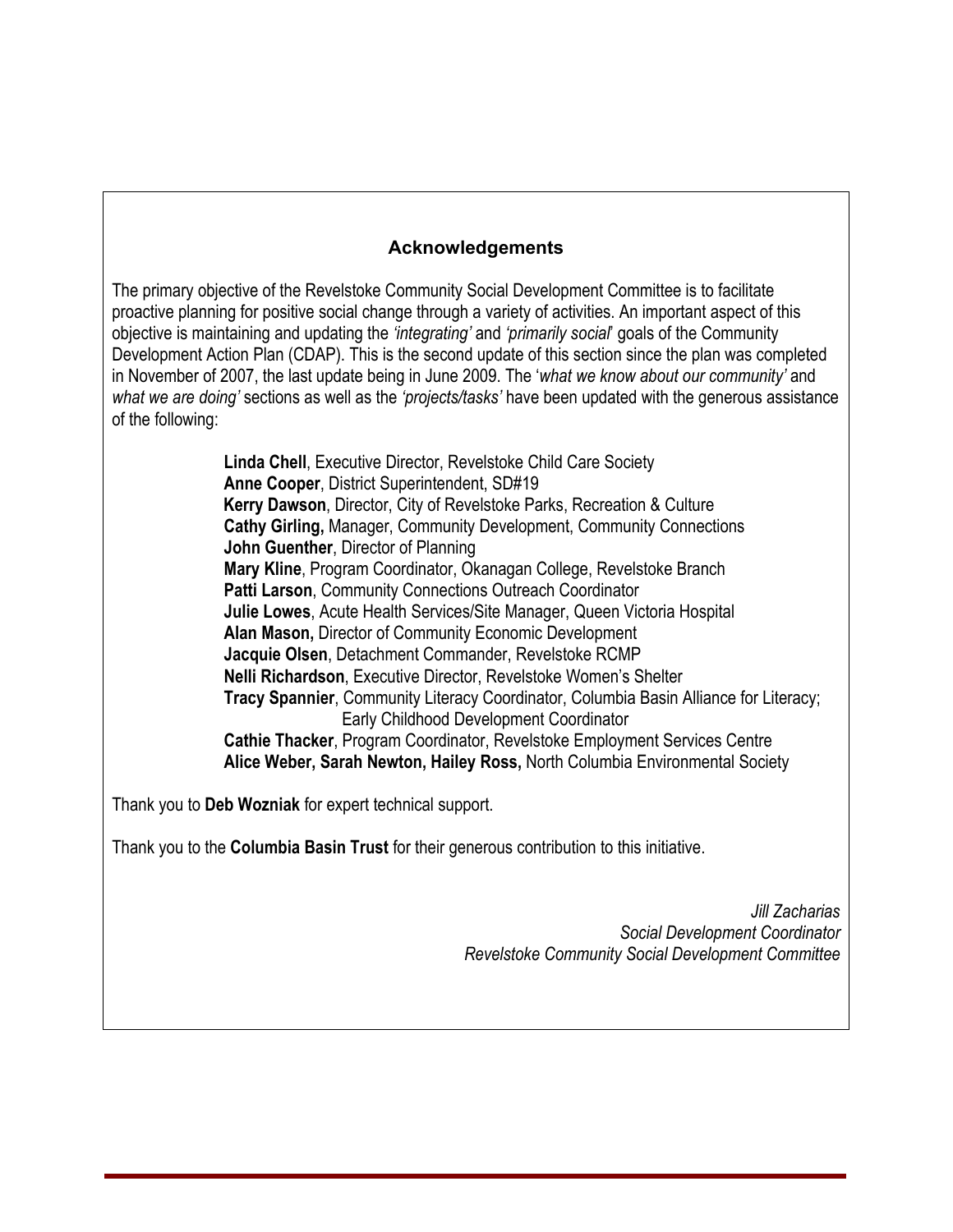## Acknowledgements

The primary objective of the Revelstoke Community Social Development Committee is to facilitate proactive planning for positive social change through a variety of activities. An important aspect of this objective is maintaining and updating the *'integrating'* and *'primarily social'* goals of the Community Development Action Plan (CDAP). This is the second update of this section since the plan was completed in November of 2007, the last update being in June 2009. The '*what we know about our community'* and *what we are doing'* sections as well as the *'projects/tasks'* have been updated with the generous assistance of the following:

**Linda Chell**, Executive Director, Revelstoke Child Care Society
**Anne Cooper**, District Superintendent, SD#19
**Kerry Dawson**, Director, City of Revelstoke Parks, Recreation & Culture
**Cathy Girling,** Manager, Community Development, Community Connections
**John Guenther**, Director of Planning
**Mary Kline**, Program Coordinator, Okanagan College, Revelstoke Branch
**Patti Larson**, Community Connections Outreach Coordinator
**Julie Lowes**, Acute Health Services/Site Manager, Queen Victoria Hospital
**Alan Mason,** Director of Community Economic Development
**Jacquie Olsen**, Detachment Commander, Revelstoke RCMP
**Nelli Richardson**, Executive Director, Revelstoke Women's Shelter
**Tracy Spannier**, Community Literacy Coordinator, Columbia Basin Alliance for Literacy; Early Childhood Development Coordinator
**Cathie Thacker**, Program Coordinator, Revelstoke Employment Services Centre
**Alice Weber, Sarah Newton, Hailey Ross,** North Columbia Environmental Society

Thank you to **Deb Wozniak** for expert technical support.

Thank you to the **Columbia Basin Trust** for their generous contribution to this initiative.

*Jill Zacharias*
*Social Development Coordinator*
*Revelstoke Community Social Development Committee*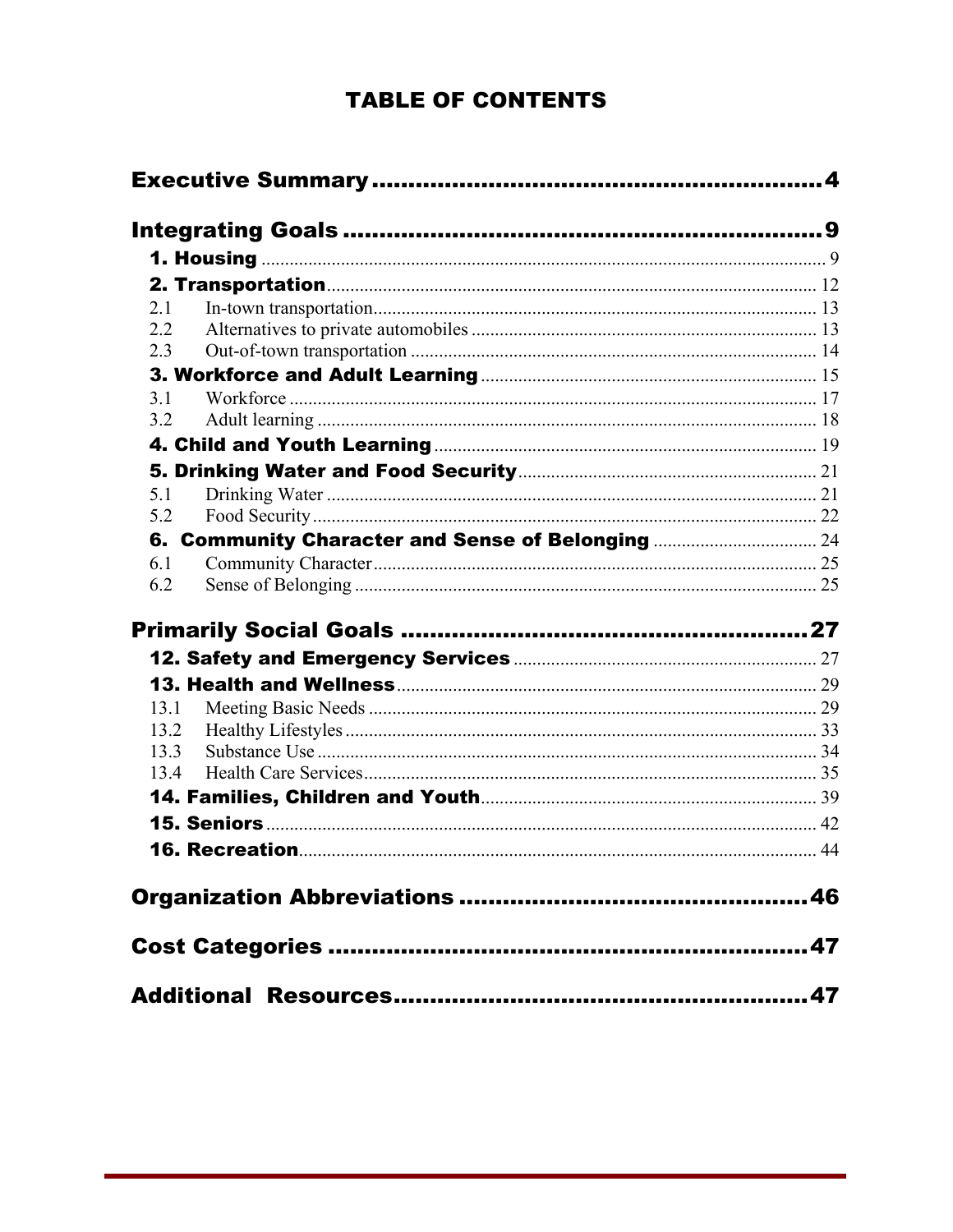# TABLE OF CONTENTS

**Executive Summary** .......... 4

**Integrating Goals** .......... 9

- **1. Housing** .......... 9
- **2. Transportation** .......... 12
  - 2.1 In-town transportation .......... 13
  - 2.2 Alternatives to private automobiles .......... 13
  - 2.3 Out-of-town transportation .......... 14
- **3. Workforce and Adult Learning** .......... 15
  - 3.1 Workforce .......... 17
  - 3.2 Adult learning .......... 18
- **4. Child and Youth Learning** .......... 19
- **5. Drinking Water and Food Security** .......... 21
  - 5.1 Drinking Water .......... 21
  - 5.2 Food Security .......... 22
- **6. Community Character and Sense of Belonging** .......... 24
  - 6.1 Community Character .......... 25
  - 6.2 Sense of Belonging .......... 25

**Primarily Social Goals** .......... 27

- **12. Safety and Emergency Services** .......... 27
- **13. Health and Wellness** .......... 29
  - 13.1 Meeting Basic Needs .......... 29
  - 13.2 Healthy Lifestyles .......... 33
  - 13.3 Substance Use .......... 34
  - 13.4 Health Care Services .......... 35
- **14. Families, Children and Youth** .......... 39
- **15. Seniors** .......... 42
- **16. Recreation** .......... 44

**Organization Abbreviations** .......... 46

**Cost Categories** .......... 47

**Additional Resources** .......... 47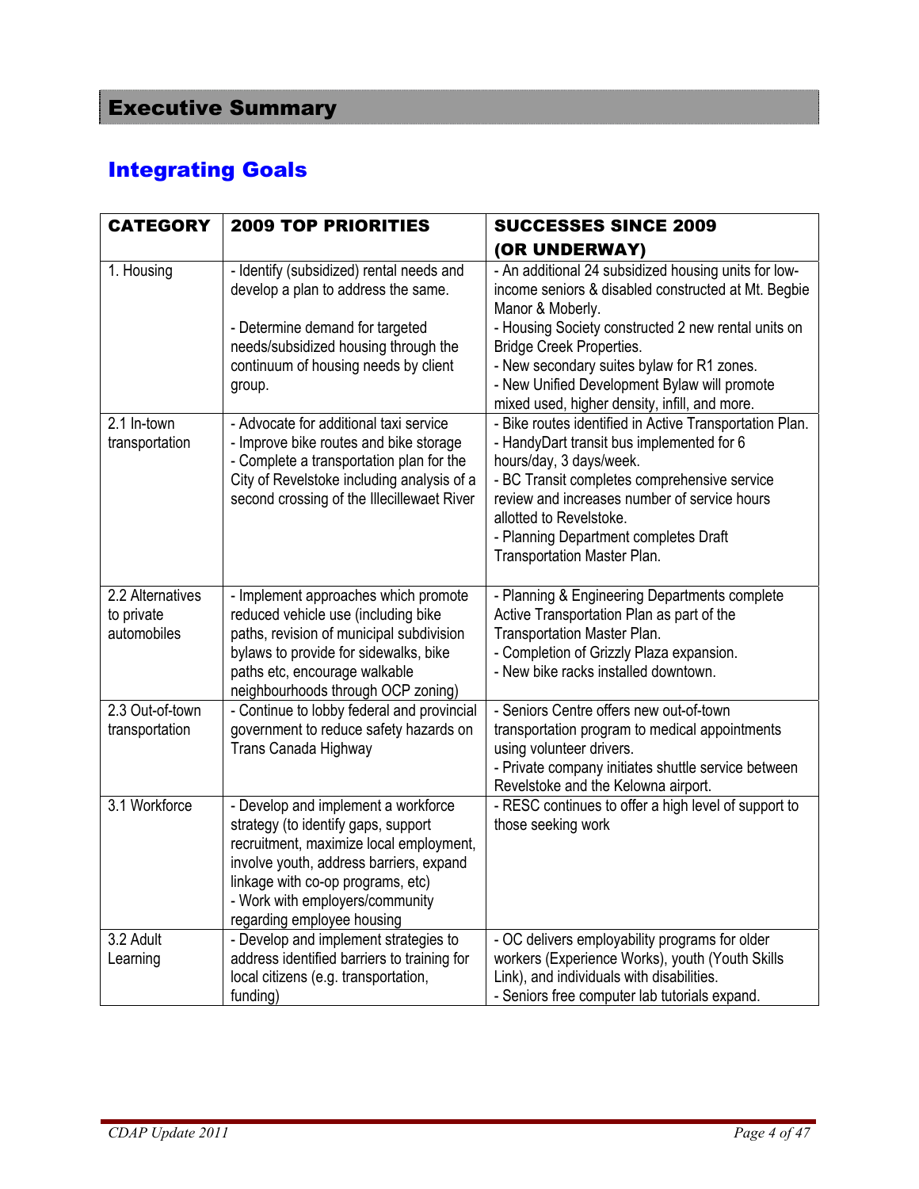# Executive Summary

## Integrating Goals

| CATEGORY | 2009 TOP PRIORITIES | SUCCESSES SINCE 2009 (OR UNDERWAY) |
|---|---|---|
| 1. Housing | - Identify (subsidized) rental needs and develop a plan to address the same.<br><br>- Determine demand for targeted needs/subsidized housing through the continuum of housing needs by client group. | - An additional 24 subsidized housing units for low-income seniors & disabled constructed at Mt. Begbie Manor & Moberly.<br>- Housing Society constructed 2 new rental units on Bridge Creek Properties.<br>- New secondary suites bylaw for R1 zones.<br>- New Unified Development Bylaw will promote mixed used, higher density, infill, and more. |
| 2.1 In-town transportation | - Advocate for additional taxi service<br>- Improve bike routes and bike storage<br>- Complete a transportation plan for the City of Revelstoke including analysis of a second crossing of the Illecillewaet River | - Bike routes identified in Active Transportation Plan.<br>- HandyDart transit bus implemented for 6 hours/day, 3 days/week.<br>- BC Transit completes comprehensive service review and increases number of service hours allotted to Revelstoke.<br>- Planning Department completes Draft Transportation Master Plan. |
| 2.2 Alternatives to private automobiles | - Implement approaches which promote reduced vehicle use (including bike paths, revision of municipal subdivision bylaws to provide for sidewalks, bike paths etc, encourage walkable neighbourhoods through OCP zoning) | - Planning & Engineering Departments complete Active Transportation Plan as part of the Transportation Master Plan.<br>- Completion of Grizzly Plaza expansion.<br>- New bike racks installed downtown. |
| 2.3 Out-of-town transportation | - Continue to lobby federal and provincial government to reduce safety hazards on Trans Canada Highway | - Seniors Centre offers new out-of-town transportation program to medical appointments using volunteer drivers.<br>- Private company initiates shuttle service between Revelstoke and the Kelowna airport. |
| 3.1 Workforce | - Develop and implement a workforce strategy (to identify gaps, support recruitment, maximize local employment, involve youth, address barriers, expand linkage with co-op programs, etc)<br>- Work with employers/community regarding employee housing | - RESC continues to offer a high level of support to those seeking work |
| 3.2 Adult Learning | - Develop and implement strategies to address identified barriers to training for local citizens (e.g. transportation, funding) | - OC delivers employability programs for older workers (Experience Works), youth (Youth Skills Link), and individuals with disabilities.<br>- Seniors free computer lab tutorials expand. |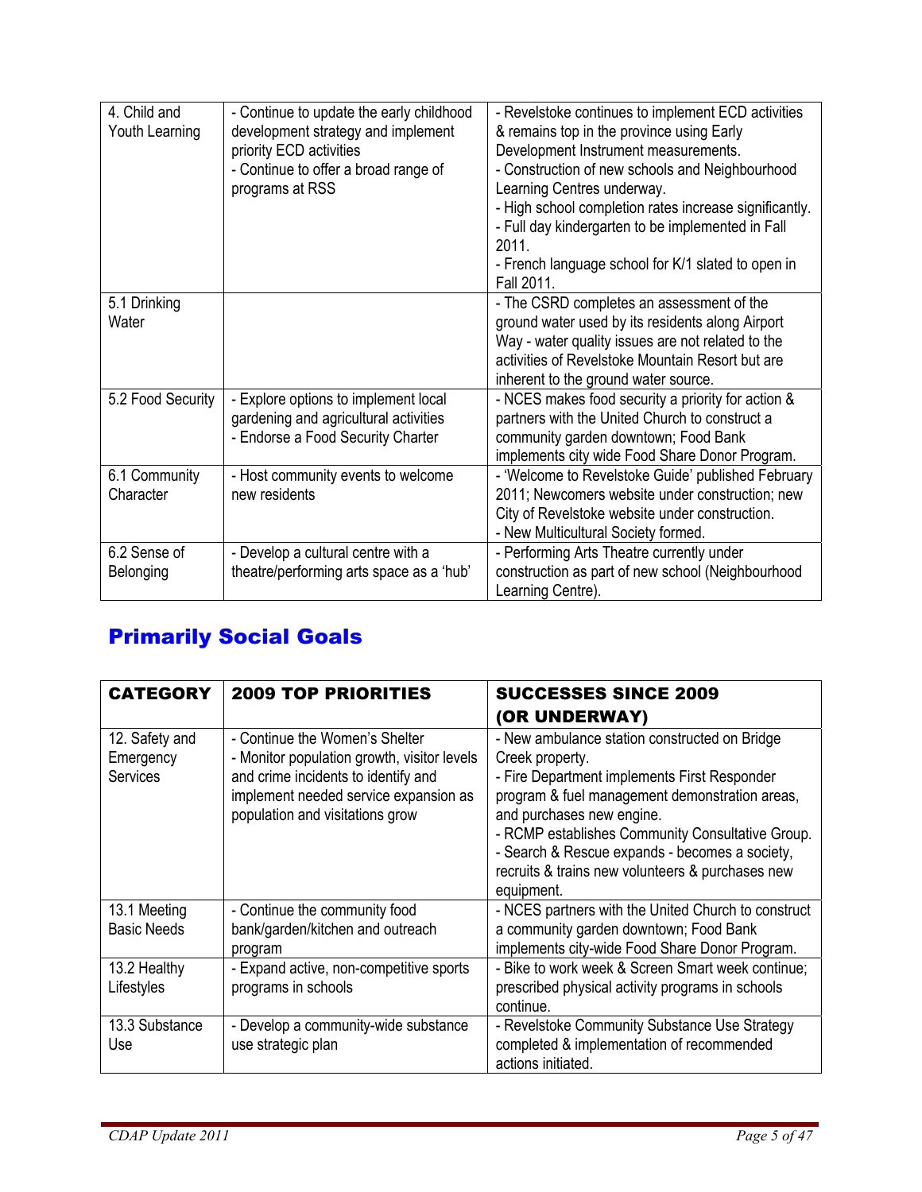| | | |
|---|---|---|
| 4. Child and Youth Learning | - Continue to update the early childhood development strategy and implement priority ECD activities<br>- Continue to offer a broad range of programs at RSS | - Revelstoke continues to implement ECD activities & remains top in the province using Early Development Instrument measurements.<br>- Construction of new schools and Neighbourhood Learning Centres underway.<br>- High school completion rates increase significantly.<br>- Full day kindergarten to be implemented in Fall 2011.<br>- French language school for K/1 slated to open in Fall 2011. |
| 5.1 Drinking Water | | - The CSRD completes an assessment of the ground water used by its residents along Airport Way - water quality issues are not related to the activities of Revelstoke Mountain Resort but are inherent to the ground water source. |
| 5.2 Food Security | - Explore options to implement local gardening and agricultural activities<br>- Endorse a Food Security Charter | - NCES makes food security a priority for action & partners with the United Church to construct a community garden downtown; Food Bank implements city wide Food Share Donor Program. |
| 6.1 Community Character | - Host community events to welcome new residents | - 'Welcome to Revelstoke Guide' published February 2011; Newcomers website under construction; new City of Revelstoke website under construction.<br>- New Multicultural Society formed. |
| 6.2 Sense of Belonging | - Develop a cultural centre with a theatre/performing arts space as a 'hub' | - Performing Arts Theatre currently under construction as part of new school (Neighbourhood Learning Centre). |

## Primarily Social Goals

| CATEGORY | 2009 TOP PRIORITIES | SUCCESSES SINCE 2009 (OR UNDERWAY) |
|---|---|---|
| 12. Safety and Emergency Services | - Continue the Women's Shelter<br>- Monitor population growth, visitor levels and crime incidents to identify and implement needed service expansion as population and visitations grow | - New ambulance station constructed on Bridge Creek property.<br>- Fire Department implements First Responder program & fuel management demonstration areas, and purchases new engine.<br>- RCMP establishes Community Consultative Group.<br>- Search & Rescue expands - becomes a society, recruits & trains new volunteers & purchases new equipment. |
| 13.1 Meeting Basic Needs | - Continue the community food bank/garden/kitchen and outreach program | - NCES partners with the United Church to construct a community garden downtown; Food Bank implements city-wide Food Share Donor Program. |
| 13.2 Healthy Lifestyles | - Expand active, non-competitive sports programs in schools | - Bike to work week & Screen Smart week continue; prescribed physical activity programs in schools continue. |
| 13.3 Substance Use | - Develop a community-wide substance use strategic plan | - Revelstoke Community Substance Use Strategy completed & implementation of recommended actions initiated. |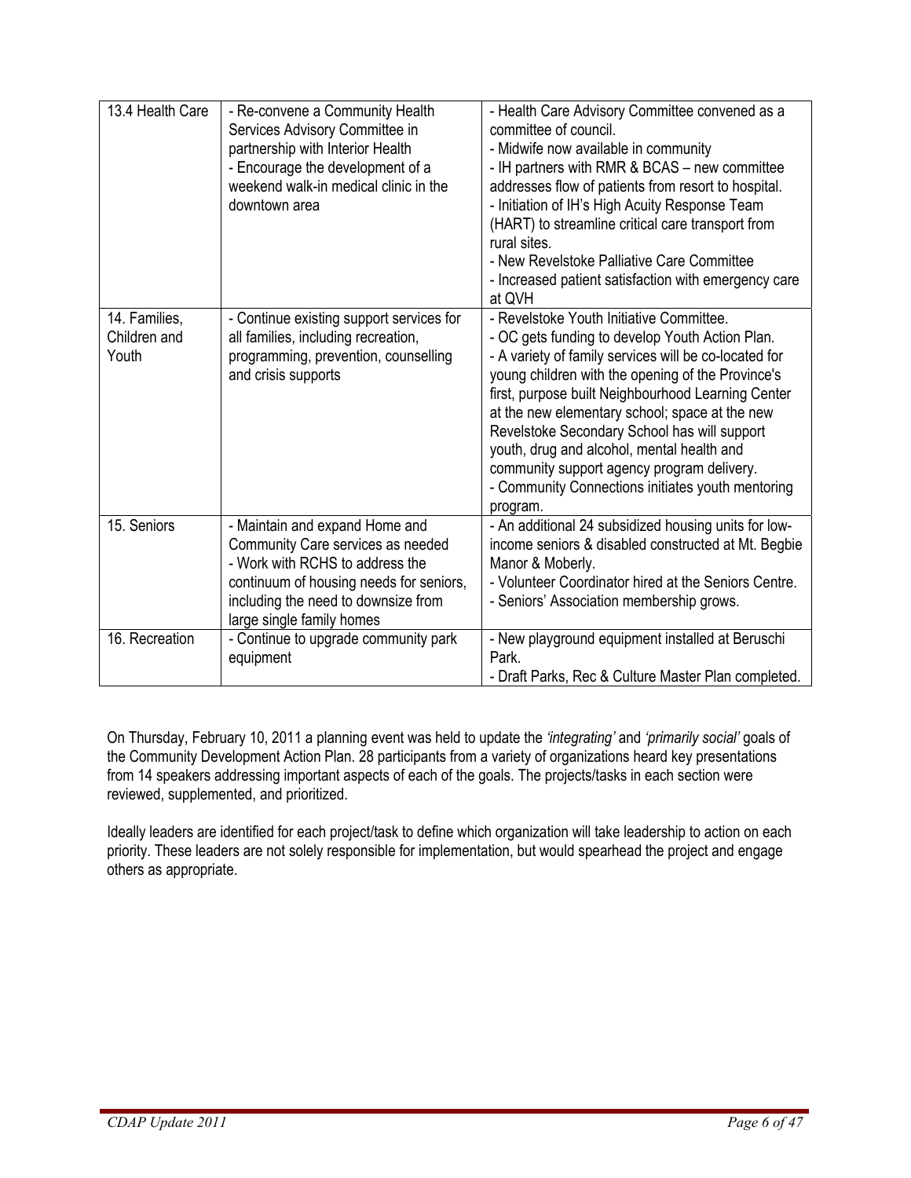| 13.4 Health Care | - Re-convene a Community Health Services Advisory Committee in partnership with Interior Health<br>- Encourage the development of a weekend walk-in medical clinic in the downtown area | - Health Care Advisory Committee convened as a committee of council.<br>- Midwife now available in community<br>- IH partners with RMR & BCAS – new committee addresses flow of patients from resort to hospital.<br>- Initiation of IH's High Acuity Response Team (HART) to streamline critical care transport from rural sites.<br>- New Revelstoke Palliative Care Committee<br>- Increased patient satisfaction with emergency care at QVH |
|---|---|---|
| 14. Families, Children and Youth | - Continue existing support services for all families, including recreation, programming, prevention, counselling and crisis supports | - Revelstoke Youth Initiative Committee.<br>- OC gets funding to develop Youth Action Plan.<br>- A variety of family services will be co-located for young children with the opening of the Province's first, purpose built Neighbourhood Learning Center at the new elementary school; space at the new Revelstoke Secondary School has will support youth, drug and alcohol, mental health and community support agency program delivery.<br>- Community Connections initiates youth mentoring program. |
| 15. Seniors | - Maintain and expand Home and Community Care services as needed<br>- Work with RCHS to address the continuum of housing needs for seniors, including the need to downsize from large single family homes | - An additional 24 subsidized housing units for low-income seniors & disabled constructed at Mt. Begbie Manor & Moberly.<br>- Volunteer Coordinator hired at the Seniors Centre.<br>- Seniors' Association membership grows. |
| 16. Recreation | - Continue to upgrade community park equipment | - New playground equipment installed at Beruschi Park.<br>- Draft Parks, Rec & Culture Master Plan completed. |

On Thursday, February 10, 2011 a planning event was held to update the *'integrating'* and *'primarily social'* goals of the Community Development Action Plan. 28 participants from a variety of organizations heard key presentations from 14 speakers addressing important aspects of each of the goals. The projects/tasks in each section were reviewed, supplemented, and prioritized.

Ideally leaders are identified for each project/task to define which organization will take leadership to action on each priority. These leaders are not solely responsible for implementation, but would spearhead the project and engage others as appropriate.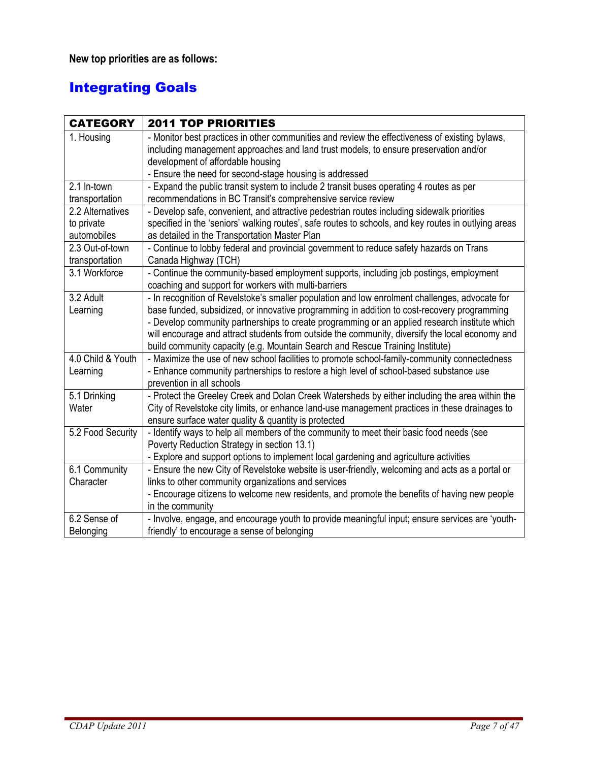**New top priorities are as follows:**

## Integrating Goals

| CATEGORY | 2011 TOP PRIORITIES |
|---|---|
| 1. Housing | - Monitor best practices in other communities and review the effectiveness of existing bylaws, including management approaches and land trust models, to ensure preservation and/or development of affordable housing<br>- Ensure the need for second-stage housing is addressed |
| 2.1 In-town transportation | - Expand the public transit system to include 2 transit buses operating 4 routes as per recommendations in BC Transit's comprehensive service review |
| 2.2 Alternatives to private automobiles | - Develop safe, convenient, and attractive pedestrian routes including sidewalk priorities specified in the 'seniors' walking routes', safe routes to schools, and key routes in outlying areas as detailed in the Transportation Master Plan |
| 2.3 Out-of-town transportation | - Continue to lobby federal and provincial government to reduce safety hazards on Trans Canada Highway (TCH) |
| 3.1 Workforce | - Continue the community-based employment supports, including job postings, employment coaching and support for workers with multi-barriers |
| 3.2 Adult Learning | - In recognition of Revelstoke's smaller population and low enrolment challenges, advocate for base funded, subsidized, or innovative programming in addition to cost-recovery programming<br>- Develop community partnerships to create programming or an applied research institute which will encourage and attract students from outside the community, diversify the local economy and build community capacity (e.g. Mountain Search and Rescue Training Institute) |
| 4.0 Child & Youth Learning | - Maximize the use of new school facilities to promote school-family-community connectedness<br>- Enhance community partnerships to restore a high level of school-based substance use prevention in all schools |
| 5.1 Drinking Water | - Protect the Greeley Creek and Dolan Creek Watersheds by either including the area within the City of Revelstoke city limits, or enhance land-use management practices in these drainages to ensure surface water quality & quantity is protected |
| 5.2 Food Security | - Identify ways to help all members of the community to meet their basic food needs (see Poverty Reduction Strategy in section 13.1)<br>- Explore and support options to implement local gardening and agriculture activities |
| 6.1 Community Character | - Ensure the new City of Revelstoke website is user-friendly, welcoming and acts as a portal or links to other community organizations and services<br>- Encourage citizens to welcome new residents, and promote the benefits of having new people in the community |
| 6.2 Sense of Belonging | - Involve, engage, and encourage youth to provide meaningful input; ensure services are 'youth-friendly' to encourage a sense of belonging |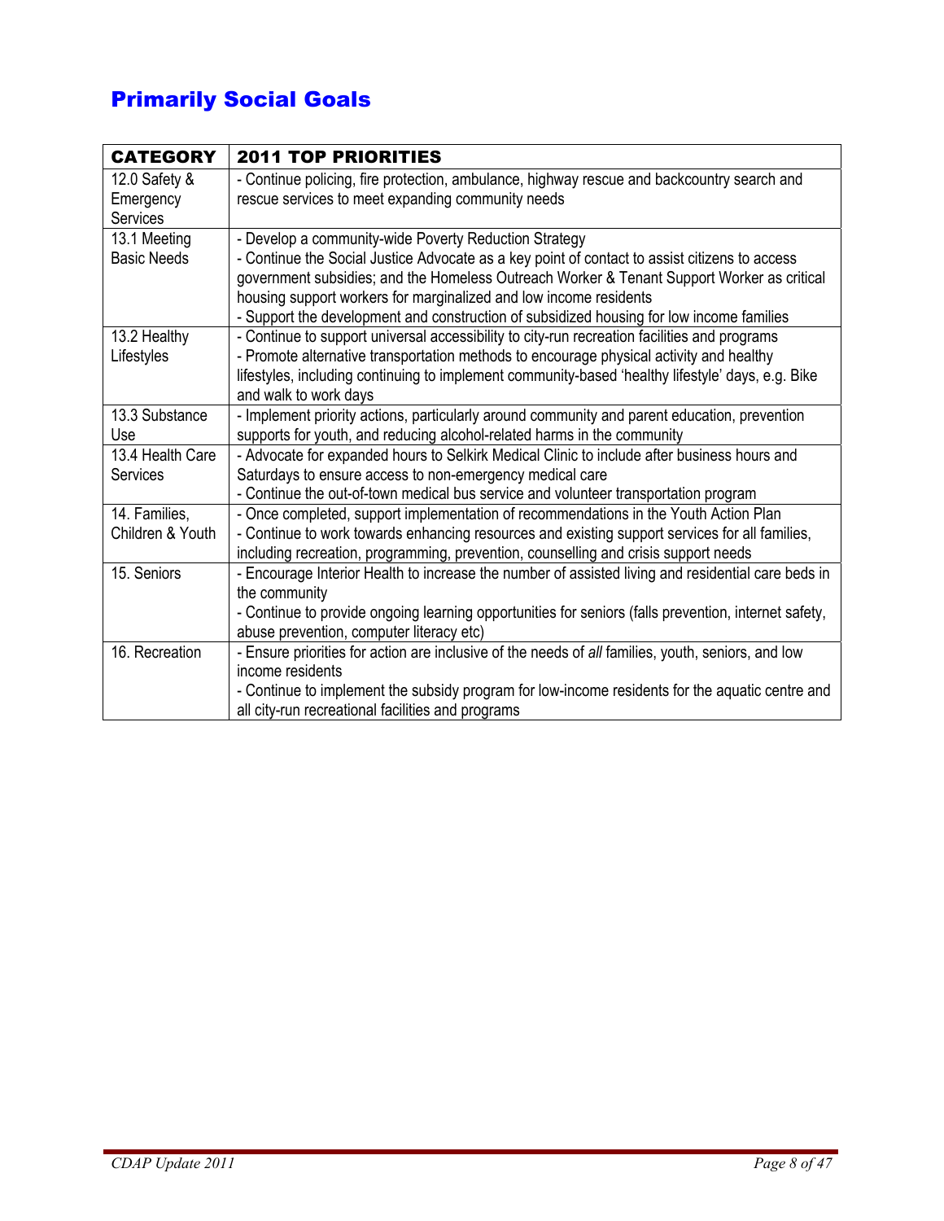# Primarily Social Goals

| CATEGORY | 2011 TOP PRIORITIES |
|---|---|
| 12.0 Safety & Emergency Services | - Continue policing, fire protection, ambulance, highway rescue and backcountry search and rescue services to meet expanding community needs |
| 13.1 Meeting Basic Needs | - Develop a community-wide Poverty Reduction Strategy<br>- Continue the Social Justice Advocate as a key point of contact to assist citizens to access government subsidies; and the Homeless Outreach Worker & Tenant Support Worker as critical housing support workers for marginalized and low income residents<br>- Support the development and construction of subsidized housing for low income families |
| 13.2 Healthy Lifestyles | - Continue to support universal accessibility to city-run recreation facilities and programs<br>- Promote alternative transportation methods to encourage physical activity and healthy lifestyles, including continuing to implement community-based 'healthy lifestyle' days, e.g. Bike and walk to work days |
| 13.3 Substance Use | - Implement priority actions, particularly around community and parent education, prevention supports for youth, and reducing alcohol-related harms in the community |
| 13.4 Health Care Services | - Advocate for expanded hours to Selkirk Medical Clinic to include after business hours and Saturdays to ensure access to non-emergency medical care<br>- Continue the out-of-town medical bus service and volunteer transportation program |
| 14. Families, Children & Youth | - Once completed, support implementation of recommendations in the Youth Action Plan<br>- Continue to work towards enhancing resources and existing support services for all families, including recreation, programming, prevention, counselling and crisis support needs |
| 15. Seniors | - Encourage Interior Health to increase the number of assisted living and residential care beds in the community<br>- Continue to provide ongoing learning opportunities for seniors (falls prevention, internet safety, abuse prevention, computer literacy etc) |
| 16. Recreation | - Ensure priorities for action are inclusive of the needs of *all* families, youth, seniors, and low income residents<br>- Continue to implement the subsidy program for low-income residents for the aquatic centre and all city-run recreational facilities and programs |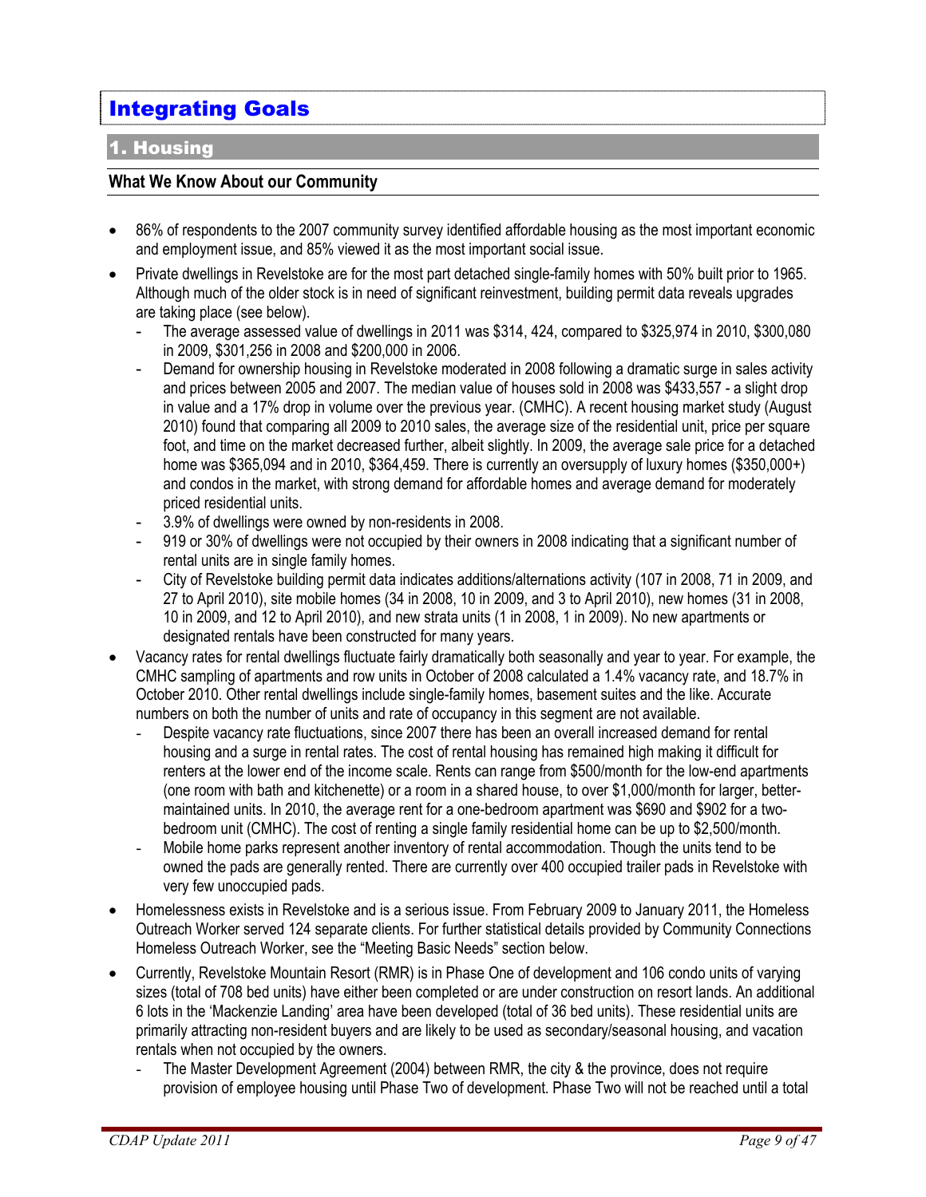# Integrating Goals

## 1. Housing

### What We Know About our Community

- 86% of respondents to the 2007 community survey identified affordable housing as the most important economic and employment issue, and 85% viewed it as the most important social issue.
- Private dwellings in Revelstoke are for the most part detached single-family homes with 50% built prior to 1965. Although much of the older stock is in need of significant reinvestment, building permit data reveals upgrades are taking place (see below).
  - The average assessed value of dwellings in 2011 was $314, 424, compared to $325,974 in 2010, $300,080 in 2009, $301,256 in 2008 and $200,000 in 2006.
  - Demand for ownership housing in Revelstoke moderated in 2008 following a dramatic surge in sales activity and prices between 2005 and 2007. The median value of houses sold in 2008 was $433,557 - a slight drop in value and a 17% drop in volume over the previous year. (CMHC). A recent housing market study (August 2010) found that comparing all 2009 to 2010 sales, the average size of the residential unit, price per square foot, and time on the market decreased further, albeit slightly. In 2009, the average sale price for a detached home was $365,094 and in 2010, $364,459. There is currently an oversupply of luxury homes ($350,000+) and condos in the market, with strong demand for affordable homes and average demand for moderately priced residential units.
  - 3.9% of dwellings were owned by non-residents in 2008.
  - 919 or 30% of dwellings were not occupied by their owners in 2008 indicating that a significant number of rental units are in single family homes.
  - City of Revelstoke building permit data indicates additions/alternations activity (107 in 2008, 71 in 2009, and 27 to April 2010), site mobile homes (34 in 2008, 10 in 2009, and 3 to April 2010), new homes (31 in 2008, 10 in 2009, and 12 to April 2010), and new strata units (1 in 2008, 1 in 2009). No new apartments or designated rentals have been constructed for many years.
- Vacancy rates for rental dwellings fluctuate fairly dramatically both seasonally and year to year. For example, the CMHC sampling of apartments and row units in October of 2008 calculated a 1.4% vacancy rate, and 18.7% in October 2010. Other rental dwellings include single-family homes, basement suites and the like. Accurate numbers on both the number of units and rate of occupancy in this segment are not available.
  - Despite vacancy rate fluctuations, since 2007 there has been an overall increased demand for rental housing and a surge in rental rates. The cost of rental housing has remained high making it difficult for renters at the lower end of the income scale. Rents can range from $500/month for the low-end apartments (one room with bath and kitchenette) or a room in a shared house, to over $1,000/month for larger, better-maintained units. In 2010, the average rent for a one-bedroom apartment was $690 and $902 for a two-bedroom unit (CMHC). The cost of renting a single family residential home can be up to $2,500/month.
  - Mobile home parks represent another inventory of rental accommodation. Though the units tend to be owned the pads are generally rented. There are currently over 400 occupied trailer pads in Revelstoke with very few unoccupied pads.
- Homelessness exists in Revelstoke and is a serious issue. From February 2009 to January 2011, the Homeless Outreach Worker served 124 separate clients. For further statistical details provided by Community Connections Homeless Outreach Worker, see the "Meeting Basic Needs" section below.
- Currently, Revelstoke Mountain Resort (RMR) is in Phase One of development and 106 condo units of varying sizes (total of 708 bed units) have either been completed or are under construction on resort lands. An additional 6 lots in the 'Mackenzie Landing' area have been developed (total of 36 bed units). These residential units are primarily attracting non-resident buyers and are likely to be used as secondary/seasonal housing, and vacation rentals when not occupied by the owners.
  - The Master Development Agreement (2004) between RMR, the city & the province, does not require provision of employee housing until Phase Two of development. Phase Two will not be reached until a total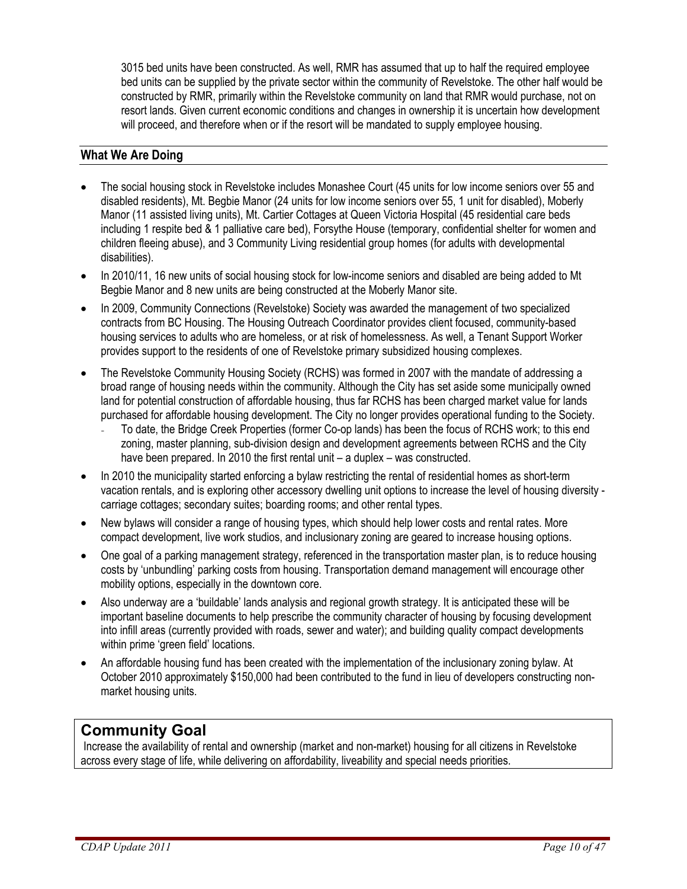3015 bed units have been constructed. As well, RMR has assumed that up to half the required employee bed units can be supplied by the private sector within the community of Revelstoke. The other half would be constructed by RMR, primarily within the Revelstoke community on land that RMR would purchase, not on resort lands. Given current economic conditions and changes in ownership it is uncertain how development will proceed, and therefore when or if the resort will be mandated to supply employee housing.

## What We Are Doing

- The social housing stock in Revelstoke includes Monashee Court (45 units for low income seniors over 55 and disabled residents), Mt. Begbie Manor (24 units for low income seniors over 55, 1 unit for disabled), Moberly Manor (11 assisted living units), Mt. Cartier Cottages at Queen Victoria Hospital (45 residential care beds including 1 respite bed & 1 palliative care bed), Forsythe House (temporary, confidential shelter for women and children fleeing abuse), and 3 Community Living residential group homes (for adults with developmental disabilities).
- In 2010/11, 16 new units of social housing stock for low-income seniors and disabled are being added to Mt Begbie Manor and 8 new units are being constructed at the Moberly Manor site.
- In 2009, Community Connections (Revelstoke) Society was awarded the management of two specialized contracts from BC Housing. The Housing Outreach Coordinator provides client focused, community-based housing services to adults who are homeless, or at risk of homelessness. As well, a Tenant Support Worker provides support to the residents of one of Revelstoke primary subsidized housing complexes.
- The Revelstoke Community Housing Society (RCHS) was formed in 2007 with the mandate of addressing a broad range of housing needs within the community. Although the City has set aside some municipally owned land for potential construction of affordable housing, thus far RCHS has been charged market value for lands purchased for affordable housing development. The City no longer provides operational funding to the Society.
  - To date, the Bridge Creek Properties (former Co-op lands) has been the focus of RCHS work; to this end zoning, master planning, sub-division design and development agreements between RCHS and the City have been prepared. In 2010 the first rental unit – a duplex – was constructed.
- In 2010 the municipality started enforcing a bylaw restricting the rental of residential homes as short-term vacation rentals, and is exploring other accessory dwelling unit options to increase the level of housing diversity - carriage cottages; secondary suites; boarding rooms; and other rental types.
- New bylaws will consider a range of housing types, which should help lower costs and rental rates. More compact development, live work studios, and inclusionary zoning are geared to increase housing options.
- One goal of a parking management strategy, referenced in the transportation master plan, is to reduce housing costs by 'unbundling' parking costs from housing. Transportation demand management will encourage other mobility options, especially in the downtown core.
- Also underway are a 'buildable' lands analysis and regional growth strategy. It is anticipated these will be important baseline documents to help prescribe the community character of housing by focusing development into infill areas (currently provided with roads, sewer and water); and building quality compact developments within prime 'green field' locations.
- An affordable housing fund has been created with the implementation of the inclusionary zoning bylaw. At October 2010 approximately $150,000 had been contributed to the fund in lieu of developers constructing non-market housing units.

## Community Goal

Increase the availability of rental and ownership (market and non-market) housing for all citizens in Revelstoke across every stage of life, while delivering on affordability, liveability and special needs priorities.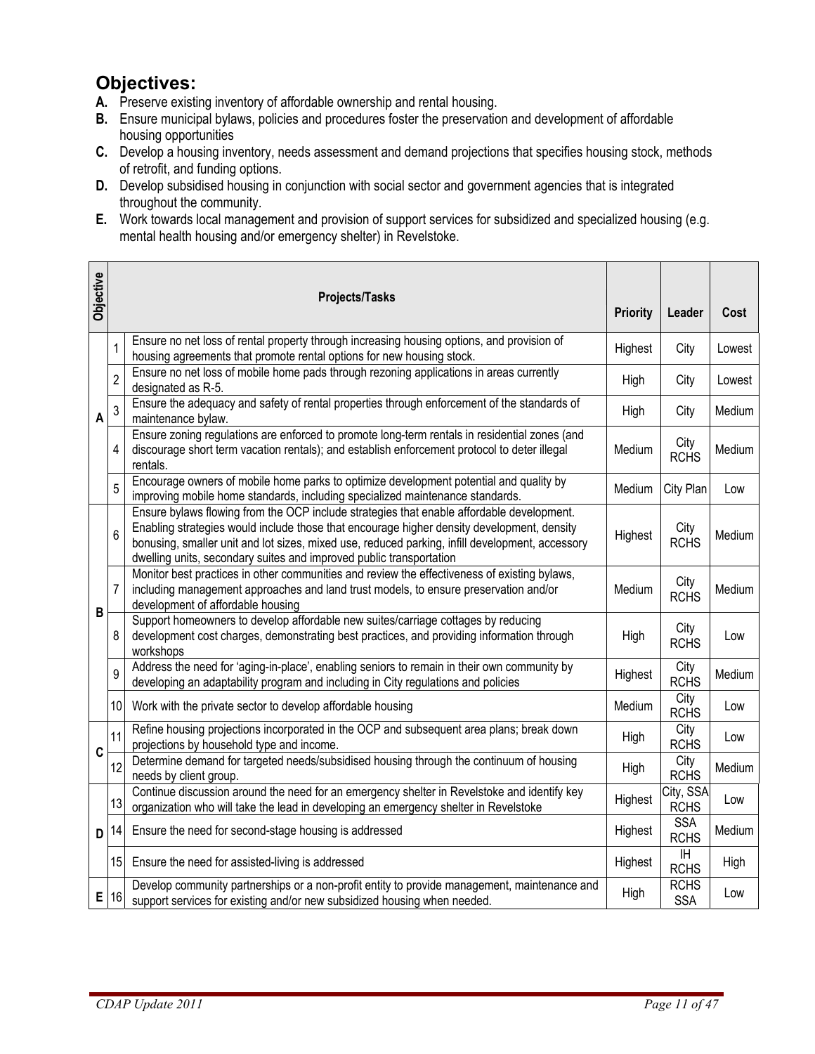## Objectives:

**A.** Preserve existing inventory of affordable ownership and rental housing.

**B.** Ensure municipal bylaws, policies and procedures foster the preservation and development of affordable housing opportunities

**C.** Develop a housing inventory, needs assessment and demand projections that specifies housing stock, methods of retrofit, and funding options.

**D.** Develop subsidised housing in conjunction with social sector and government agencies that is integrated throughout the community.

**E.** Work towards local management and provision of support services for subsidized and specialized housing (e.g. mental health housing and/or emergency shelter) in Revelstoke.

| Objective | | Projects/Tasks | Priority | Leader | Cost |
|---|---|---|---|---|---|
| A | 1 | Ensure no net loss of rental property through increasing housing options, and provision of housing agreements that promote rental options for new housing stock. | Highest | City | Lowest |
| | 2 | Ensure no net loss of mobile home pads through rezoning applications in areas currently designated as R-5. | High | City | Lowest |
| | 3 | Ensure the adequacy and safety of rental properties through enforcement of the standards of maintenance bylaw. | High | City | Medium |
| | 4 | Ensure zoning regulations are enforced to promote long-term rentals in residential zones (and discourage short term vacation rentals); and establish enforcement protocol to deter illegal rentals. | Medium | City RCHS | Medium |
| | 5 | Encourage owners of mobile home parks to optimize development potential and quality by improving mobile home standards, including specialized maintenance standards. | Medium | City Plan | Low |
| B | 6 | Ensure bylaws flowing from the OCP include strategies that enable affordable development. Enabling strategies would include those that encourage higher density development, density bonusing, smaller unit and lot sizes, mixed use, reduced parking, infill development, accessory dwelling units, secondary suites and improved public transportation | Highest | City RCHS | Medium |
| | 7 | Monitor best practices in other communities and review the effectiveness of existing bylaws, including management approaches and land trust models, to ensure preservation and/or development of affordable housing | Medium | City RCHS | Medium |
| | 8 | Support homeowners to develop affordable new suites/carriage cottages by reducing development cost charges, demonstrating best practices, and providing information through workshops | High | City RCHS | Low |
| | 9 | Address the need for 'aging-in-place', enabling seniors to remain in their own community by developing an adaptability program and including in City regulations and policies | Highest | City RCHS | Medium |
| | 10 | Work with the private sector to develop affordable housing | Medium | City RCHS | Low |
| C | 11 | Refine housing projections incorporated in the OCP and subsequent area plans; break down projections by household type and income. | High | City RCHS | Low |
| | 12 | Determine demand for targeted needs/subsidised housing through the continuum of housing needs by client group. | High | City RCHS | Medium |
| D | 13 | Continue discussion around the need for an emergency shelter in Revelstoke and identify key organization who will take the lead in developing an emergency shelter in Revelstoke | Highest | City, SSA RCHS | Low |
| | 14 | Ensure the need for second-stage housing is addressed | Highest | SSA RCHS | Medium |
| | 15 | Ensure the need for assisted-living is addressed | Highest | IH RCHS | High |
| E | 16 | Develop community partnerships or a non-profit entity to provide management, maintenance and support services for existing and/or new subsidized housing when needed. | High | RCHS SSA | Low |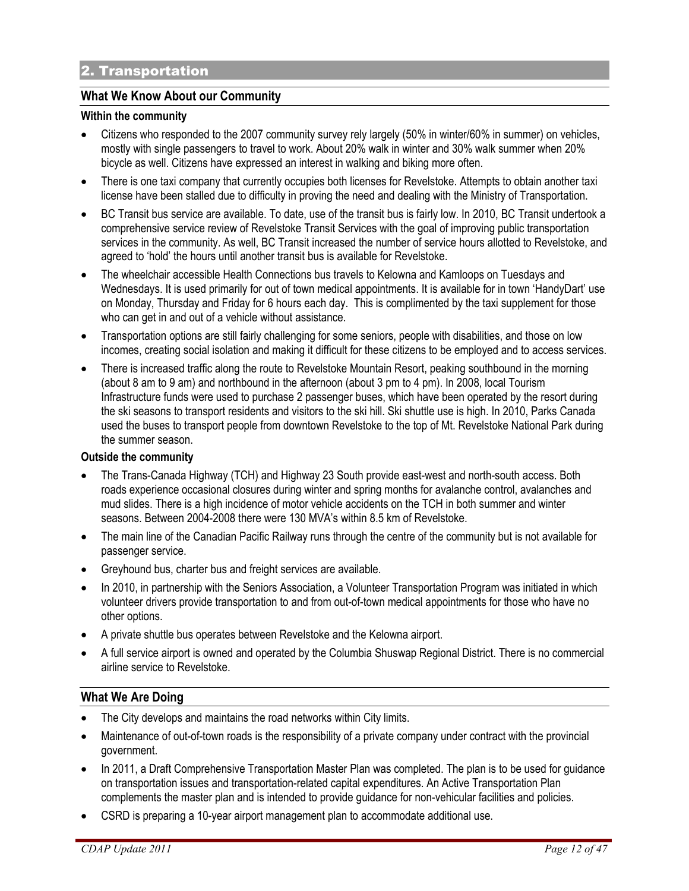## 2. Transportation

### What We Know About our Community

**Within the community**

- Citizens who responded to the 2007 community survey rely largely (50% in winter/60% in summer) on vehicles, mostly with single passengers to travel to work. About 20% walk in winter and 30% walk summer when 20% bicycle as well. Citizens have expressed an interest in walking and biking more often.
- There is one taxi company that currently occupies both licenses for Revelstoke. Attempts to obtain another taxi license have been stalled due to difficulty in proving the need and dealing with the Ministry of Transportation.
- BC Transit bus service are available. To date, use of the transit bus is fairly low. In 2010, BC Transit undertook a comprehensive service review of Revelstoke Transit Services with the goal of improving public transportation services in the community. As well, BC Transit increased the number of service hours allotted to Revelstoke, and agreed to 'hold' the hours until another transit bus is available for Revelstoke.
- The wheelchair accessible Health Connections bus travels to Kelowna and Kamloops on Tuesdays and Wednesdays. It is used primarily for out of town medical appointments. It is available for in town 'HandyDart' use on Monday, Thursday and Friday for 6 hours each day. This is complimented by the taxi supplement for those who can get in and out of a vehicle without assistance.
- Transportation options are still fairly challenging for some seniors, people with disabilities, and those on low incomes, creating social isolation and making it difficult for these citizens to be employed and to access services.
- There is increased traffic along the route to Revelstoke Mountain Resort, peaking southbound in the morning (about 8 am to 9 am) and northbound in the afternoon (about 3 pm to 4 pm). In 2008, local Tourism Infrastructure funds were used to purchase 2 passenger buses, which have been operated by the resort during the ski seasons to transport residents and visitors to the ski hill. Ski shuttle use is high. In 2010, Parks Canada used the buses to transport people from downtown Revelstoke to the top of Mt. Revelstoke National Park during the summer season.

**Outside the community**

- The Trans-Canada Highway (TCH) and Highway 23 South provide east-west and north-south access. Both roads experience occasional closures during winter and spring months for avalanche control, avalanches and mud slides. There is a high incidence of motor vehicle accidents on the TCH in both summer and winter seasons. Between 2004-2008 there were 130 MVA's within 8.5 km of Revelstoke.
- The main line of the Canadian Pacific Railway runs through the centre of the community but is not available for passenger service.
- Greyhound bus, charter bus and freight services are available.
- In 2010, in partnership with the Seniors Association, a Volunteer Transportation Program was initiated in which volunteer drivers provide transportation to and from out-of-town medical appointments for those who have no other options.
- A private shuttle bus operates between Revelstoke and the Kelowna airport.
- A full service airport is owned and operated by the Columbia Shuswap Regional District. There is no commercial airline service to Revelstoke.

### What We Are Doing

- The City develops and maintains the road networks within City limits.
- Maintenance of out-of-town roads is the responsibility of a private company under contract with the provincial government.
- In 2011, a Draft Comprehensive Transportation Master Plan was completed. The plan is to be used for guidance on transportation issues and transportation-related capital expenditures. An Active Transportation Plan complements the master plan and is intended to provide guidance for non-vehicular facilities and policies.
- CSRD is preparing a 10-year airport management plan to accommodate additional use.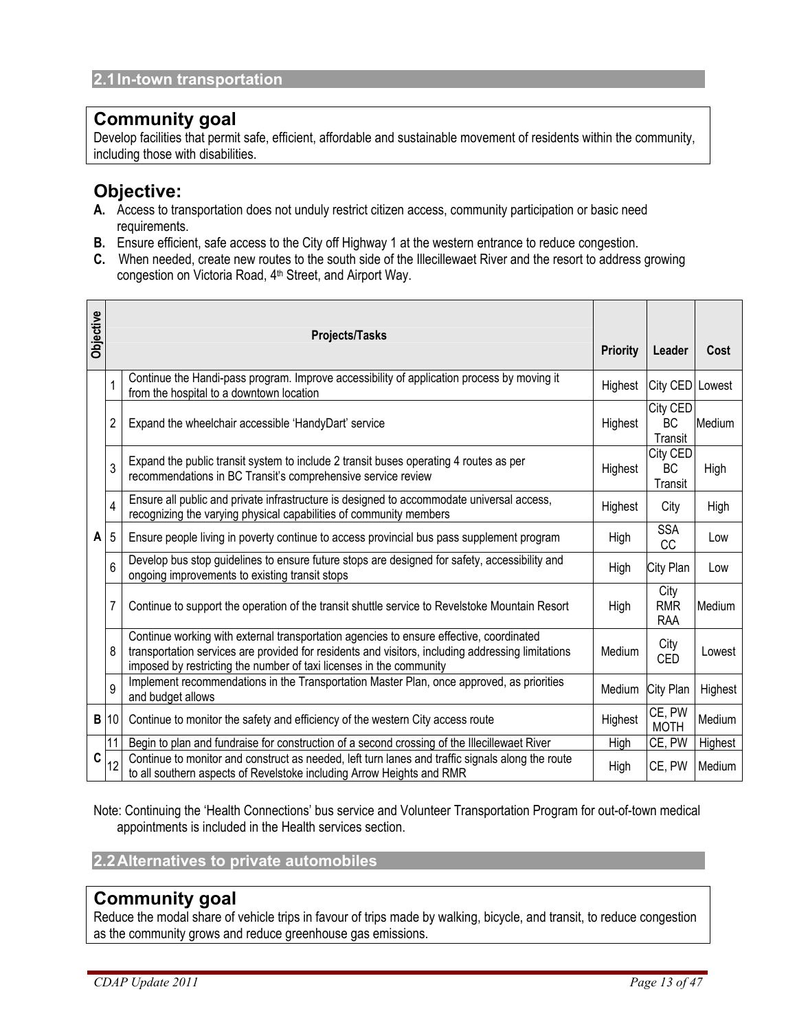## 2.1 In-town transportation

### Community goal

Develop facilities that permit safe, efficient, affordable and sustainable movement of residents within the community, including those with disabilities.

### Objective:

**A.** Access to transportation does not unduly restrict citizen access, community participation or basic need requirements.

**B.** Ensure efficient, safe access to the City off Highway 1 at the western entrance to reduce congestion.

**C.** When needed, create new routes to the south side of the Illecillewaet River and the resort to address growing congestion on Victoria Road, 4th Street, and Airport Way.

| Objective | | Projects/Tasks | Priority | Leader | Cost |
|---|---|---|---|---|---|
| A | 1 | Continue the Handi-pass program. Improve accessibility of application process by moving it from the hospital to a downtown location | Highest | City CED | Lowest |
| | 2 | Expand the wheelchair accessible 'HandyDart' service | Highest | City CED BC Transit | Medium |
| | 3 | Expand the public transit system to include 2 transit buses operating 4 routes as per recommendations in BC Transit's comprehensive service review | Highest | City CED BC Transit | High |
| | 4 | Ensure all public and private infrastructure is designed to accommodate universal access, recognizing the varying physical capabilities of community members | Highest | City | High |
| | 5 | Ensure people living in poverty continue to access provincial bus pass supplement program | High | SSA CC | Low |
| | 6 | Develop bus stop guidelines to ensure future stops are designed for safety, accessibility and ongoing improvements to existing transit stops | High | City Plan | Low |
| | 7 | Continue to support the operation of the transit shuttle service to Revelstoke Mountain Resort | High | City RMR RAA | Medium |
| | 8 | Continue working with external transportation agencies to ensure effective, coordinated transportation services are provided for residents and visitors, including addressing limitations imposed by restricting the number of taxi licenses in the community | Medium | City CED | Lowest |
| | 9 | Implement recommendations in the Transportation Master Plan, once approved, as priorities and budget allows | Medium | City Plan | Highest |
| B | 10 | Continue to monitor the safety and efficiency of the western City access route | Highest | CE, PW MOTH | Medium |
| C | 11 | Begin to plan and fundraise for construction of a second crossing of the Illecillewaet River | High | CE, PW | Highest |
| | 12 | Continue to monitor and construct as needed, left turn lanes and traffic signals along the route to all southern aspects of Revelstoke including Arrow Heights and RMR | High | CE, PW | Medium |

Note: Continuing the 'Health Connections' bus service and Volunteer Transportation Program for out-of-town medical appointments is included in the Health services section.

## 2.2 Alternatives to private automobiles

### Community goal

Reduce the modal share of vehicle trips in favour of trips made by walking, bicycle, and transit, to reduce congestion as the community grows and reduce greenhouse gas emissions.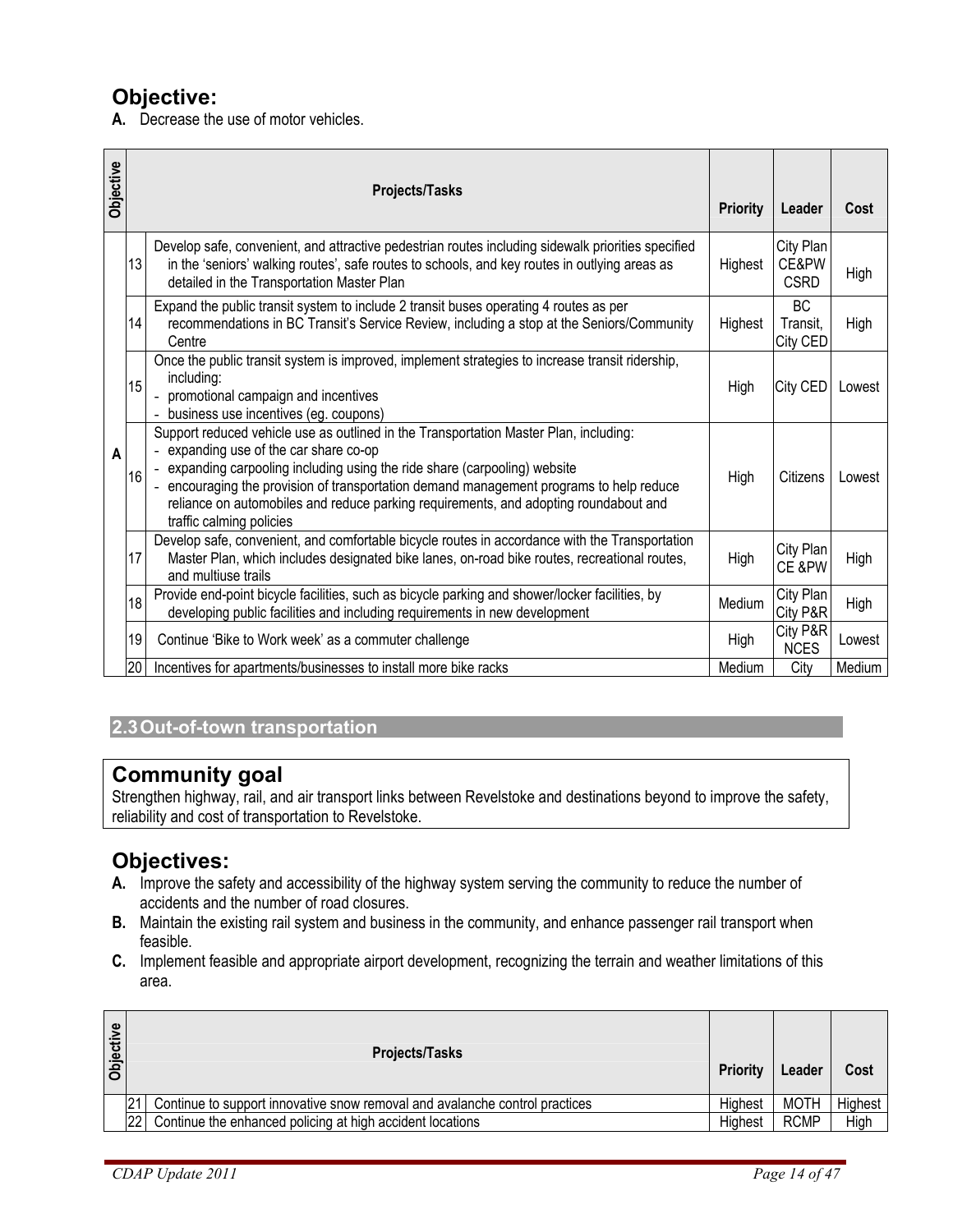## Objective:

**A.** Decrease the use of motor vehicles.

| Objective | | Projects/Tasks | Priority | Leader | Cost |
|---|---|---|---|---|---|
| A | 13 | Develop safe, convenient, and attractive pedestrian routes including sidewalk priorities specified in the 'seniors' walking routes', safe routes to schools, and key routes in outlying areas as detailed in the Transportation Master Plan | Highest | City Plan CE&PW CSRD | High |
| | 14 | Expand the public transit system to include 2 transit buses operating 4 routes as per recommendations in BC Transit's Service Review, including a stop at the Seniors/Community Centre | Highest | BC Transit, City CED | High |
| | 15 | Once the public transit system is improved, implement strategies to increase transit ridership, including:<br>- promotional campaign and incentives<br>- business use incentives (eg. coupons) | High | City CED | Lowest |
| | 16 | Support reduced vehicle use as outlined in the Transportation Master Plan, including:<br>- expanding use of the car share co-op<br>- expanding carpooling including using the ride share (carpooling) website<br>- encouraging the provision of transportation demand management programs to help reduce reliance on automobiles and reduce parking requirements, and adopting roundabout and traffic calming policies | High | Citizens | Lowest |
| | 17 | Develop safe, convenient, and comfortable bicycle routes in accordance with the Transportation Master Plan, which includes designated bike lanes, on-road bike routes, recreational routes, and multiuse trails | High | City Plan CE &PW | High |
| | 18 | Provide end-point bicycle facilities, such as bicycle parking and shower/locker facilities, by developing public facilities and including requirements in new development | Medium | City Plan City P&R | High |
| | 19 | Continue 'Bike to Work week' as a commuter challenge | High | City P&R NCES | Lowest |
| | 20 | Incentives for apartments/businesses to install more bike racks | Medium | City | Medium |

## 2.3 Out-of-town transportation

### Community goal

Strengthen highway, rail, and air transport links between Revelstoke and destinations beyond to improve the safety, reliability and cost of transportation to Revelstoke.

## Objectives:

**A.** Improve the safety and accessibility of the highway system serving the community to reduce the number of accidents and the number of road closures.

**B.** Maintain the existing rail system and business in the community, and enhance passenger rail transport when feasible.

**C.** Implement feasible and appropriate airport development, recognizing the terrain and weather limitations of this area.

| Objective | | Projects/Tasks | Priority | Leader | Cost |
|---|---|---|---|---|---|
| | 21 | Continue to support innovative snow removal and avalanche control practices | Highest | MOTH | Highest |
| | 22 | Continue the enhanced policing at high accident locations | Highest | RCMP | High |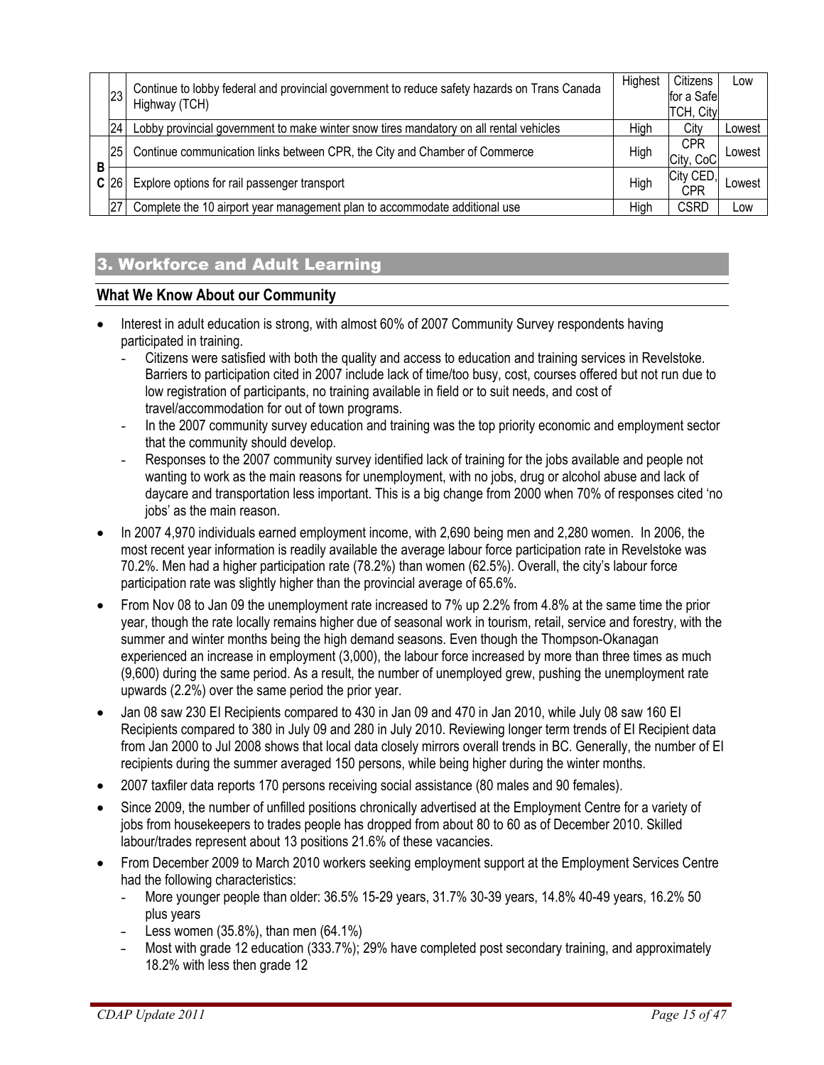| | | | | | |
|---|---|---|---|---|---|
| | 23 | Continue to lobby federal and provincial government to reduce safety hazards on Trans Canada Highway (TCH) | Highest | Citizens for a Safe TCH, City | Low |
| | 24 | Lobby provincial government to make winter snow tires mandatory on all rental vehicles | High | City | Lowest |
| B C | 25 | Continue communication links between CPR, the City and Chamber of Commerce | High | CPR City, CoC | Lowest |
| | 26 | Explore options for rail passenger transport | High | City CED, CPR | Lowest |
| | 27 | Complete the 10 airport year management plan to accommodate additional use | High | CSRD | Low |

## 3. Workforce and Adult Learning

### What We Know About our Community

- Interest in adult education is strong, with almost 60% of 2007 Community Survey respondents having participated in training.
  - Citizens were satisfied with both the quality and access to education and training services in Revelstoke. Barriers to participation cited in 2007 include lack of time/too busy, cost, courses offered but not run due to low registration of participants, no training available in field or to suit needs, and cost of travel/accommodation for out of town programs.
  - In the 2007 community survey education and training was the top priority economic and employment sector that the community should develop.
  - Responses to the 2007 community survey identified lack of training for the jobs available and people not wanting to work as the main reasons for unemployment, with no jobs, drug or alcohol abuse and lack of daycare and transportation less important. This is a big change from 2000 when 70% of responses cited 'no jobs' as the main reason.
- In 2007 4,970 individuals earned employment income, with 2,690 being men and 2,280 women. In 2006, the most recent year information is readily available the average labour force participation rate in Revelstoke was 70.2%. Men had a higher participation rate (78.2%) than women (62.5%). Overall, the city's labour force participation rate was slightly higher than the provincial average of 65.6%.
- From Nov 08 to Jan 09 the unemployment rate increased to 7% up 2.2% from 4.8% at the same time the prior year, though the rate locally remains higher due of seasonal work in tourism, retail, service and forestry, with the summer and winter months being the high demand seasons. Even though the Thompson-Okanagan experienced an increase in employment (3,000), the labour force increased by more than three times as much (9,600) during the same period. As a result, the number of unemployed grew, pushing the unemployment rate upwards (2.2%) over the same period the prior year.
- Jan 08 saw 230 EI Recipients compared to 430 in Jan 09 and 470 in Jan 2010, while July 08 saw 160 EI Recipients compared to 380 in July 09 and 280 in July 2010. Reviewing longer term trends of EI Recipient data from Jan 2000 to Jul 2008 shows that local data closely mirrors overall trends in BC. Generally, the number of EI recipients during the summer averaged 150 persons, while being higher during the winter months.
- 2007 taxfiler data reports 170 persons receiving social assistance (80 males and 90 females).
- Since 2009, the number of unfilled positions chronically advertised at the Employment Centre for a variety of jobs from housekeepers to trades people has dropped from about 80 to 60 as of December 2010. Skilled labour/trades represent about 13 positions 21.6% of these vacancies.
- From December 2009 to March 2010 workers seeking employment support at the Employment Services Centre had the following characteristics:
  - More younger people than older: 36.5% 15-29 years, 31.7% 30-39 years, 14.8% 40-49 years, 16.2% 50 plus years
  - Less women (35.8%), than men (64.1%)
  - Most with grade 12 education (333.7%); 29% have completed post secondary training, and approximately 18.2% with less then grade 12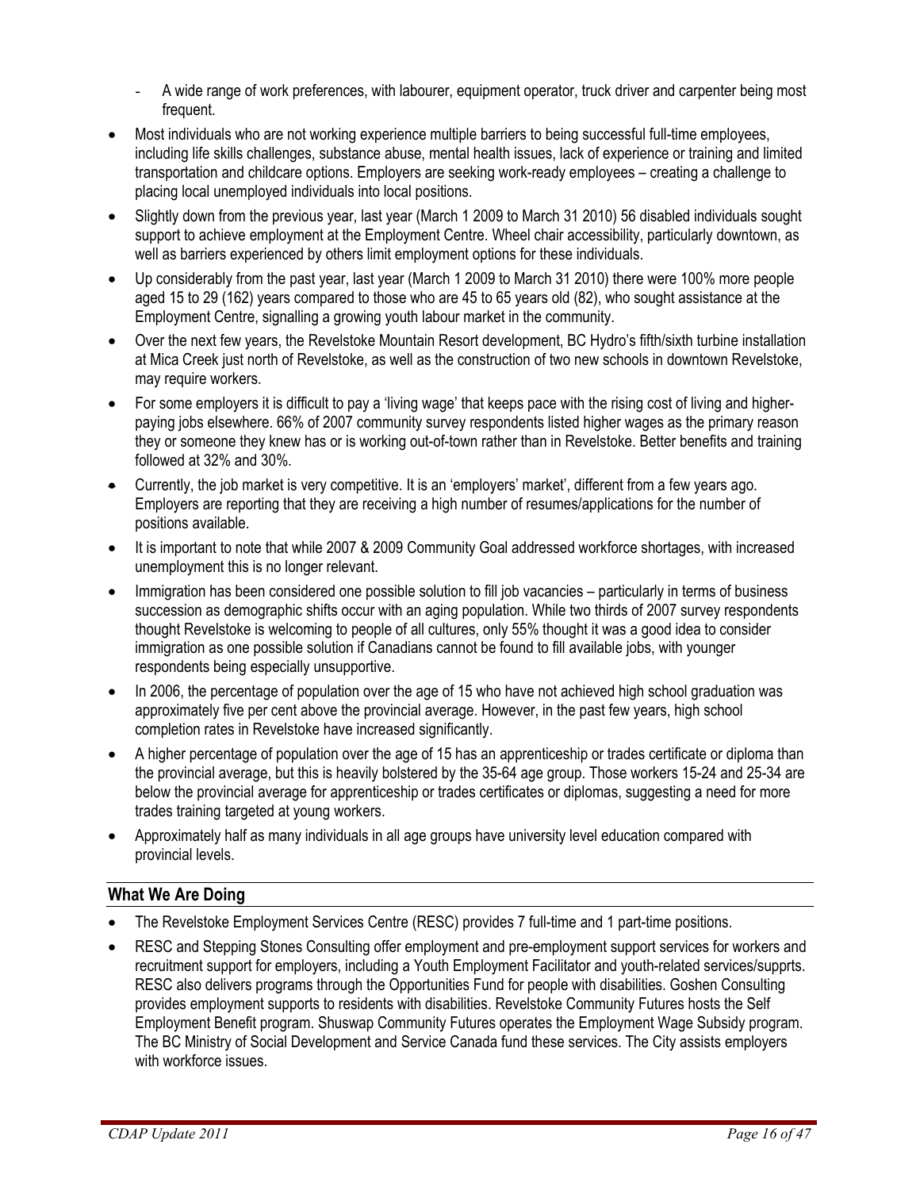- A wide range of work preferences, with labourer, equipment operator, truck driver and carpenter being most frequent.

- Most individuals who are not working experience multiple barriers to being successful full-time employees, including life skills challenges, substance abuse, mental health issues, lack of experience or training and limited transportation and childcare options. Employers are seeking work-ready employees – creating a challenge to placing local unemployed individuals into local positions.
- Slightly down from the previous year, last year (March 1 2009 to March 31 2010) 56 disabled individuals sought support to achieve employment at the Employment Centre. Wheel chair accessibility, particularly downtown, as well as barriers experienced by others limit employment options for these individuals.
- Up considerably from the past year, last year (March 1 2009 to March 31 2010) there were 100% more people aged 15 to 29 (162) years compared to those who are 45 to 65 years old (82), who sought assistance at the Employment Centre, signalling a growing youth labour market in the community.
- Over the next few years, the Revelstoke Mountain Resort development, BC Hydro's fifth/sixth turbine installation at Mica Creek just north of Revelstoke, as well as the construction of two new schools in downtown Revelstoke, may require workers.
- For some employers it is difficult to pay a 'living wage' that keeps pace with the rising cost of living and higher-paying jobs elsewhere. 66% of 2007 community survey respondents listed higher wages as the primary reason they or someone they knew has or is working out-of-town rather than in Revelstoke. Better benefits and training followed at 32% and 30%.
- Currently, the job market is very competitive. It is an 'employers' market', different from a few years ago. Employers are reporting that they are receiving a high number of resumes/applications for the number of positions available.
- It is important to note that while 2007 & 2009 Community Goal addressed workforce shortages, with increased unemployment this is no longer relevant.
- Immigration has been considered one possible solution to fill job vacancies – particularly in terms of business succession as demographic shifts occur with an aging population. While two thirds of 2007 survey respondents thought Revelstoke is welcoming to people of all cultures, only 55% thought it was a good idea to consider immigration as one possible solution if Canadians cannot be found to fill available jobs, with younger respondents being especially unsupportive.
- In 2006, the percentage of population over the age of 15 who have not achieved high school graduation was approximately five per cent above the provincial average. However, in the past few years, high school completion rates in Revelstoke have increased significantly.
- A higher percentage of population over the age of 15 has an apprenticeship or trades certificate or diploma than the provincial average, but this is heavily bolstered by the 35-64 age group. Those workers 15-24 and 25-34 are below the provincial average for apprenticeship or trades certificates or diplomas, suggesting a need for more trades training targeted at young workers.
- Approximately half as many individuals in all age groups have university level education compared with provincial levels.

## What We Are Doing

- The Revelstoke Employment Services Centre (RESC) provides 7 full-time and 1 part-time positions.
- RESC and Stepping Stones Consulting offer employment and pre-employment support services for workers and recruitment support for employers, including a Youth Employment Facilitator and youth-related services/supprts. RESC also delivers programs through the Opportunities Fund for people with disabilities. Goshen Consulting provides employment supports to residents with disabilities. Revelstoke Community Futures hosts the Self Employment Benefit program. Shuswap Community Futures operates the Employment Wage Subsidy program. The BC Ministry of Social Development and Service Canada fund these services. The City assists employers with workforce issues.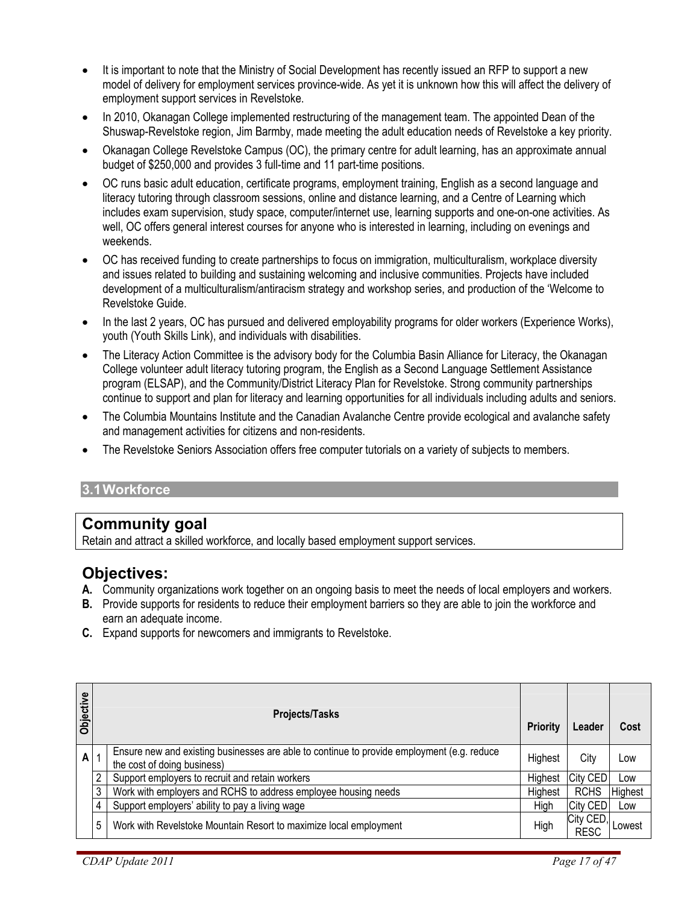- It is important to note that the Ministry of Social Development has recently issued an RFP to support a new model of delivery for employment services province-wide. As yet it is unknown how this will affect the delivery of employment support services in Revelstoke.
- In 2010, Okanagan College implemented restructuring of the management team. The appointed Dean of the Shuswap-Revelstoke region, Jim Barmby, made meeting the adult education needs of Revelstoke a key priority.
- Okanagan College Revelstoke Campus (OC), the primary centre for adult learning, has an approximate annual budget of $250,000 and provides 3 full-time and 11 part-time positions.
- OC runs basic adult education, certificate programs, employment training, English as a second language and literacy tutoring through classroom sessions, online and distance learning, and a Centre of Learning which includes exam supervision, study space, computer/internet use, learning supports and one-on-one activities. As well, OC offers general interest courses for anyone who is interested in learning, including on evenings and weekends.
- OC has received funding to create partnerships to focus on immigration, multiculturalism, workplace diversity and issues related to building and sustaining welcoming and inclusive communities. Projects have included development of a multiculturalism/antiracism strategy and workshop series, and production of the 'Welcome to Revelstoke Guide.
- In the last 2 years, OC has pursued and delivered employability programs for older workers (Experience Works), youth (Youth Skills Link), and individuals with disabilities.
- The Literacy Action Committee is the advisory body for the Columbia Basin Alliance for Literacy, the Okanagan College volunteer adult literacy tutoring program, the English as a Second Language Settlement Assistance program (ELSAP), and the Community/District Literacy Plan for Revelstoke. Strong community partnerships continue to support and plan for literacy and learning opportunities for all individuals including adults and seniors.
- The Columbia Mountains Institute and the Canadian Avalanche Centre provide ecological and avalanche safety and management activities for citizens and non-residents.
- The Revelstoke Seniors Association offers free computer tutorials on a variety of subjects to members.

## 3.1 Workforce

### Community goal

Retain and attract a skilled workforce, and locally based employment support services.

### Objectives:

**A.** Community organizations work together on an ongoing basis to meet the needs of local employers and workers.
**B.** Provide supports for residents to reduce their employment barriers so they are able to join the workforce and earn an adequate income.
**C.** Expand supports for newcomers and immigrants to Revelstoke.

| Objective | | Projects/Tasks | Priority | Leader | Cost |
|---|---|---|---|---|---|
| A | 1 | Ensure new and existing businesses are able to continue to provide employment (e.g. reduce the cost of doing business) | Highest | City | Low |
| | 2 | Support employers to recruit and retain workers | Highest | City CED | Low |
| | 3 | Work with employers and RCHS to address employee housing needs | Highest | RCHS | Highest |
| | 4 | Support employers' ability to pay a living wage | High | City CED | Low |
| | 5 | Work with Revelstoke Mountain Resort to maximize local employment | High | City CED, RESC | Lowest |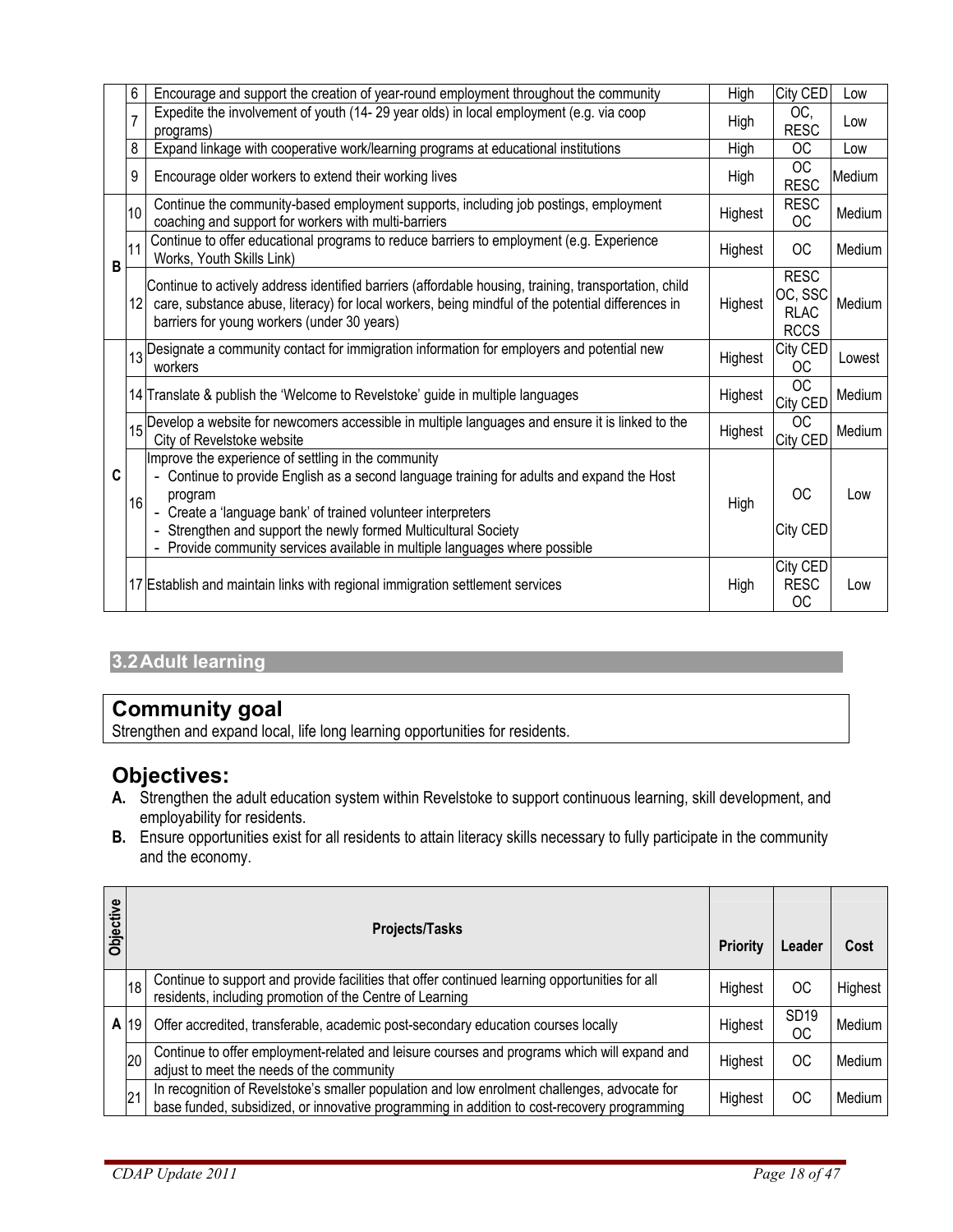| | | | | | |
|---|---|---|---|---|---|
| | 6 | Encourage and support the creation of year-round employment throughout the community | High | City CED | Low |
| | 7 | Expedite the involvement of youth (14- 29 year olds) in local employment (e.g. via coop programs) | High | OC, RESC | Low |
| | 8 | Expand linkage with cooperative work/learning programs at educational institutions | High | OC | Low |
| | 9 | Encourage older workers to extend their working lives | High | OC RESC | Medium |
| B | 10 | Continue the community-based employment supports, including job postings, employment coaching and support for workers with multi-barriers | Highest | RESC OC | Medium |
| | 11 | Continue to offer educational programs to reduce barriers to employment (e.g. Experience Works, Youth Skills Link) | Highest | OC | Medium |
| | 12 | Continue to actively address identified barriers (affordable housing, training, transportation, child care, substance abuse, literacy) for local workers, being mindful of the potential differences in barriers for young workers (under 30 years) | Highest | RESC OC, SSC RLAC RCCS | Medium |
| C | 13 | Designate a community contact for immigration information for employers and potential new workers | Highest | City CED OC | Lowest |
| | 14 | Translate & publish the 'Welcome to Revelstoke' guide in multiple languages | Highest | OC City CED | Medium |
| | 15 | Develop a website for newcomers accessible in multiple languages and ensure it is linked to the City of Revelstoke website | Highest | OC City CED | Medium |
| | 16 | Improve the experience of settling in the community<br>- Continue to provide English as a second language training for adults and expand the Host program<br>- Create a 'language bank' of trained volunteer interpreters<br>- Strengthen and support the newly formed Multicultural Society<br>- Provide community services available in multiple languages where possible | High | OC<br>City CED | Low |
| | 17 | Establish and maintain links with regional immigration settlement services | High | City CED RESC OC | Low |

## 3.2 Adult learning

## Community goal

Strengthen and expand local, life long learning opportunities for residents.

## Objectives:

**A.** Strengthen the adult education system within Revelstoke to support continuous learning, skill development, and employability for residents.

**B.** Ensure opportunities exist for all residents to attain literacy skills necessary to fully participate in the community and the economy.

| Objective | | Projects/Tasks | Priority | Leader | Cost |
|---|---|---|---|---|---|
| | 18 | Continue to support and provide facilities that offer continued learning opportunities for all residents, including promotion of the Centre of Learning | Highest | OC | Highest |
| A | 19 | Offer accredited, transferable, academic post-secondary education courses locally | Highest | SD19 OC | Medium |
| | 20 | Continue to offer employment-related and leisure courses and programs which will expand and adjust to meet the needs of the community | Highest | OC | Medium |
| | 21 | In recognition of Revelstoke's smaller population and low enrolment challenges, advocate for base funded, subsidized, or innovative programming in addition to cost-recovery programming | Highest | OC | Medium |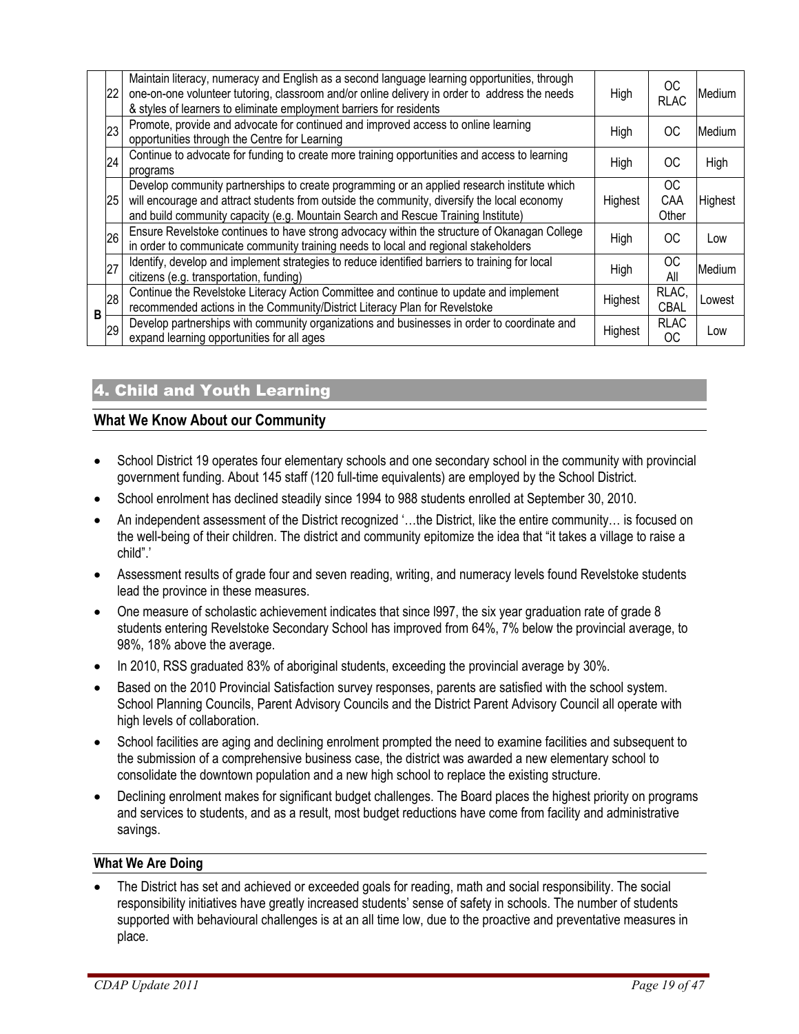|  |  |  |  |  |  |
|---|---|---|---|---|---|
|  | 22 | Maintain literacy, numeracy and English as a second language learning opportunities, through one-on-one volunteer tutoring, classroom and/or online delivery in order to address the needs & styles of learners to eliminate employment barriers for residents | High | OC RLAC | Medium |
|  | 23 | Promote, provide and advocate for continued and improved access to online learning opportunities through the Centre for Learning | High | OC | Medium |
|  | 24 | Continue to advocate for funding to create more training opportunities and access to learning programs | High | OC | High |
|  | 25 | Develop community partnerships to create programming or an applied research institute which will encourage and attract students from outside the community, diversify the local economy and build community capacity (e.g. Mountain Search and Rescue Training Institute) | Highest | OC CAA Other | Highest |
|  | 26 | Ensure Revelstoke continues to have strong advocacy within the structure of Okanagan College in order to communicate community training needs to local and regional stakeholders | High | OC | Low |
|  | 27 | Identify, develop and implement strategies to reduce identified barriers to training for local citizens (e.g. transportation, funding) | High | OC All | Medium |
| B | 28 | Continue the Revelstoke Literacy Action Committee and continue to update and implement recommended actions in the Community/District Literacy Plan for Revelstoke | Highest | RLAC, CBAL | Lowest |
| B | 29 | Develop partnerships with community organizations and businesses in order to coordinate and expand learning opportunities for all ages | Highest | RLAC OC | Low |

## 4. Child and Youth Learning

### What We Know About our Community

- School District 19 operates four elementary schools and one secondary school in the community with provincial government funding. About 145 staff (120 full-time equivalents) are employed by the School District.
- School enrolment has declined steadily since 1994 to 988 students enrolled at September 30, 2010.
- An independent assessment of the District recognized '…the District, like the entire community… is focused on the well-being of their children. The district and community epitomize the idea that "it takes a village to raise a child".'
- Assessment results of grade four and seven reading, writing, and numeracy levels found Revelstoke students lead the province in these measures.
- One measure of scholastic achievement indicates that since l997, the six year graduation rate of grade 8 students entering Revelstoke Secondary School has improved from 64%, 7% below the provincial average, to 98%, 18% above the average.
- In 2010, RSS graduated 83% of aboriginal students, exceeding the provincial average by 30%.
- Based on the 2010 Provincial Satisfaction survey responses, parents are satisfied with the school system. School Planning Councils, Parent Advisory Councils and the District Parent Advisory Council all operate with high levels of collaboration.
- School facilities are aging and declining enrolment prompted the need to examine facilities and subsequent to the submission of a comprehensive business case, the district was awarded a new elementary school to consolidate the downtown population and a new high school to replace the existing structure.
- Declining enrolment makes for significant budget challenges. The Board places the highest priority on programs and services to students, and as a result, most budget reductions have come from facility and administrative savings.

### What We Are Doing

- The District has set and achieved or exceeded goals for reading, math and social responsibility. The social responsibility initiatives have greatly increased students' sense of safety in schools. The number of students supported with behavioural challenges is at an all time low, due to the proactive and preventative measures in place.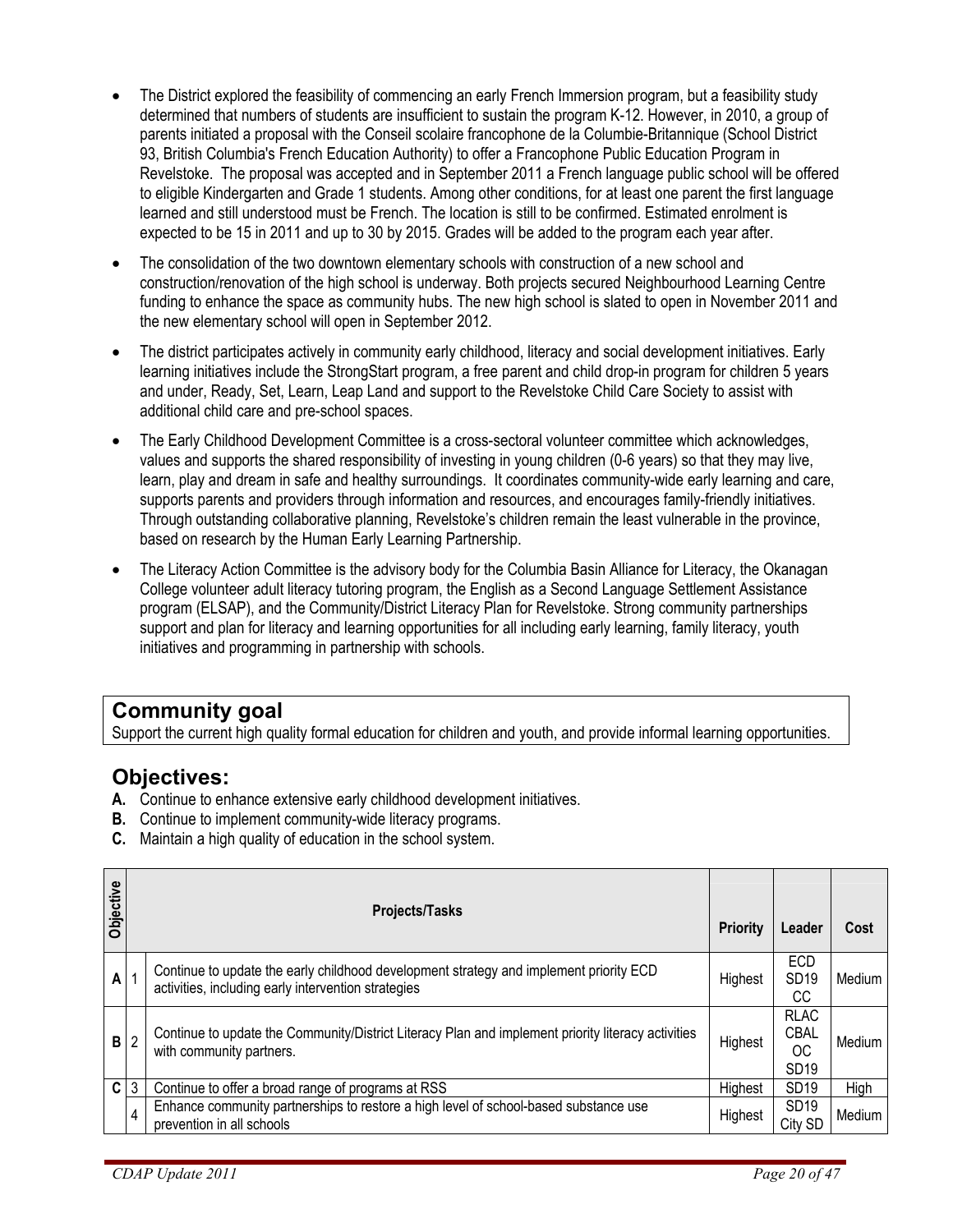- The District explored the feasibility of commencing an early French Immersion program, but a feasibility study determined that numbers of students are insufficient to sustain the program K-12. However, in 2010, a group of parents initiated a proposal with the Conseil scolaire francophone de la Columbie-Britannique (School District 93, British Columbia's French Education Authority) to offer a Francophone Public Education Program in Revelstoke. The proposal was accepted and in September 2011 a French language public school will be offered to eligible Kindergarten and Grade 1 students. Among other conditions, for at least one parent the first language learned and still understood must be French. The location is still to be confirmed. Estimated enrolment is expected to be 15 in 2011 and up to 30 by 2015. Grades will be added to the program each year after.
- The consolidation of the two downtown elementary schools with construction of a new school and construction/renovation of the high school is underway. Both projects secured Neighbourhood Learning Centre funding to enhance the space as community hubs. The new high school is slated to open in November 2011 and the new elementary school will open in September 2012.
- The district participates actively in community early childhood, literacy and social development initiatives. Early learning initiatives include the StrongStart program, a free parent and child drop-in program for children 5 years and under, Ready, Set, Learn, Leap Land and support to the Revelstoke Child Care Society to assist with additional child care and pre-school spaces.
- The Early Childhood Development Committee is a cross-sectoral volunteer committee which acknowledges, values and supports the shared responsibility of investing in young children (0-6 years) so that they may live, learn, play and dream in safe and healthy surroundings. It coordinates community-wide early learning and care, supports parents and providers through information and resources, and encourages family-friendly initiatives. Through outstanding collaborative planning, Revelstoke's children remain the least vulnerable in the province, based on research by the Human Early Learning Partnership.
- The Literacy Action Committee is the advisory body for the Columbia Basin Alliance for Literacy, the Okanagan College volunteer adult literacy tutoring program, the English as a Second Language Settlement Assistance program (ELSAP), and the Community/District Literacy Plan for Revelstoke. Strong community partnerships support and plan for literacy and learning opportunities for all including early learning, family literacy, youth initiatives and programming in partnership with schools.

## Community goal

Support the current high quality formal education for children and youth, and provide informal learning opportunities.

## Objectives:

**A.** Continue to enhance extensive early childhood development initiatives.
**B.** Continue to implement community-wide literacy programs.
**C.** Maintain a high quality of education in the school system.

| Objective | | Projects/Tasks | Priority | Leader | Cost |
|---|---|---|---|---|---|
| A | 1 | Continue to update the early childhood development strategy and implement priority ECD activities, including early intervention strategies | Highest | ECD SD19 CC | Medium |
| B | 2 | Continue to update the Community/District Literacy Plan and implement priority literacy activities with community partners. | Highest | RLAC CBAL OC SD19 | Medium |
| C | 3 | Continue to offer a broad range of programs at RSS | Highest | SD19 | High |
| | 4 | Enhance community partnerships to restore a high level of school-based substance use prevention in all schools | Highest | SD19 City SD | Medium |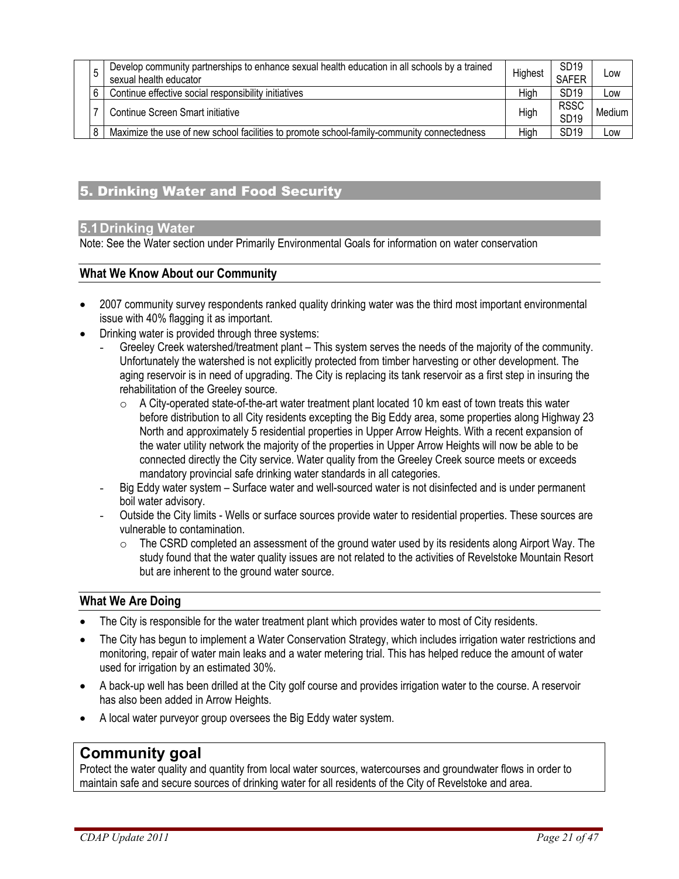| | # | Action | Priority | Lead | Cost |
|---|---|---|---|---|---|
| | 5 | Develop community partnerships to enhance sexual health education in all schools by a trained sexual health educator | Highest | SD19 SAFER | Low |
| | 6 | Continue effective social responsibility initiatives | High | SD19 | Low |
| | 7 | Continue Screen Smart initiative | High | RSSC SD19 | Medium |
| | 8 | Maximize the use of new school facilities to promote school-family-community connectedness | High | SD19 | Low |

# 5. Drinking Water and Food Security

## 5.1 Drinking Water

Note: See the Water section under Primarily Environmental Goals for information on water conservation

### What We Know About our Community

- 2007 community survey respondents ranked quality drinking water was the third most important environmental issue with 40% flagging it as important.
- Drinking water is provided through three systems:
  - Greeley Creek watershed/treatment plant – This system serves the needs of the majority of the community. Unfortunately the watershed is not explicitly protected from timber harvesting or other development. The aging reservoir is in need of upgrading. The City is replacing its tank reservoir as a first step in insuring the rehabilitation of the Greeley source.
    - A City-operated state-of-the-art water treatment plant located 10 km east of town treats this water before distribution to all City residents excepting the Big Eddy area, some properties along Highway 23 North and approximately 5 residential properties in Upper Arrow Heights. With a recent expansion of the water utility network the majority of the properties in Upper Arrow Heights will now be able to be connected directly the City service. Water quality from the Greeley Creek source meets or exceeds mandatory provincial safe drinking water standards in all categories.
  - Big Eddy water system – Surface water and well-sourced water is not disinfected and is under permanent boil water advisory.
  - Outside the City limits - Wells or surface sources provide water to residential properties. These sources are vulnerable to contamination.
    - The CSRD completed an assessment of the ground water used by its residents along Airport Way. The study found that the water quality issues are not related to the activities of Revelstoke Mountain Resort but are inherent to the ground water source.

### What We Are Doing

- The City is responsible for the water treatment plant which provides water to most of City residents.
- The City has begun to implement a Water Conservation Strategy, which includes irrigation water restrictions and monitoring, repair of water main leaks and a water metering trial. This has helped reduce the amount of water used for irrigation by an estimated 30%.
- A back-up well has been drilled at the City golf course and provides irrigation water to the course. A reservoir has also been added in Arrow Heights.
- A local water purveyor group oversees the Big Eddy water system.

## Community goal

Protect the water quality and quantity from local water sources, watercourses and groundwater flows in order to maintain safe and secure sources of drinking water for all residents of the City of Revelstoke and area.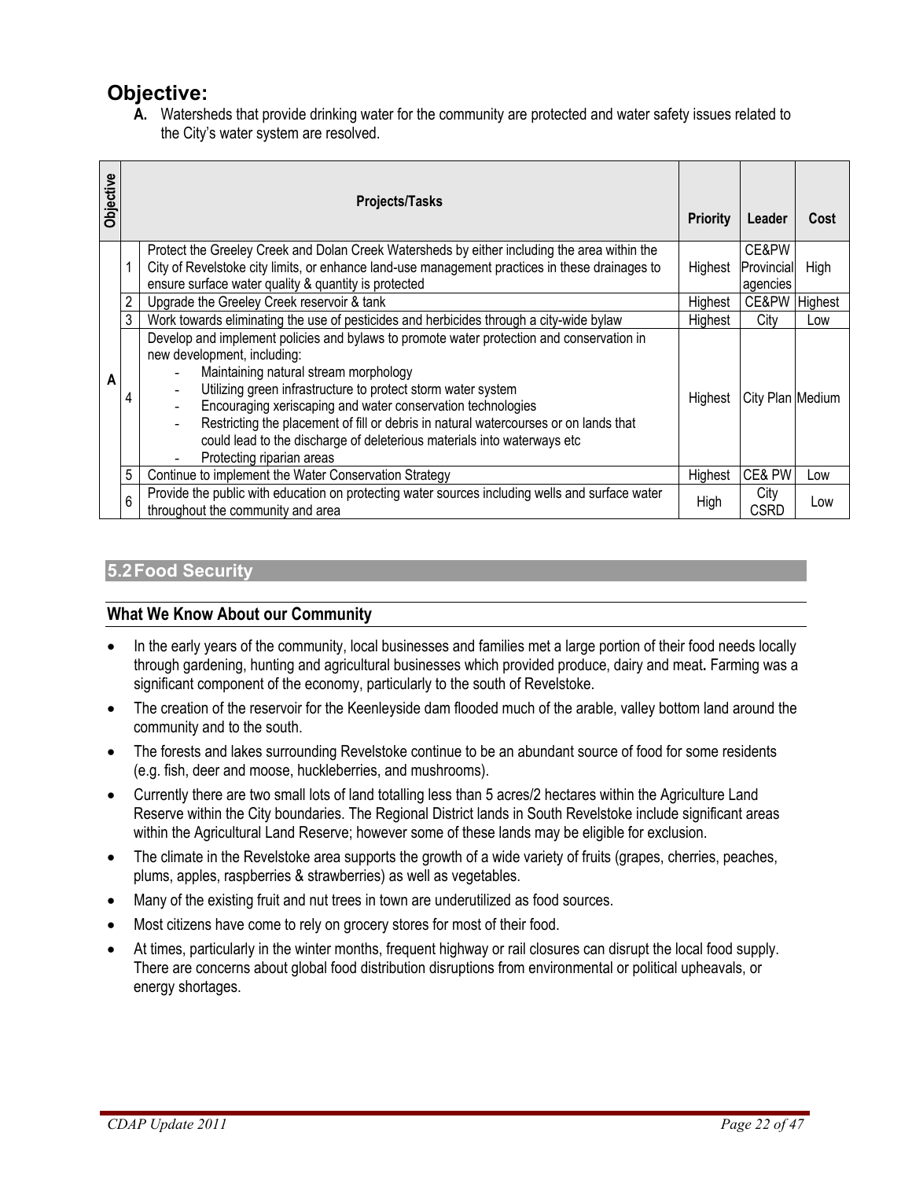## Objective:

**A.** Watersheds that provide drinking water for the community are protected and water safety issues related to the City's water system are resolved.

| Objective | | Projects/Tasks | Priority | Leader | Cost |
|---|---|---|---|---|---|
| A | 1 | Protect the Greeley Creek and Dolan Creek Watersheds by either including the area within the City of Revelstoke city limits, or enhance land-use management practices in these drainages to ensure surface water quality & quantity is protected | Highest | CE&PW Provincial agencies | High |
| | 2 | Upgrade the Greeley Creek reservoir & tank | Highest | CE&PW | Highest |
| | 3 | Work towards eliminating the use of pesticides and herbicides through a city-wide bylaw | Highest | City | Low |
| | 4 | Develop and implement policies and bylaws to promote water protection and conservation in new development, including: - Maintaining natural stream morphology - Utilizing green infrastructure to protect storm water system - Encouraging xeriscaping and water conservation technologies - Restricting the placement of fill or debris in natural watercourses or on lands that could lead to the discharge of deleterious materials into waterways etc - Protecting riparian areas | Highest | City Plan | Medium |
| | 5 | Continue to implement the Water Conservation Strategy | Highest | CE& PW | Low |
| | 6 | Provide the public with education on protecting water sources including wells and surface water throughout the community and area | High | City CSRD | Low |

## 5.2 Food Security

### What We Know About our Community

- In the early years of the community, local businesses and families met a large portion of their food needs locally through gardening, hunting and agricultural businesses which provided produce, dairy and meat**.** Farming was a significant component of the economy, particularly to the south of Revelstoke.
- The creation of the reservoir for the Keenleyside dam flooded much of the arable, valley bottom land around the community and to the south.
- The forests and lakes surrounding Revelstoke continue to be an abundant source of food for some residents (e.g. fish, deer and moose, huckleberries, and mushrooms).
- Currently there are two small lots of land totalling less than 5 acres/2 hectares within the Agriculture Land Reserve within the City boundaries. The Regional District lands in South Revelstoke include significant areas within the Agricultural Land Reserve; however some of these lands may be eligible for exclusion.
- The climate in the Revelstoke area supports the growth of a wide variety of fruits (grapes, cherries, peaches, plums, apples, raspberries & strawberries) as well as vegetables.
- Many of the existing fruit and nut trees in town are underutilized as food sources.
- Most citizens have come to rely on grocery stores for most of their food.
- At times, particularly in the winter months, frequent highway or rail closures can disrupt the local food supply. There are concerns about global food distribution disruptions from environmental or political upheavals, or energy shortages.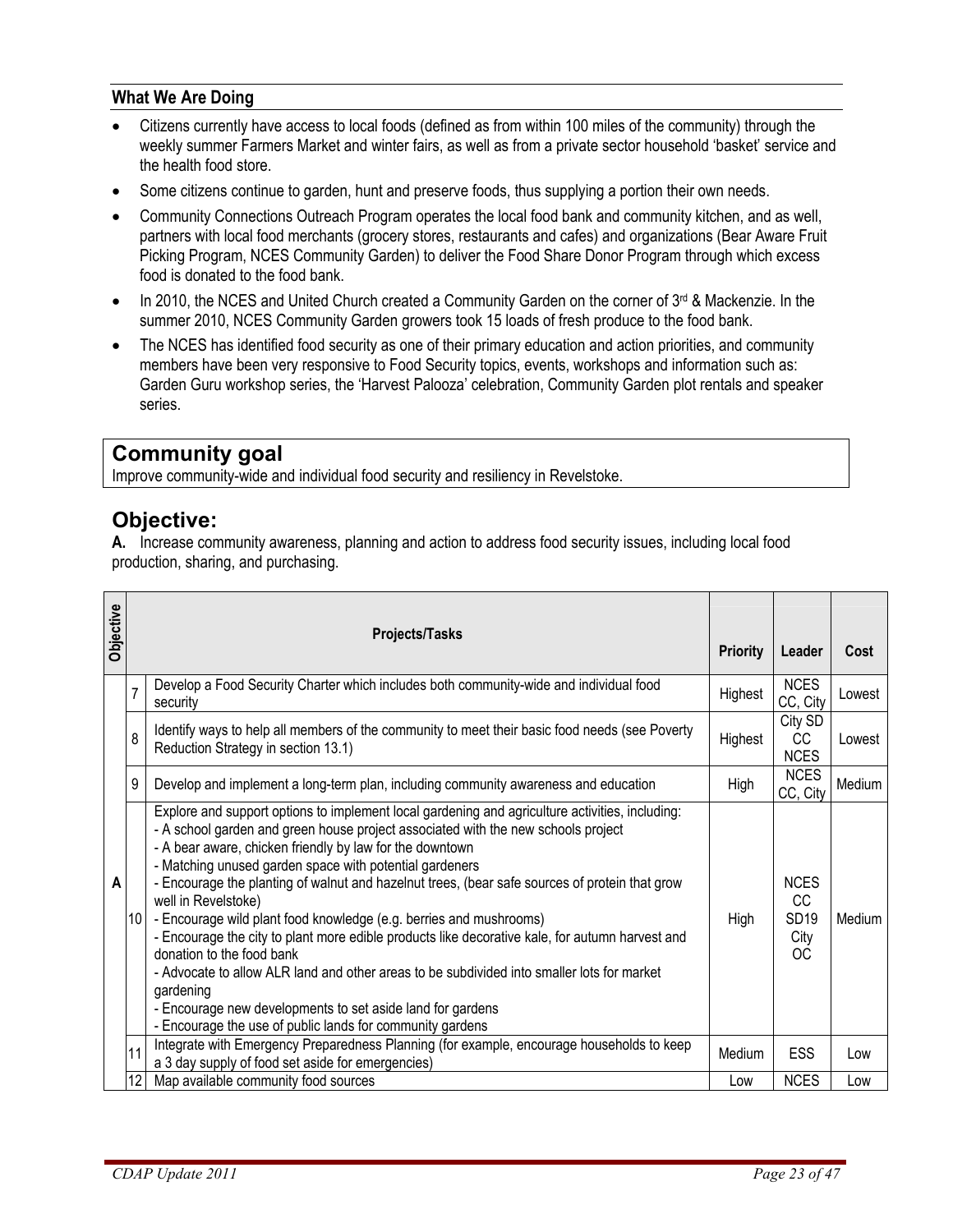### What We Are Doing

- Citizens currently have access to local foods (defined as from within 100 miles of the community) through the weekly summer Farmers Market and winter fairs, as well as from a private sector household 'basket' service and the health food store.
- Some citizens continue to garden, hunt and preserve foods, thus supplying a portion their own needs.
- Community Connections Outreach Program operates the local food bank and community kitchen, and as well, partners with local food merchants (grocery stores, restaurants and cafes) and organizations (Bear Aware Fruit Picking Program, NCES Community Garden) to deliver the Food Share Donor Program through which excess food is donated to the food bank.
- In 2010, the NCES and United Church created a Community Garden on the corner of 3rd & Mackenzie. In the summer 2010, NCES Community Garden growers took 15 loads of fresh produce to the food bank.
- The NCES has identified food security as one of their primary education and action priorities, and community members have been very responsive to Food Security topics, events, workshops and information such as: Garden Guru workshop series, the 'Harvest Palooza' celebration, Community Garden plot rentals and speaker series.

## Community goal

Improve community-wide and individual food security and resiliency in Revelstoke.

## Objective:

**A.** Increase community awareness, planning and action to address food security issues, including local food production, sharing, and purchasing.

| Objective | | Projects/Tasks | Priority | Leader | Cost |
|---|---|---|---|---|---|
| A | 7 | Develop a Food Security Charter which includes both community-wide and individual food security | Highest | NCES CC, City | Lowest |
| | 8 | Identify ways to help all members of the community to meet their basic food needs (see Poverty Reduction Strategy in section 13.1) | Highest | City SD CC NCES | Lowest |
| | 9 | Develop and implement a long-term plan, including community awareness and education | High | NCES CC, City | Medium |
| | 10 | Explore and support options to implement local gardening and agriculture activities, including:<br>- A school garden and green house project associated with the new schools project<br>- A bear aware, chicken friendly by law for the downtown<br>- Matching unused garden space with potential gardeners<br>- Encourage the planting of walnut and hazelnut trees, (bear safe sources of protein that grow well in Revelstoke)<br>- Encourage wild plant food knowledge (e.g. berries and mushrooms)<br>- Encourage the city to plant more edible products like decorative kale, for autumn harvest and donation to the food bank<br>- Advocate to allow ALR land and other areas to be subdivided into smaller lots for market gardening<br>- Encourage new developments to set aside land for gardens<br>- Encourage the use of public lands for community gardens | High | NCES CC SD19 City OC | Medium |
| | 11 | Integrate with Emergency Preparedness Planning (for example, encourage households to keep a 3 day supply of food set aside for emergencies) | Medium | ESS | Low |
| | 12 | Map available community food sources | Low | NCES | Low |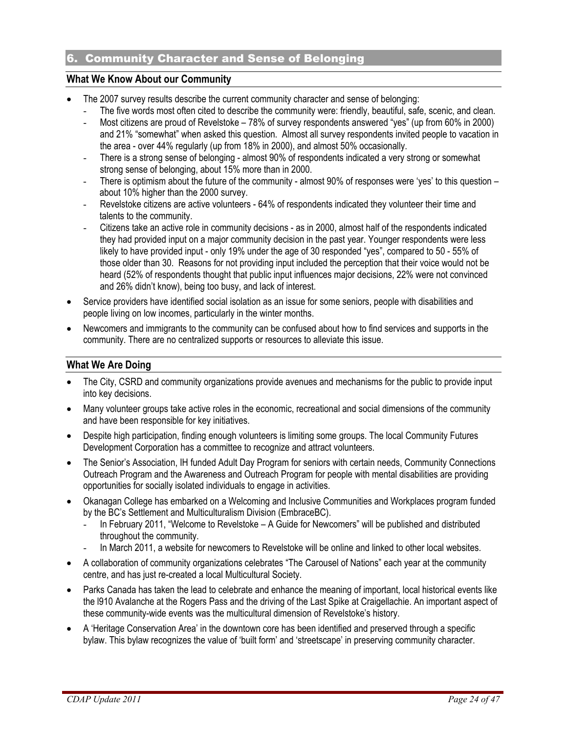## 6. Community Character and Sense of Belonging

### What We Know About our Community

- The 2007 survey results describe the current community character and sense of belonging:
  - The five words most often cited to describe the community were: friendly, beautiful, safe, scenic, and clean.
  - Most citizens are proud of Revelstoke – 78% of survey respondents answered "yes" (up from 60% in 2000) and 21% "somewhat" when asked this question. Almost all survey respondents invited people to vacation in the area - over 44% regularly (up from 18% in 2000), and almost 50% occasionally.
  - There is a strong sense of belonging - almost 90% of respondents indicated a very strong or somewhat strong sense of belonging, about 15% more than in 2000.
  - There is optimism about the future of the community - almost 90% of responses were 'yes' to this question – about 10% higher than the 2000 survey.
  - Revelstoke citizens are active volunteers - 64% of respondents indicated they volunteer their time and talents to the community.
  - Citizens take an active role in community decisions - as in 2000, almost half of the respondents indicated they had provided input on a major community decision in the past year. Younger respondents were less likely to have provided input - only 19% under the age of 30 responded "yes", compared to 50 - 55% of those older than 30. Reasons for not providing input included the perception that their voice would not be heard (52% of respondents thought that public input influences major decisions, 22% were not convinced and 26% didn't know), being too busy, and lack of interest.
- Service providers have identified social isolation as an issue for some seniors, people with disabilities and people living on low incomes, particularly in the winter months.
- Newcomers and immigrants to the community can be confused about how to find services and supports in the community. There are no centralized supports or resources to alleviate this issue.

### What We Are Doing

- The City, CSRD and community organizations provide avenues and mechanisms for the public to provide input into key decisions.
- Many volunteer groups take active roles in the economic, recreational and social dimensions of the community and have been responsible for key initiatives.
- Despite high participation, finding enough volunteers is limiting some groups. The local Community Futures Development Corporation has a committee to recognize and attract volunteers.
- The Senior's Association, IH funded Adult Day Program for seniors with certain needs, Community Connections Outreach Program and the Awareness and Outreach Program for people with mental disabilities are providing opportunities for socially isolated individuals to engage in activities.
- Okanagan College has embarked on a Welcoming and Inclusive Communities and Workplaces program funded by the BC's Settlement and Multiculturalism Division (EmbraceBC).
  - In February 2011, "Welcome to Revelstoke – A Guide for Newcomers" will be published and distributed throughout the community.
  - In March 2011, a website for newcomers to Revelstoke will be online and linked to other local websites.
- A collaboration of community organizations celebrates "The Carousel of Nations" each year at the community centre, and has just re-created a local Multicultural Society.
- Parks Canada has taken the lead to celebrate and enhance the meaning of important, local historical events like the l910 Avalanche at the Rogers Pass and the driving of the Last Spike at Craigellachie. An important aspect of these community-wide events was the multicultural dimension of Revelstoke's history.
- A 'Heritage Conservation Area' in the downtown core has been identified and preserved through a specific bylaw. This bylaw recognizes the value of 'built form' and 'streetscape' in preserving community character.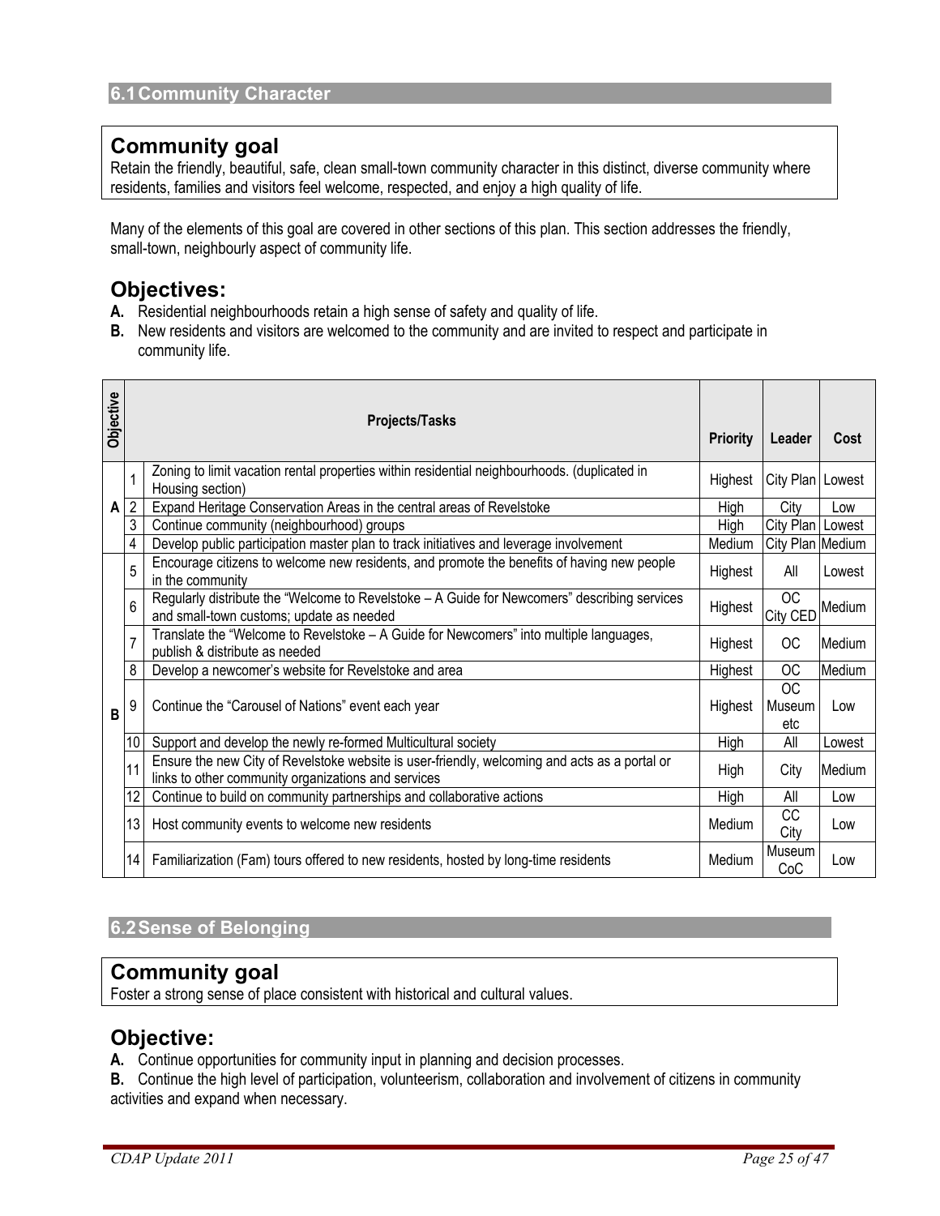## 6.1 Community Character

### Community goal

Retain the friendly, beautiful, safe, clean small-town community character in this distinct, diverse community where residents, families and visitors feel welcome, respected, and enjoy a high quality of life.

Many of the elements of this goal are covered in other sections of this plan. This section addresses the friendly, small-town, neighbourly aspect of community life.

### Objectives:

**A.** Residential neighbourhoods retain a high sense of safety and quality of life.

**B.** New residents and visitors are welcomed to the community and are invited to respect and participate in community life.

| Objective | | Projects/Tasks | Priority | Leader | Cost |
|---|---|---|---|---|---|
| A | 1 | Zoning to limit vacation rental properties within residential neighbourhoods. (duplicated in Housing section) | Highest | City Plan | Lowest |
| | 2 | Expand Heritage Conservation Areas in the central areas of Revelstoke | High | City | Low |
| | 3 | Continue community (neighbourhood) groups | High | City Plan | Lowest |
| | 4 | Develop public participation master plan to track initiatives and leverage involvement | Medium | City Plan | Medium |
| B | 5 | Encourage citizens to welcome new residents, and promote the benefits of having new people in the community | Highest | All | Lowest |
| | 6 | Regularly distribute the "Welcome to Revelstoke – A Guide for Newcomers" describing services and small-town customs; update as needed | Highest | OC City CED | Medium |
| | 7 | Translate the "Welcome to Revelstoke – A Guide for Newcomers" into multiple languages, publish & distribute as needed | Highest | OC | Medium |
| | 8 | Develop a newcomer's website for Revelstoke and area | Highest | OC | Medium |
| | 9 | Continue the "Carousel of Nations" event each year | Highest | OC Museum etc | Low |
| | 10 | Support and develop the newly re-formed Multicultural society | High | All | Lowest |
| | 11 | Ensure the new City of Revelstoke website is user-friendly, welcoming and acts as a portal or links to other community organizations and services | High | City | Medium |
| | 12 | Continue to build on community partnerships and collaborative actions | High | All | Low |
| | 13 | Host community events to welcome new residents | Medium | CC City | Low |
| | 14 | Familiarization (Fam) tours offered to new residents, hosted by long-time residents | Medium | Museum CoC | Low |

## 6.2 Sense of Belonging

### Community goal

Foster a strong sense of place consistent with historical and cultural values.

### Objective:

**A.** Continue opportunities for community input in planning and decision processes.

**B.** Continue the high level of participation, volunteerism, collaboration and involvement of citizens in community activities and expand when necessary.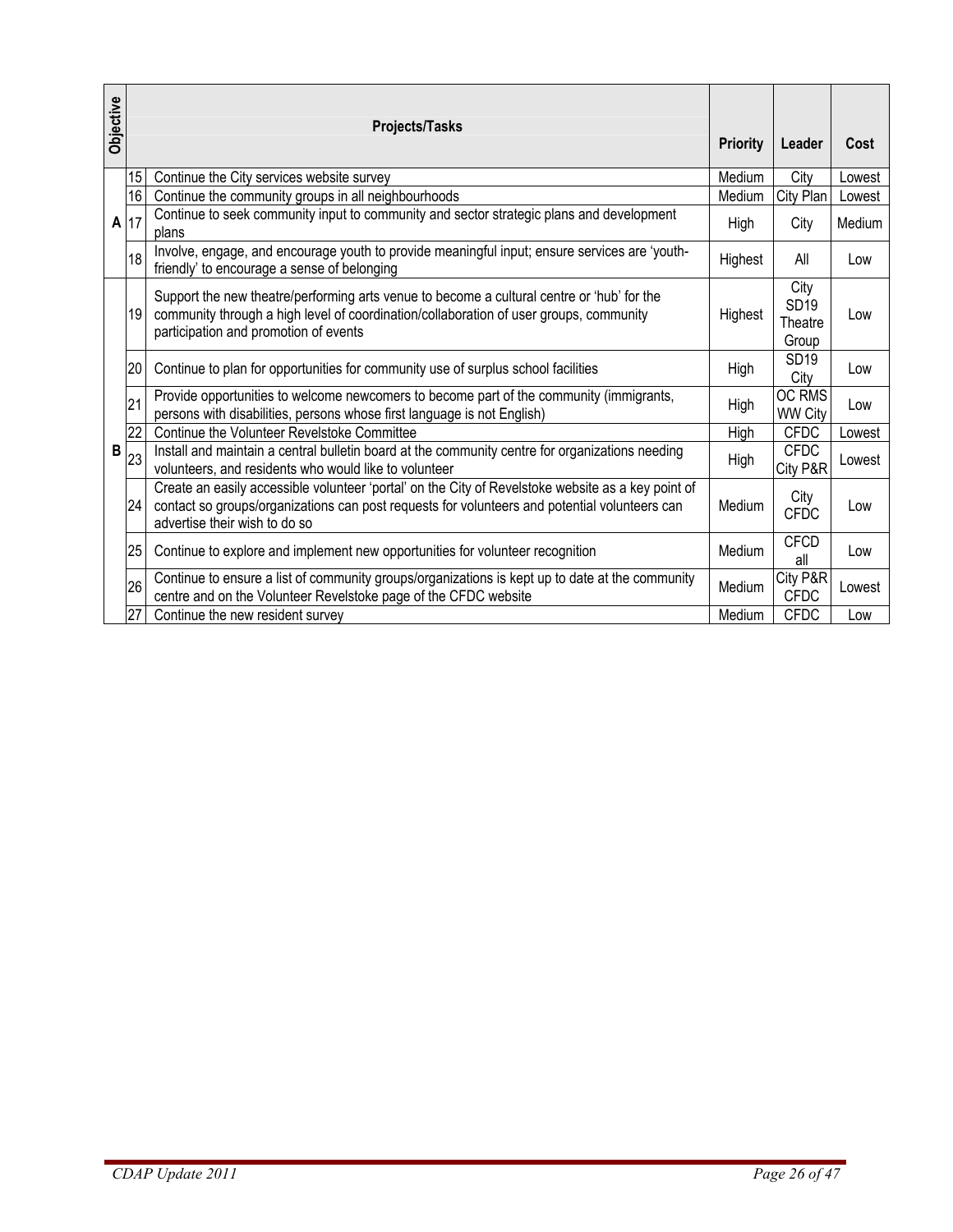| Objective | | Projects/Tasks | Priority | Leader | Cost |
|---|---|---|---|---|---|
| A | 15 | Continue the City services website survey | Medium | City | Lowest |
| | 16 | Continue the community groups in all neighbourhoods | Medium | City Plan | Lowest |
| | 17 | Continue to seek community input to community and sector strategic plans and development plans | High | City | Medium |
| | 18 | Involve, engage, and encourage youth to provide meaningful input; ensure services are 'youth-friendly' to encourage a sense of belonging | Highest | All | Low |
| B | 19 | Support the new theatre/performing arts venue to become a cultural centre or 'hub' for the community through a high level of coordination/collaboration of user groups, community participation and promotion of events | Highest | City SD19 Theatre Group | Low |
| | 20 | Continue to plan for opportunities for community use of surplus school facilities | High | SD19 City | Low |
| | 21 | Provide opportunities to welcome newcomers to become part of the community (immigrants, persons with disabilities, persons whose first language is not English) | High | OC RMS WW City | Low |
| | 22 | Continue the Volunteer Revelstoke Committee | High | CFDC | Lowest |
| | 23 | Install and maintain a central bulletin board at the community centre for organizations needing volunteers, and residents who would like to volunteer | High | CFDC City P&R | Lowest |
| | 24 | Create an easily accessible volunteer 'portal' on the City of Revelstoke website as a key point of contact so groups/organizations can post requests for volunteers and potential volunteers can advertise their wish to do so | Medium | City CFDC | Low |
| | 25 | Continue to explore and implement new opportunities for volunteer recognition | Medium | CFCD all | Low |
| | 26 | Continue to ensure a list of community groups/organizations is kept up to date at the community centre and on the Volunteer Revelstoke page of the CFDC website | Medium | City P&R CFDC | Lowest |
| | 27 | Continue the new resident survey | Medium | CFDC | Low |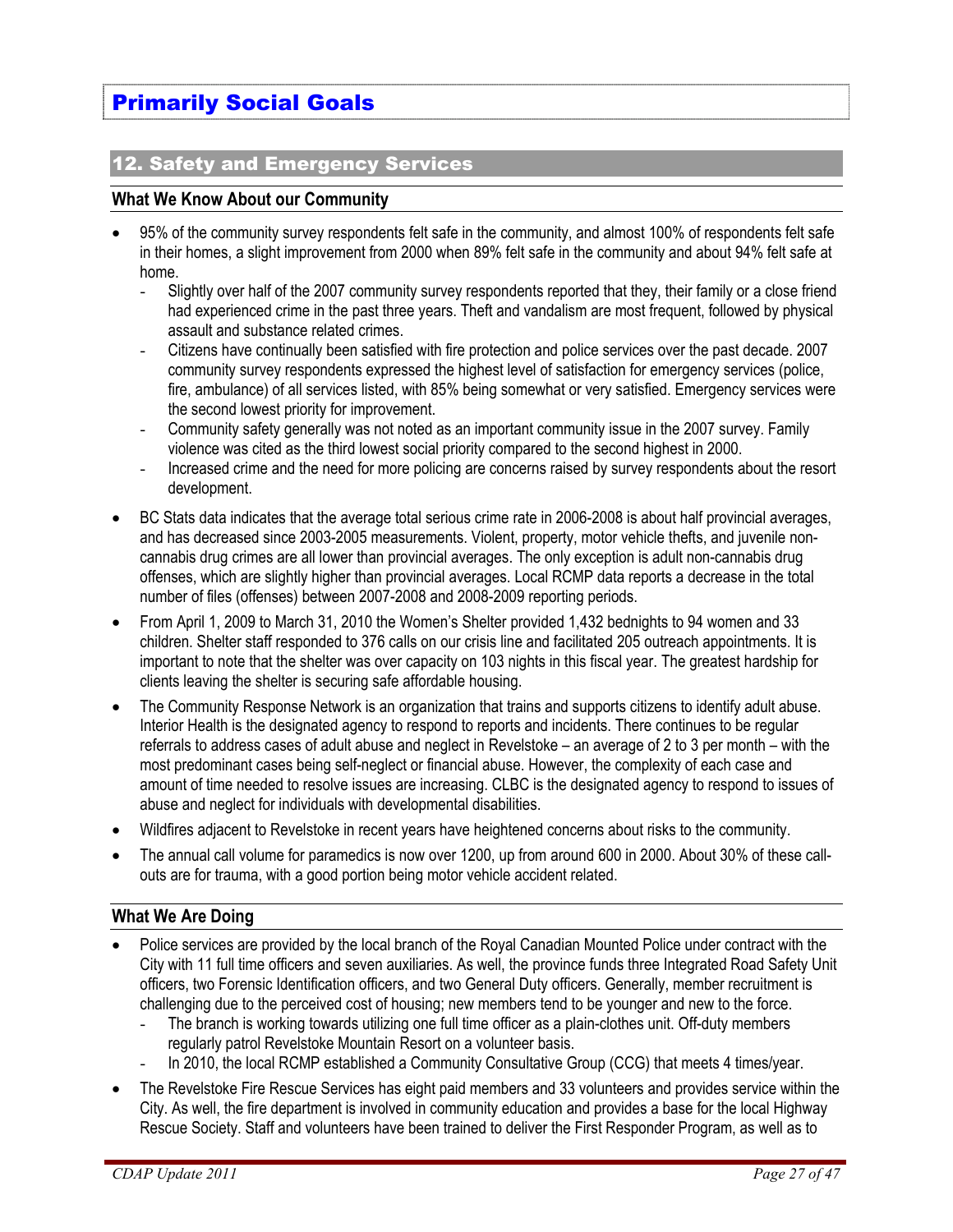# Primarily Social Goals

## 12. Safety and Emergency Services

### What We Know About our Community

- 95% of the community survey respondents felt safe in the community, and almost 100% of respondents felt safe in their homes, a slight improvement from 2000 when 89% felt safe in the community and about 94% felt safe at home.
  - Slightly over half of the 2007 community survey respondents reported that they, their family or a close friend had experienced crime in the past three years. Theft and vandalism are most frequent, followed by physical assault and substance related crimes.
  - Citizens have continually been satisfied with fire protection and police services over the past decade. 2007 community survey respondents expressed the highest level of satisfaction for emergency services (police, fire, ambulance) of all services listed, with 85% being somewhat or very satisfied. Emergency services were the second lowest priority for improvement.
  - Community safety generally was not noted as an important community issue in the 2007 survey. Family violence was cited as the third lowest social priority compared to the second highest in 2000.
  - Increased crime and the need for more policing are concerns raised by survey respondents about the resort development.
- BC Stats data indicates that the average total serious crime rate in 2006-2008 is about half provincial averages, and has decreased since 2003-2005 measurements. Violent, property, motor vehicle thefts, and juvenile non-cannabis drug crimes are all lower than provincial averages. The only exception is adult non-cannabis drug offenses, which are slightly higher than provincial averages. Local RCMP data reports a decrease in the total number of files (offenses) between 2007-2008 and 2008-2009 reporting periods.
- From April 1, 2009 to March 31, 2010 the Women's Shelter provided 1,432 bednights to 94 women and 33 children. Shelter staff responded to 376 calls on our crisis line and facilitated 205 outreach appointments. It is important to note that the shelter was over capacity on 103 nights in this fiscal year. The greatest hardship for clients leaving the shelter is securing safe affordable housing.
- The Community Response Network is an organization that trains and supports citizens to identify adult abuse. Interior Health is the designated agency to respond to reports and incidents. There continues to be regular referrals to address cases of adult abuse and neglect in Revelstoke – an average of 2 to 3 per month – with the most predominant cases being self-neglect or financial abuse. However, the complexity of each case and amount of time needed to resolve issues are increasing. CLBC is the designated agency to respond to issues of abuse and neglect for individuals with developmental disabilities.
- Wildfires adjacent to Revelstoke in recent years have heightened concerns about risks to the community.
- The annual call volume for paramedics is now over 1200, up from around 600 in 2000. About 30% of these call-outs are for trauma, with a good portion being motor vehicle accident related.

### What We Are Doing

- Police services are provided by the local branch of the Royal Canadian Mounted Police under contract with the City with 11 full time officers and seven auxiliaries. As well, the province funds three Integrated Road Safety Unit officers, two Forensic Identification officers, and two General Duty officers. Generally, member recruitment is challenging due to the perceived cost of housing; new members tend to be younger and new to the force.
  - The branch is working towards utilizing one full time officer as a plain-clothes unit. Off-duty members regularly patrol Revelstoke Mountain Resort on a volunteer basis.
  - In 2010, the local RCMP established a Community Consultative Group (CCG) that meets 4 times/year.
- The Revelstoke Fire Rescue Services has eight paid members and 33 volunteers and provides service within the City. As well, the fire department is involved in community education and provides a base for the local Highway Rescue Society. Staff and volunteers have been trained to deliver the First Responder Program, as well as to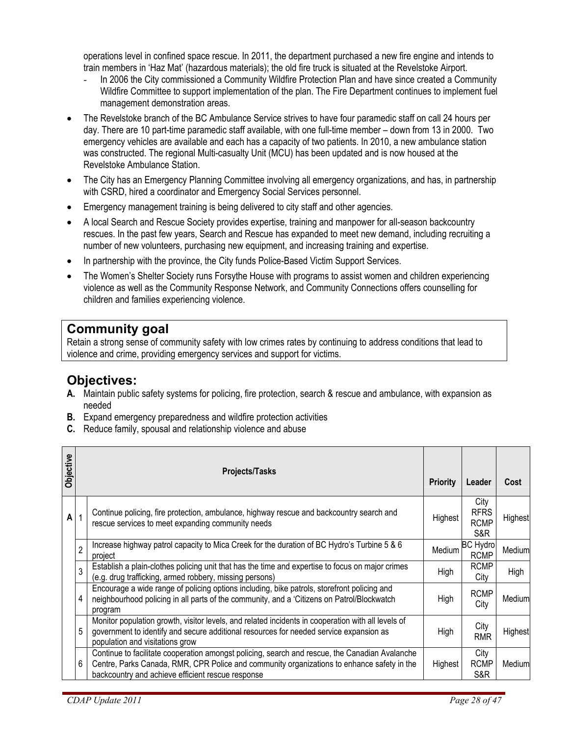operations level in confined space rescue. In 2011, the department purchased a new fire engine and intends to train members in 'Haz Mat' (hazardous materials); the old fire truck is situated at the Revelstoke Airport.

- In 2006 the City commissioned a Community Wildfire Protection Plan and have since created a Community Wildfire Committee to support implementation of the plan. The Fire Department continues to implement fuel management demonstration areas.

- The Revelstoke branch of the BC Ambulance Service strives to have four paramedic staff on call 24 hours per day. There are 10 part-time paramedic staff available, with one full-time member – down from 13 in 2000. Two emergency vehicles are available and each has a capacity of two patients. In 2010, a new ambulance station was constructed. The regional Multi-casualty Unit (MCU) has been updated and is now housed at the Revelstoke Ambulance Station.
- The City has an Emergency Planning Committee involving all emergency organizations, and has, in partnership with CSRD, hired a coordinator and Emergency Social Services personnel.
- Emergency management training is being delivered to city staff and other agencies.
- A local Search and Rescue Society provides expertise, training and manpower for all-season backcountry rescues. In the past few years, Search and Rescue has expanded to meet new demand, including recruiting a number of new volunteers, purchasing new equipment, and increasing training and expertise.
- In partnership with the province, the City funds Police-Based Victim Support Services.
- The Women's Shelter Society runs Forsythe House with programs to assist women and children experiencing violence as well as the Community Response Network, and Community Connections offers counselling for children and families experiencing violence.

## Community goal

Retain a strong sense of community safety with low crimes rates by continuing to address conditions that lead to violence and crime, providing emergency services and support for victims.

## Objectives:

**A.** Maintain public safety systems for policing, fire protection, search & rescue and ambulance, with expansion as needed
**B.** Expand emergency preparedness and wildfire protection activities
**C.** Reduce family, spousal and relationship violence and abuse

| Objective | | Projects/Tasks | Priority | Leader | Cost |
|---|---|---|---|---|---|
| A | 1 | Continue policing, fire protection, ambulance, highway rescue and backcountry search and rescue services to meet expanding community needs | Highest | City RFRS RCMP S&R | Highest |
| | 2 | Increase highway patrol capacity to Mica Creek for the duration of BC Hydro's Turbine 5 & 6 project | Medium | BC Hydro RCMP | Medium |
| | 3 | Establish a plain-clothes policing unit that has the time and expertise to focus on major crimes (e.g. drug trafficking, armed robbery, missing persons) | High | RCMP City | High |
| | 4 | Encourage a wide range of policing options including, bike patrols, storefront policing and neighbourhood policing in all parts of the community, and a 'Citizens on Patrol/Blockwatch program | High | RCMP City | Medium |
| | 5 | Monitor population growth, visitor levels, and related incidents in cooperation with all levels of government to identify and secure additional resources for needed service expansion as population and visitations grow | High | City RMR | Highest |
| | 6 | Continue to facilitate cooperation amongst policing, search and rescue, the Canadian Avalanche Centre, Parks Canada, RMR, CPR Police and community organizations to enhance safety in the backcountry and achieve efficient rescue response | Highest | City RCMP S&R | Medium |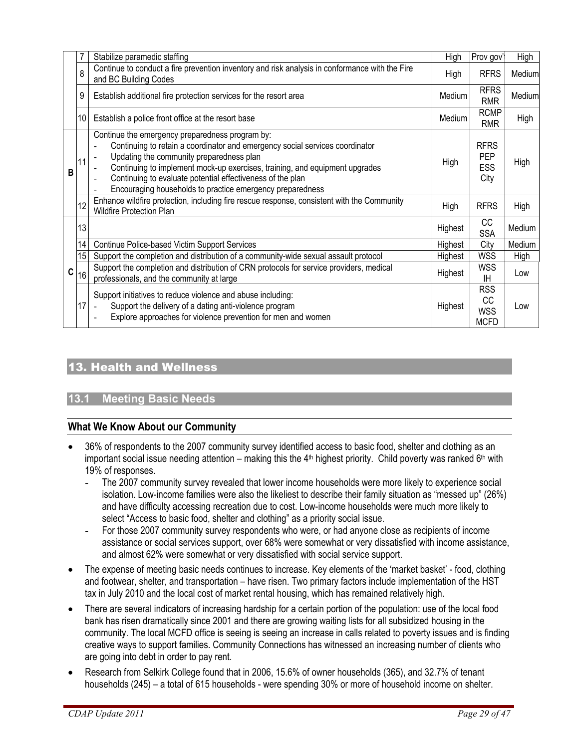| | | | | | |
|---|---|---|---|---|---|
| | 7 | Stabilize paramedic staffing | High | Prov gov't | High |
| | 8 | Continue to conduct a fire prevention inventory and risk analysis in conformance with the Fire and BC Building Codes | High | RFRS | Medium |
| | 9 | Establish additional fire protection services for the resort area | Medium | RFRS RMR | Medium |
| | 10 | Establish a police front office at the resort base | Medium | RCMP RMR | High |
| B | 11 | Continue the emergency preparedness program by:<br>- Continuing to retain a coordinator and emergency social services coordinator<br>- Updating the community preparedness plan<br>- Continuing to implement mock-up exercises, training, and equipment upgrades<br>- Continuing to evaluate potential effectiveness of the plan<br>- Encouraging households to practice emergency preparedness | High | RFRS PEP ESS City | High |
| | 12 | Enhance wildfire protection, including fire rescue response, consistent with the Community Wildfire Protection Plan | High | RFRS | High |
| | 13 | | Highest | CC SSA | Medium |
| | 14 | Continue Police-based Victim Support Services | Highest | City | Medium |
| | 15 | Support the completion and distribution of a community-wide sexual assault protocol | Highest | WSS | High |
| C | 16 | Support the completion and distribution of CRN protocols for service providers, medical professionals, and the community at large | Highest | WSS IH | Low |
| | 17 | Support initiatives to reduce violence and abuse including:<br>- Support the delivery of a dating anti-violence program<br>- Explore approaches for violence prevention for men and women | Highest | RSS CC WSS MCFD | Low |

# 13. Health and Wellness

## 13.1 Meeting Basic Needs

### What We Know About our Community

- 36% of respondents to the 2007 community survey identified access to basic food, shelter and clothing as an important social issue needing attention – making this the 4th highest priority. Child poverty was ranked 6th with 19% of responses.
  - The 2007 community survey revealed that lower income households were more likely to experience social isolation. Low-income families were also the likeliest to describe their family situation as "messed up" (26%) and have difficulty accessing recreation due to cost. Low-income households were much more likely to select "Access to basic food, shelter and clothing" as a priority social issue.
  - For those 2007 community survey respondents who were, or had anyone close as recipients of income assistance or social services support, over 68% were somewhat or very dissatisfied with income assistance, and almost 62% were somewhat or very dissatisfied with social service support.
- The expense of meeting basic needs continues to increase. Key elements of the 'market basket' - food, clothing and footwear, shelter, and transportation – have risen. Two primary factors include implementation of the HST tax in July 2010 and the local cost of market rental housing, which has remained relatively high.
- There are several indicators of increasing hardship for a certain portion of the population: use of the local food bank has risen dramatically since 2001 and there are growing waiting lists for all subsidized housing in the community. The local MCFD office is seeing is seeing an increase in calls related to poverty issues and is finding creative ways to support families. Community Connections has witnessed an increasing number of clients who are going into debt in order to pay rent.
- Research from Selkirk College found that in 2006, 15.6% of owner households (365), and 32.7% of tenant households (245) – a total of 615 households - were spending 30% or more of household income on shelter.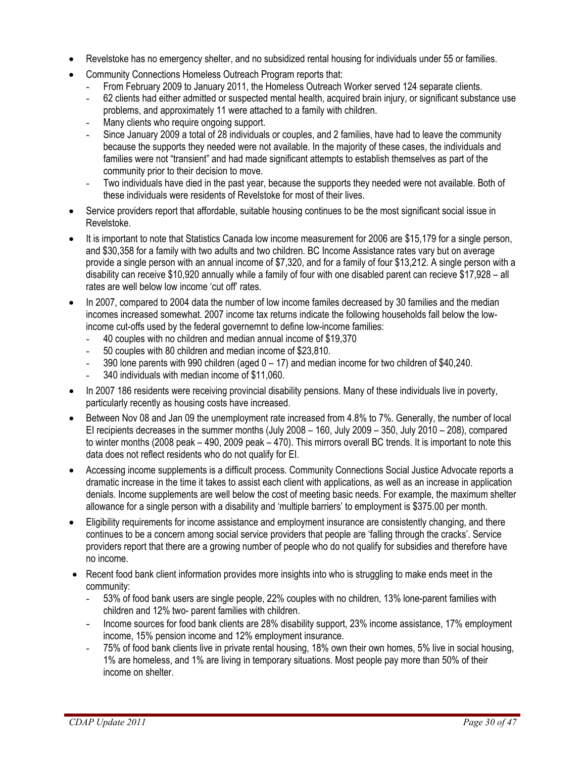- Revelstoke has no emergency shelter, and no subsidized rental housing for individuals under 55 or families.
- Community Connections Homeless Outreach Program reports that:
  - From February 2009 to January 2011, the Homeless Outreach Worker served 124 separate clients.
  - 62 clients had either admitted or suspected mental health, acquired brain injury, or significant substance use problems, and approximately 11 were attached to a family with children.
  - Many clients who require ongoing support.
  - Since January 2009 a total of 28 individuals or couples, and 2 families, have had to leave the community because the supports they needed were not available. In the majority of these cases, the individuals and families were not "transient" and had made significant attempts to establish themselves as part of the community prior to their decision to move.
  - Two individuals have died in the past year, because the supports they needed were not available. Both of these individuals were residents of Revelstoke for most of their lives.
- Service providers report that affordable, suitable housing continues to be the most significant social issue in Revelstoke.
- It is important to note that Statistics Canada low income measurement for 2006 are $15,179 for a single person, and $30,358 for a family with two adults and two children. BC Income Assistance rates vary but on average provide a single person with an annual income of $7,320, and for a family of four $13,212. A single person with a disability can receive $10,920 annually while a family of four with one disabled parent can recieve $17,928 – all rates are well below low income 'cut off' rates.
- In 2007, compared to 2004 data the number of low income familes decreased by 30 families and the median incomes increased somewhat. 2007 income tax returns indicate the following households fall below the low-income cut-offs used by the federal governemnt to define low-income families:
  - 40 couples with no children and median annual income of $19,370
  - 50 couples with 80 children and median income of $23,810.
  - 390 lone parents with 990 children (aged 0 – 17) and median income for two children of $40,240.
  - 340 individuals with median income of $11,060.
- In 2007 186 residents were receiving provincial disability pensions. Many of these individuals live in poverty, particularly recently as housing costs have increased.
- Between Nov 08 and Jan 09 the unemployment rate increased from 4.8% to 7%. Generally, the number of local EI recipients decreases in the summer months (July 2008 – 160, July 2009 – 350, July 2010 – 208), compared to winter months (2008 peak – 490, 2009 peak – 470). This mirrors overall BC trends. It is important to note this data does not reflect residents who do not qualify for EI.
- Accessing income supplements is a difficult process. Community Connections Social Justice Advocate reports a dramatic increase in the time it takes to assist each client with applications, as well as an increase in application denials. Income supplements are well below the cost of meeting basic needs. For example, the maximum shelter allowance for a single person with a disability and 'multiple barriers' to employment is $375.00 per month.
- Eligibility requirements for income assistance and employment insurance are consistently changing, and there continues to be a concern among social service providers that people are 'falling through the cracks'. Service providers report that there are a growing number of people who do not qualify for subsidies and therefore have no income.
- Recent food bank client information provides more insights into who is struggling to make ends meet in the community:
  - 53% of food bank users are single people, 22% couples with no children, 13% lone-parent families with children and 12% two- parent families with children.
  - Income sources for food bank clients are 28% disability support, 23% income assistance, 17% employment income, 15% pension income and 12% employment insurance.
  - 75% of food bank clients live in private rental housing, 18% own their own homes, 5% live in social housing, 1% are homeless, and 1% are living in temporary situations. Most people pay more than 50% of their income on shelter.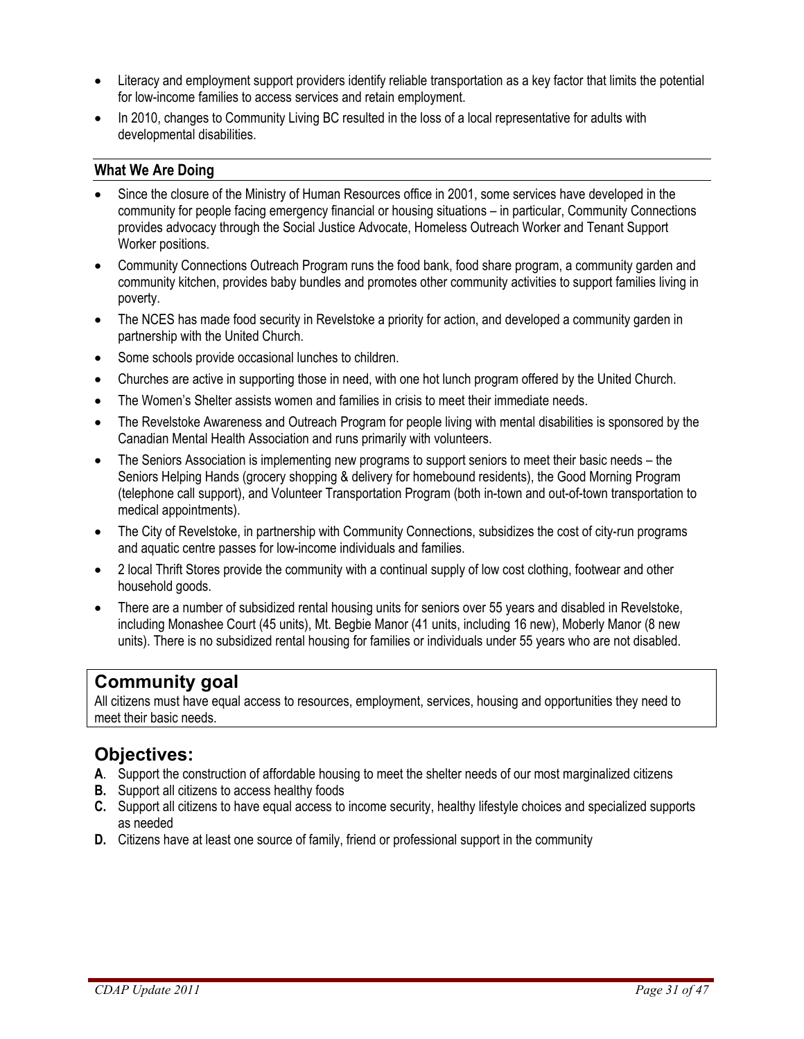- Literacy and employment support providers identify reliable transportation as a key factor that limits the potential for low-income families to access services and retain employment.
- In 2010, changes to Community Living BC resulted in the loss of a local representative for adults with developmental disabilities.

### What We Are Doing

- Since the closure of the Ministry of Human Resources office in 2001, some services have developed in the community for people facing emergency financial or housing situations – in particular, Community Connections provides advocacy through the Social Justice Advocate, Homeless Outreach Worker and Tenant Support Worker positions.
- Community Connections Outreach Program runs the food bank, food share program, a community garden and community kitchen, provides baby bundles and promotes other community activities to support families living in poverty.
- The NCES has made food security in Revelstoke a priority for action, and developed a community garden in partnership with the United Church.
- Some schools provide occasional lunches to children.
- Churches are active in supporting those in need, with one hot lunch program offered by the United Church.
- The Women's Shelter assists women and families in crisis to meet their immediate needs.
- The Revelstoke Awareness and Outreach Program for people living with mental disabilities is sponsored by the Canadian Mental Health Association and runs primarily with volunteers.
- The Seniors Association is implementing new programs to support seniors to meet their basic needs – the Seniors Helping Hands (grocery shopping & delivery for homebound residents), the Good Morning Program (telephone call support), and Volunteer Transportation Program (both in-town and out-of-town transportation to medical appointments).
- The City of Revelstoke, in partnership with Community Connections, subsidizes the cost of city-run programs and aquatic centre passes for low-income individuals and families.
- 2 local Thrift Stores provide the community with a continual supply of low cost clothing, footwear and other household goods.
- There are a number of subsidized rental housing units for seniors over 55 years and disabled in Revelstoke, including Monashee Court (45 units), Mt. Begbie Manor (41 units, including 16 new), Moberly Manor (8 new units). There is no subsidized rental housing for families or individuals under 55 years who are not disabled.

## Community goal

All citizens must have equal access to resources, employment, services, housing and opportunities they need to meet their basic needs.

## Objectives:

**A**. Support the construction of affordable housing to meet the shelter needs of our most marginalized citizens
**B.** Support all citizens to access healthy foods
**C.** Support all citizens to have equal access to income security, healthy lifestyle choices and specialized supports as needed
**D.** Citizens have at least one source of family, friend or professional support in the community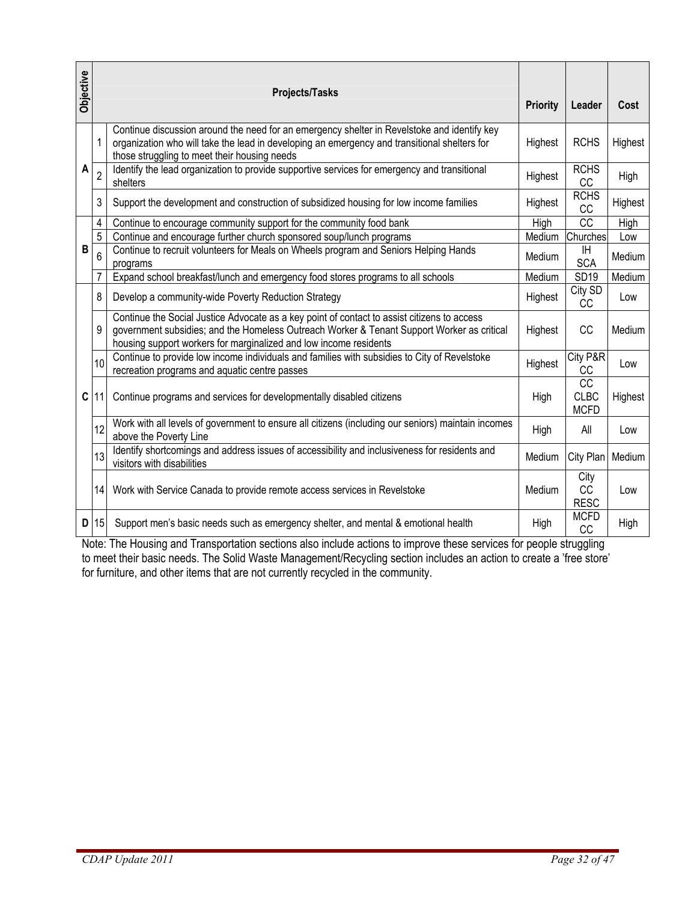| Objective | | Projects/Tasks | Priority | Leader | Cost |
|---|---|---|---|---|---|
| A | 1 | Continue discussion around the need for an emergency shelter in Revelstoke and identify key organization who will take the lead in developing an emergency and transitional shelters for those struggling to meet their housing needs | Highest | RCHS | Highest |
| | 2 | Identify the lead organization to provide supportive services for emergency and transitional shelters | Highest | RCHS CC | High |
| | 3 | Support the development and construction of subsidized housing for low income families | Highest | RCHS CC | Highest |
| B | 4 | Continue to encourage community support for the community food bank | High | CC | High |
| | 5 | Continue and encourage further church sponsored soup/lunch programs | Medium | Churches | Low |
| | 6 | Continue to recruit volunteers for Meals on Wheels program and Seniors Helping Hands programs | Medium | IH SCA | Medium |
| | 7 | Expand school breakfast/lunch and emergency food stores programs to all schools | Medium | SD19 | Medium |
| C | 8 | Develop a community-wide Poverty Reduction Strategy | Highest | City SD CC | Low |
| | 9 | Continue the Social Justice Advocate as a key point of contact to assist citizens to access government subsidies; and the Homeless Outreach Worker & Tenant Support Worker as critical housing support workers for marginalized and low income residents | Highest | CC | Medium |
| | 10 | Continue to provide low income individuals and families with subsidies to City of Revelstoke recreation programs and aquatic centre passes | Highest | City P&R CC | Low |
| | 11 | Continue programs and services for developmentally disabled citizens | High | CC CLBC MCFD | Highest |
| | 12 | Work with all levels of government to ensure all citizens (including our seniors) maintain incomes above the Poverty Line | High | All | Low |
| | 13 | Identify shortcomings and address issues of accessibility and inclusiveness for residents and visitors with disabilities | Medium | City Plan | Medium |
| | 14 | Work with Service Canada to provide remote access services in Revelstoke | Medium | City CC RESC | Low |
| D | 15 | Support men's basic needs such as emergency shelter, and mental & emotional health | High | MCFD CC | High |

Note: The Housing and Transportation sections also include actions to improve these services for people struggling to meet their basic needs. The Solid Waste Management/Recycling section includes an action to create a 'free store' for furniture, and other items that are not currently recycled in the community.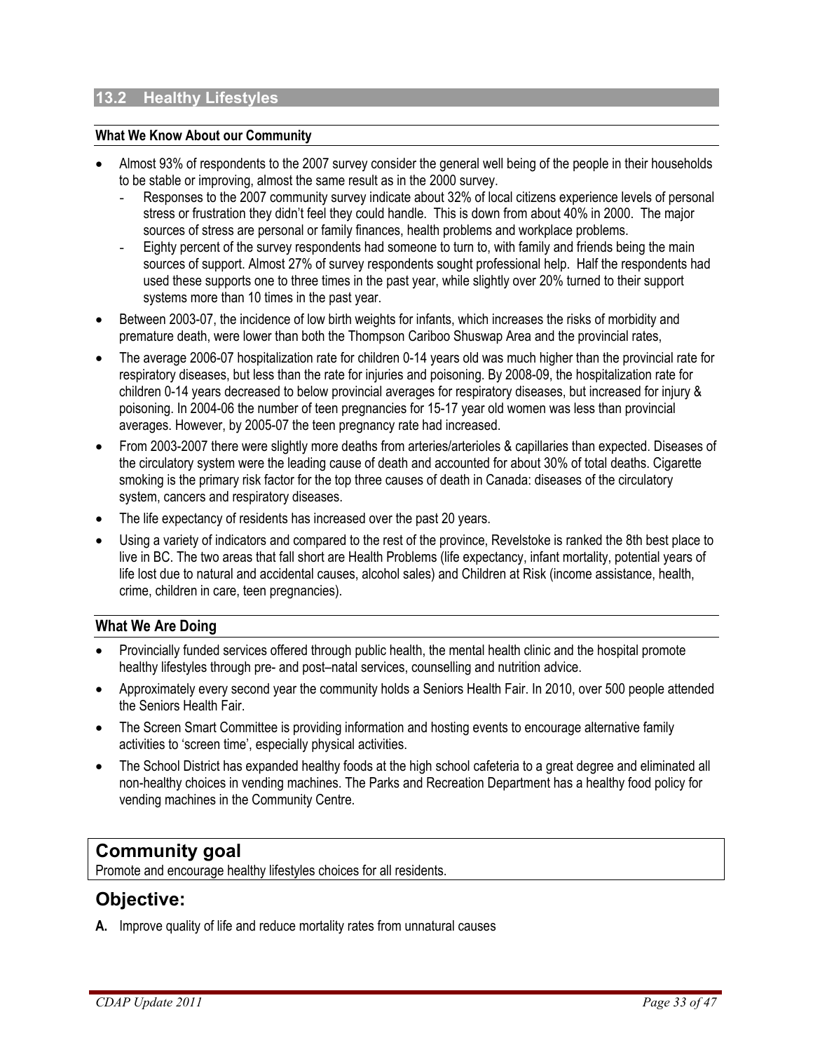## 13.2 Healthy Lifestyles

### What We Know About our Community

- Almost 93% of respondents to the 2007 survey consider the general well being of the people in their households to be stable or improving, almost the same result as in the 2000 survey.
  - Responses to the 2007 community survey indicate about 32% of local citizens experience levels of personal stress or frustration they didn't feel they could handle. This is down from about 40% in 2000. The major sources of stress are personal or family finances, health problems and workplace problems.
  - Eighty percent of the survey respondents had someone to turn to, with family and friends being the main sources of support. Almost 27% of survey respondents sought professional help. Half the respondents had used these supports one to three times in the past year, while slightly over 20% turned to their support systems more than 10 times in the past year.
- Between 2003-07, the incidence of low birth weights for infants, which increases the risks of morbidity and premature death, were lower than both the Thompson Cariboo Shuswap Area and the provincial rates,
- The average 2006-07 hospitalization rate for children 0-14 years old was much higher than the provincial rate for respiratory diseases, but less than the rate for injuries and poisoning. By 2008-09, the hospitalization rate for children 0-14 years decreased to below provincial averages for respiratory diseases, but increased for injury & poisoning. In 2004-06 the number of teen pregnancies for 15-17 year old women was less than provincial averages. However, by 2005-07 the teen pregnancy rate had increased.
- From 2003-2007 there were slightly more deaths from arteries/arterioles & capillaries than expected. Diseases of the circulatory system were the leading cause of death and accounted for about 30% of total deaths. Cigarette smoking is the primary risk factor for the top three causes of death in Canada: diseases of the circulatory system, cancers and respiratory diseases.
- The life expectancy of residents has increased over the past 20 years.
- Using a variety of indicators and compared to the rest of the province, Revelstoke is ranked the 8th best place to live in BC. The two areas that fall short are Health Problems (life expectancy, infant mortality, potential years of life lost due to natural and accidental causes, alcohol sales) and Children at Risk (income assistance, health, crime, children in care, teen pregnancies).

### What We Are Doing

- Provincially funded services offered through public health, the mental health clinic and the hospital promote healthy lifestyles through pre- and post–natal services, counselling and nutrition advice.
- Approximately every second year the community holds a Seniors Health Fair. In 2010, over 500 people attended the Seniors Health Fair.
- The Screen Smart Committee is providing information and hosting events to encourage alternative family activities to 'screen time', especially physical activities.
- The School District has expanded healthy foods at the high school cafeteria to a great degree and eliminated all non-healthy choices in vending machines. The Parks and Recreation Department has a healthy food policy for vending machines in the Community Centre.

## Community goal

Promote and encourage healthy lifestyles choices for all residents.

## Objective:

**A.** Improve quality of life and reduce mortality rates from unnatural causes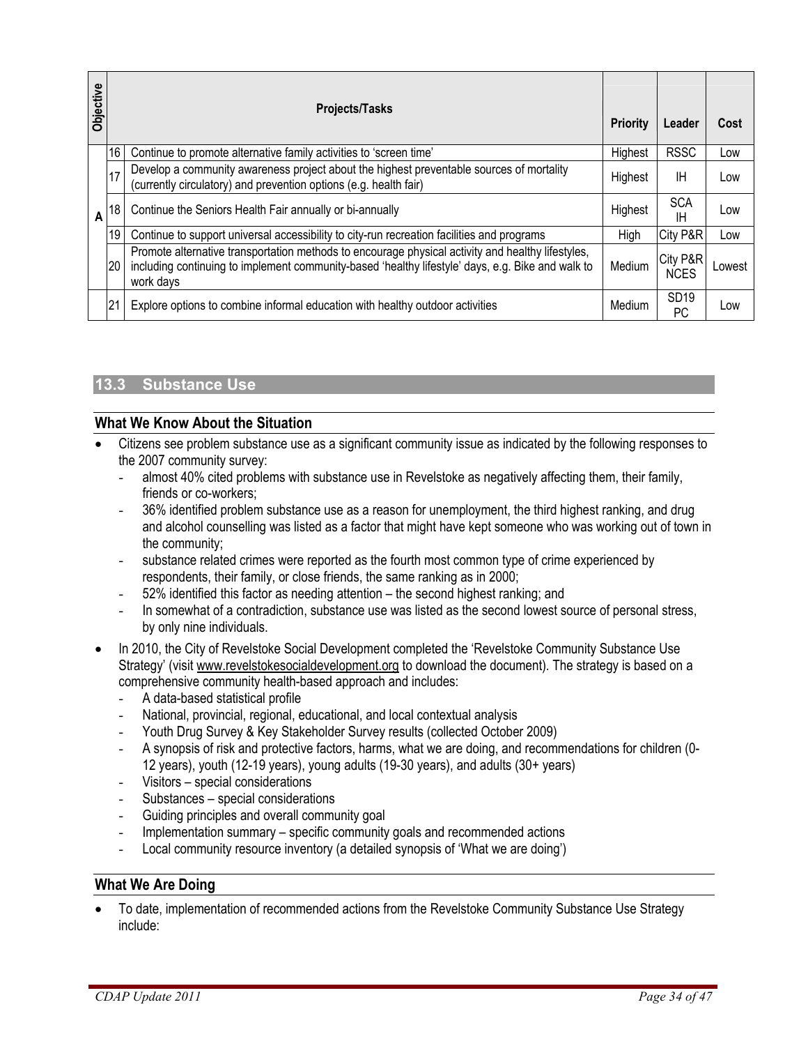| Objective | | Projects/Tasks | Priority | Leader | Cost |
|---|---|---|---|---|---|
| A | 16 | Continue to promote alternative family activities to 'screen time' | Highest | RSSC | Low |
| | 17 | Develop a community awareness project about the highest preventable sources of mortality (currently circulatory) and prevention options (e.g. health fair) | Highest | IH | Low |
| | 18 | Continue the Seniors Health Fair annually or bi-annually | Highest | SCA IH | Low |
| | 19 | Continue to support universal accessibility to city-run recreation facilities and programs | High | City P&R | Low |
| | 20 | Promote alternative transportation methods to encourage physical activity and healthy lifestyles, including continuing to implement community-based 'healthy lifestyle' days, e.g. Bike and walk to work days | Medium | City P&R NCES | Lowest |
| | 21 | Explore options to combine informal education with healthy outdoor activities | Medium | SD19 PC | Low |

## 13.3 Substance Use

### What We Know About the Situation

- Citizens see problem substance use as a significant community issue as indicated by the following responses to the 2007 community survey:
  - almost 40% cited problems with substance use in Revelstoke as negatively affecting them, their family, friends or co-workers;
  - 36% identified problem substance use as a reason for unemployment, the third highest ranking, and drug and alcohol counselling was listed as a factor that might have kept someone who was working out of town in the community;
  - substance related crimes were reported as the fourth most common type of crime experienced by respondents, their family, or close friends, the same ranking as in 2000;
  - 52% identified this factor as needing attention – the second highest ranking; and
  - In somewhat of a contradiction, substance use was listed as the second lowest source of personal stress, by only nine individuals.
- In 2010, the City of Revelstoke Social Development completed the 'Revelstoke Community Substance Use Strategy' (visit www.revelstokesocialdevelopment.org to download the document). The strategy is based on a comprehensive community health-based approach and includes:
  - A data-based statistical profile
  - National, provincial, regional, educational, and local contextual analysis
  - Youth Drug Survey & Key Stakeholder Survey results (collected October 2009)
  - A synopsis of risk and protective factors, harms, what we are doing, and recommendations for children (0-12 years), youth (12-19 years), young adults (19-30 years), and adults (30+ years)
  - Visitors – special considerations
  - Substances – special considerations
  - Guiding principles and overall community goal
  - Implementation summary – specific community goals and recommended actions
  - Local community resource inventory (a detailed synopsis of 'What we are doing')

### What We Are Doing

- To date, implementation of recommended actions from the Revelstoke Community Substance Use Strategy include: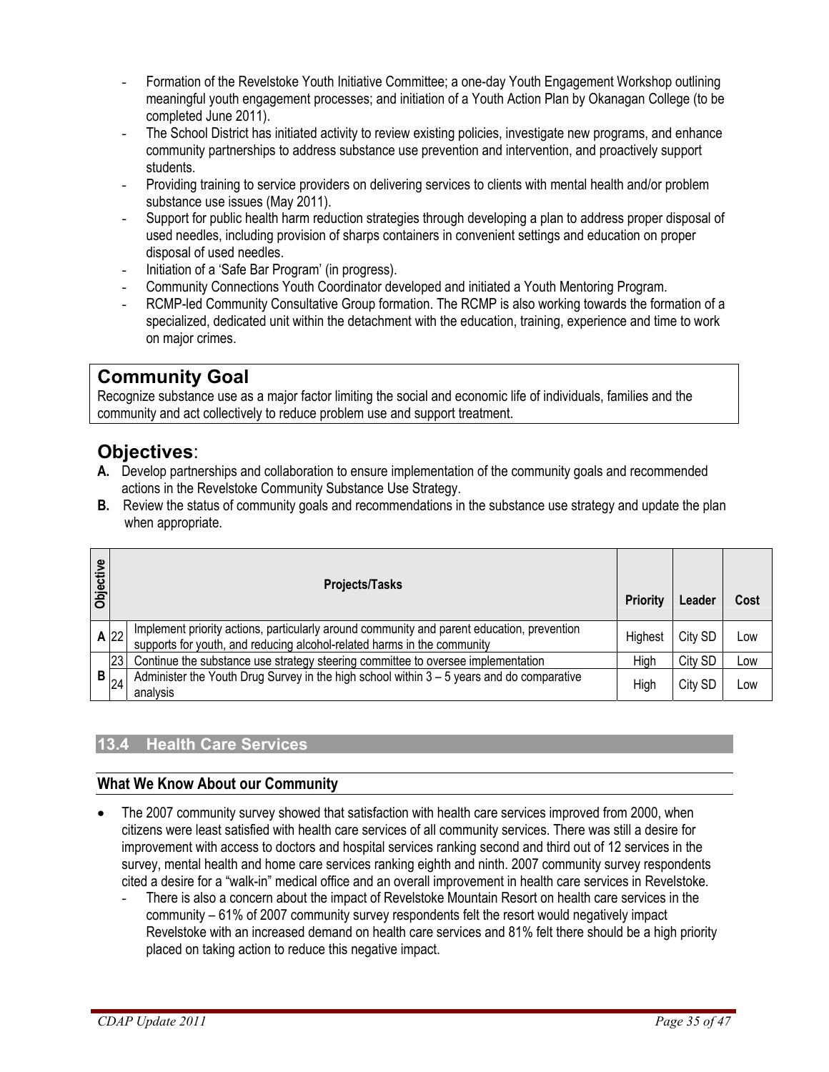- Formation of the Revelstoke Youth Initiative Committee; a one-day Youth Engagement Workshop outlining meaningful youth engagement processes; and initiation of a Youth Action Plan by Okanagan College (to be completed June 2011).
- The School District has initiated activity to review existing policies, investigate new programs, and enhance community partnerships to address substance use prevention and intervention, and proactively support students.
- Providing training to service providers on delivering services to clients with mental health and/or problem substance use issues (May 2011).
- Support for public health harm reduction strategies through developing a plan to address proper disposal of used needles, including provision of sharps containers in convenient settings and education on proper disposal of used needles.
- Initiation of a 'Safe Bar Program' (in progress).
- Community Connections Youth Coordinator developed and initiated a Youth Mentoring Program.
- RCMP-led Community Consultative Group formation. The RCMP is also working towards the formation of a specialized, dedicated unit within the detachment with the education, training, experience and time to work on major crimes.

## Community Goal

Recognize substance use as a major factor limiting the social and economic life of individuals, families and the community and act collectively to reduce problem use and support treatment.

## Objectives:

**A.** Develop partnerships and collaboration to ensure implementation of the community goals and recommended actions in the Revelstoke Community Substance Use Strategy.

**B.** Review the status of community goals and recommendations in the substance use strategy and update the plan when appropriate.

| Objective | | Projects/Tasks | Priority | Leader | Cost |
|---|---|---|---|---|---|
| A | 22 | Implement priority actions, particularly around community and parent education, prevention supports for youth, and reducing alcohol-related harms in the community | Highest | City SD | Low |
| B | 23 | Continue the substance use strategy steering committee to oversee implementation | High | City SD | Low |
| | 24 | Administer the Youth Drug Survey in the high school within 3 – 5 years and do comparative analysis | High | City SD | Low |

## 13.4 Health Care Services

### What We Know About our Community

- The 2007 community survey showed that satisfaction with health care services improved from 2000, when citizens were least satisfied with health care services of all community services. There was still a desire for improvement with access to doctors and hospital services ranking second and third out of 12 services in the survey, mental health and home care services ranking eighth and ninth. 2007 community survey respondents cited a desire for a "walk-in" medical office and an overall improvement in health care services in Revelstoke.
  - There is also a concern about the impact of Revelstoke Mountain Resort on health care services in the community – 61% of 2007 community survey respondents felt the resort would negatively impact Revelstoke with an increased demand on health care services and 81% felt there should be a high priority placed on taking action to reduce this negative impact.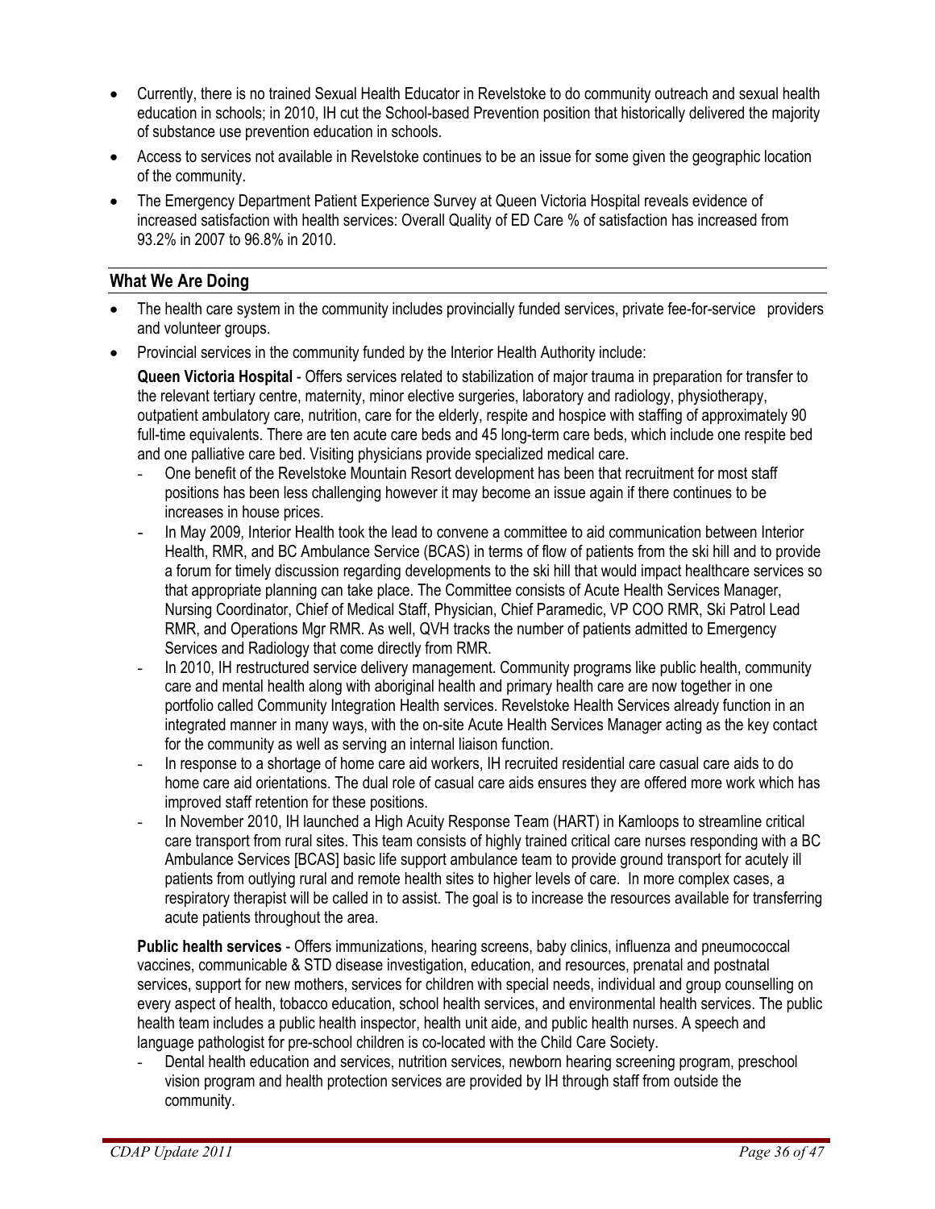- Currently, there is no trained Sexual Health Educator in Revelstoke to do community outreach and sexual health education in schools; in 2010, IH cut the School-based Prevention position that historically delivered the majority of substance use prevention education in schools.
- Access to services not available in Revelstoke continues to be an issue for some given the geographic location of the community.
- The Emergency Department Patient Experience Survey at Queen Victoria Hospital reveals evidence of increased satisfaction with health services: Overall Quality of ED Care % of satisfaction has increased from 93.2% in 2007 to 96.8% in 2010.

## What We Are Doing

- The health care system in the community includes provincially funded services, private fee-for-service providers and volunteer groups.
- Provincial services in the community funded by the Interior Health Authority include:

  **Queen Victoria Hospital** - Offers services related to stabilization of major trauma in preparation for transfer to the relevant tertiary centre, maternity, minor elective surgeries, laboratory and radiology, physiotherapy, outpatient ambulatory care, nutrition, care for the elderly, respite and hospice with staffing of approximately 90 full-time equivalents. There are ten acute care beds and 45 long-term care beds, which include one respite bed and one palliative care bed. Visiting physicians provide specialized medical care.

  - One benefit of the Revelstoke Mountain Resort development has been that recruitment for most staff positions has been less challenging however it may become an issue again if there continues to be increases in house prices.
  - In May 2009, Interior Health took the lead to convene a committee to aid communication between Interior Health, RMR, and BC Ambulance Service (BCAS) in terms of flow of patients from the ski hill and to provide a forum for timely discussion regarding developments to the ski hill that would impact healthcare services so that appropriate planning can take place. The Committee consists of Acute Health Services Manager, Nursing Coordinator, Chief of Medical Staff, Physician, Chief Paramedic, VP COO RMR, Ski Patrol Lead RMR, and Operations Mgr RMR. As well, QVH tracks the number of patients admitted to Emergency Services and Radiology that come directly from RMR.
  - In 2010, IH restructured service delivery management. Community programs like public health, community care and mental health along with aboriginal health and primary health care are now together in one portfolio called Community Integration Health services. Revelstoke Health Services already function in an integrated manner in many ways, with the on-site Acute Health Services Manager acting as the key contact for the community as well as serving an internal liaison function.
  - In response to a shortage of home care aid workers, IH recruited residential care casual care aids to do home care aid orientations. The dual role of casual care aids ensures they are offered more work which has improved staff retention for these positions.
  - In November 2010, IH launched a High Acuity Response Team (HART) in Kamloops to streamline critical care transport from rural sites. This team consists of highly trained critical care nurses responding with a BC Ambulance Services [BCAS] basic life support ambulance team to provide ground transport for acutely ill patients from outlying rural and remote health sites to higher levels of care. In more complex cases, a respiratory therapist will be called in to assist. The goal is to increase the resources available for transferring acute patients throughout the area.

  **Public health services** - Offers immunizations, hearing screens, baby clinics, influenza and pneumococcal vaccines, communicable & STD disease investigation, education, and resources, prenatal and postnatal services, support for new mothers, services for children with special needs, individual and group counselling on every aspect of health, tobacco education, school health services, and environmental health services. The public health team includes a public health inspector, health unit aide, and public health nurses. A speech and language pathologist for pre-school children is co-located with the Child Care Society.

  - Dental health education and services, nutrition services, newborn hearing screening program, preschool vision program and health protection services are provided by IH through staff from outside the community.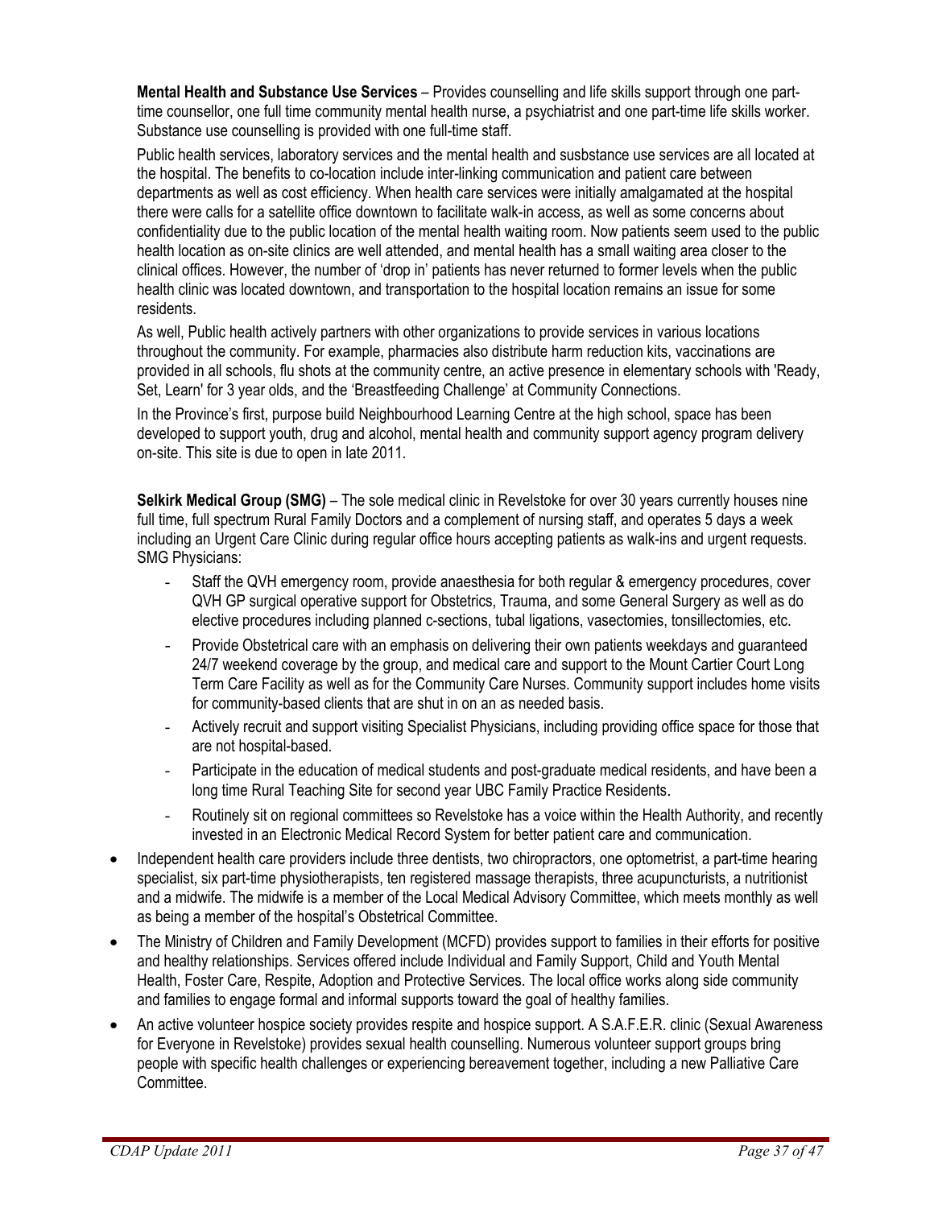**Mental Health and Substance Use Services** – Provides counselling and life skills support through one part-time counsellor, one full time community mental health nurse, a psychiatrist and one part-time life skills worker. Substance use counselling is provided with one full-time staff.

Public health services, laboratory services and the mental health and susbstance use services are all located at the hospital. The benefits to co-location include inter-linking communication and patient care between departments as well as cost efficiency. When health care services were initially amalgamated at the hospital there were calls for a satellite office downtown to facilitate walk-in access, as well as some concerns about confidentiality due to the public location of the mental health waiting room. Now patients seem used to the public health location as on-site clinics are well attended, and mental health has a small waiting area closer to the clinical offices. However, the number of 'drop in' patients has never returned to former levels when the public health clinic was located downtown, and transportation to the hospital location remains an issue for some residents.

As well, Public health actively partners with other organizations to provide services in various locations throughout the community. For example, pharmacies also distribute harm reduction kits, vaccinations are provided in all schools, flu shots at the community centre, an active presence in elementary schools with 'Ready, Set, Learn' for 3 year olds, and the 'Breastfeeding Challenge' at Community Connections.

In the Province's first, purpose build Neighbourhood Learning Centre at the high school, space has been developed to support youth, drug and alcohol, mental health and community support agency program delivery on-site. This site is due to open in late 2011.

**Selkirk Medical Group (SMG)** – The sole medical clinic in Revelstoke for over 30 years currently houses nine full time, full spectrum Rural Family Doctors and a complement of nursing staff, and operates 5 days a week including an Urgent Care Clinic during regular office hours accepting patients as walk-ins and urgent requests. SMG Physicians:

- Staff the QVH emergency room, provide anaesthesia for both regular & emergency procedures, cover QVH GP surgical operative support for Obstetrics, Trauma, and some General Surgery as well as do elective procedures including planned c-sections, tubal ligations, vasectomies, tonsillectomies, etc.
- Provide Obstetrical care with an emphasis on delivering their own patients weekdays and guaranteed 24/7 weekend coverage by the group, and medical care and support to the Mount Cartier Court Long Term Care Facility as well as for the Community Care Nurses. Community support includes home visits for community-based clients that are shut in on an as needed basis.
- Actively recruit and support visiting Specialist Physicians, including providing office space for those that are not hospital-based.
- Participate in the education of medical students and post-graduate medical residents, and have been a long time Rural Teaching Site for second year UBC Family Practice Residents.
- Routinely sit on regional committees so Revelstoke has a voice within the Health Authority, and recently invested in an Electronic Medical Record System for better patient care and communication.

- Independent health care providers include three dentists, two chiropractors, one optometrist, a part-time hearing specialist, six part-time physiotherapists, ten registered massage therapists, three acupuncturists, a nutritionist and a midwife. The midwife is a member of the Local Medical Advisory Committee, which meets monthly as well as being a member of the hospital's Obstetrical Committee.
- The Ministry of Children and Family Development (MCFD) provides support to families in their efforts for positive and healthy relationships. Services offered include Individual and Family Support, Child and Youth Mental Health, Foster Care, Respite, Adoption and Protective Services. The local office works along side community and families to engage formal and informal supports toward the goal of healthy families.
- An active volunteer hospice society provides respite and hospice support. A S.A.F.E.R. clinic (Sexual Awareness for Everyone in Revelstoke) provides sexual health counselling. Numerous volunteer support groups bring people with specific health challenges or experiencing bereavement together, including a new Palliative Care Committee.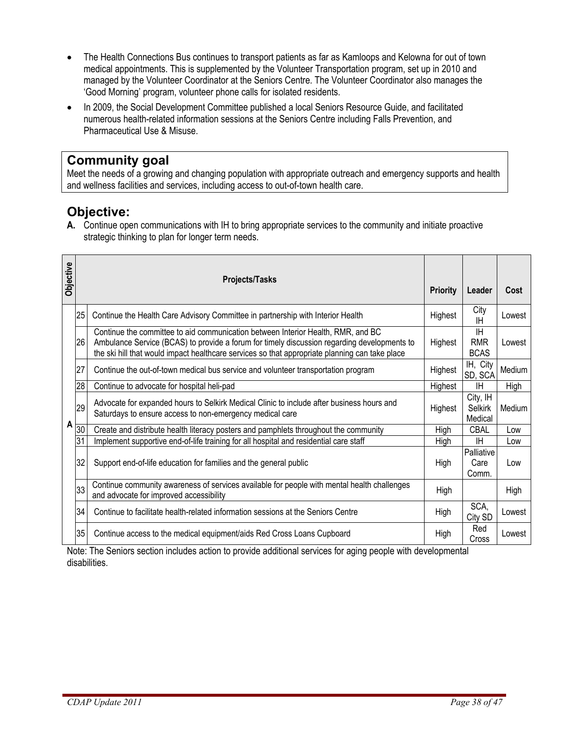- The Health Connections Bus continues to transport patients as far as Kamloops and Kelowna for out of town medical appointments. This is supplemented by the Volunteer Transportation program, set up in 2010 and managed by the Volunteer Coordinator at the Seniors Centre. The Volunteer Coordinator also manages the 'Good Morning' program, volunteer phone calls for isolated residents.
- In 2009, the Social Development Committee published a local Seniors Resource Guide, and facilitated numerous health-related information sessions at the Seniors Centre including Falls Prevention, and Pharmaceutical Use & Misuse.

## Community goal

Meet the needs of a growing and changing population with appropriate outreach and emergency supports and health and wellness facilities and services, including access to out-of-town health care.

## Objective:

**A.** Continue open communications with IH to bring appropriate services to the community and initiate proactive strategic thinking to plan for longer term needs.

| Objective | | Projects/Tasks | Priority | Leader | Cost |
|---|---|---|---|---|---|
| A | 25 | Continue the Health Care Advisory Committee in partnership with Interior Health | Highest | City IH | Lowest |
| | 26 | Continue the committee to aid communication between Interior Health, RMR, and BC Ambulance Service (BCAS) to provide a forum for timely discussion regarding developments to the ski hill that would impact healthcare services so that appropriate planning can take place | Highest | IH RMR BCAS | Lowest |
| | 27 | Continue the out-of-town medical bus service and volunteer transportation program | Highest | IH, City SD, SCA | Medium |
| | 28 | Continue to advocate for hospital heli-pad | Highest | IH | High |
| | 29 | Advocate for expanded hours to Selkirk Medical Clinic to include after business hours and Saturdays to ensure access to non-emergency medical care | Highest | City, IH Selkirk Medical | Medium |
| | 30 | Create and distribute health literacy posters and pamphlets throughout the community | High | CBAL | Low |
| | 31 | Implement supportive end-of-life training for all hospital and residential care staff | High | IH | Low |
| | 32 | Support end-of-life education for families and the general public | High | Palliative Care Comm. | Low |
| | 33 | Continue community awareness of services available for people with mental health challenges and advocate for improved accessibility | High | | High |
| | 34 | Continue to facilitate health-related information sessions at the Seniors Centre | High | SCA, City SD | Lowest |
| | 35 | Continue access to the medical equipment/aids Red Cross Loans Cupboard | High | Red Cross | Lowest |

Note: The Seniors section includes action to provide additional services for aging people with developmental disabilities.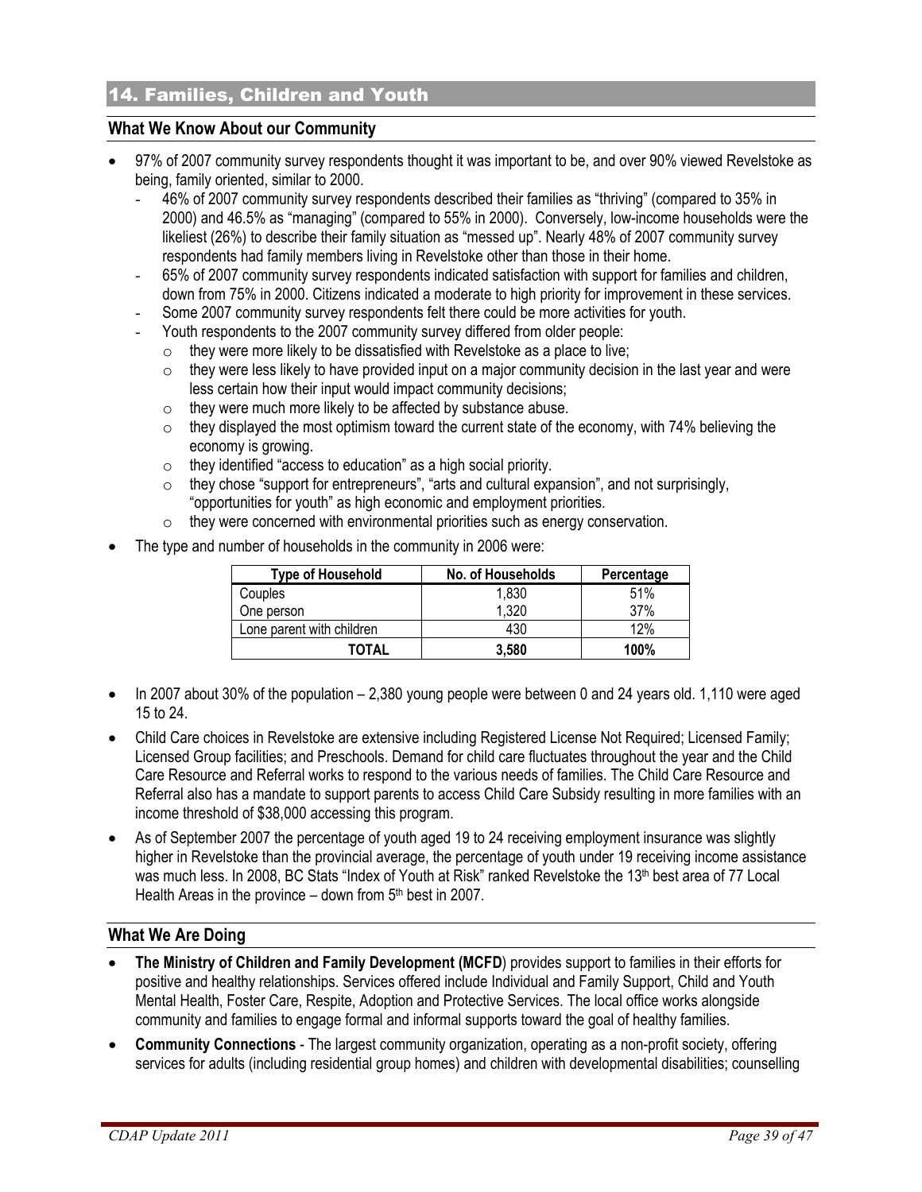## 14. Families, Children and Youth

### What We Know About our Community

- 97% of 2007 community survey respondents thought it was important to be, and over 90% viewed Revelstoke as being, family oriented, similar to 2000.
  - 46% of 2007 community survey respondents described their families as "thriving" (compared to 35% in 2000) and 46.5% as "managing" (compared to 55% in 2000). Conversely, low-income households were the likeliest (26%) to describe their family situation as "messed up". Nearly 48% of 2007 community survey respondents had family members living in Revelstoke other than those in their home.
  - 65% of 2007 community survey respondents indicated satisfaction with support for families and children, down from 75% in 2000. Citizens indicated a moderate to high priority for improvement in these services.
  - Some 2007 community survey respondents felt there could be more activities for youth.
  - Youth respondents to the 2007 community survey differed from older people:
    - they were more likely to be dissatisfied with Revelstoke as a place to live;
    - they were less likely to have provided input on a major community decision in the last year and were less certain how their input would impact community decisions;
    - they were much more likely to be affected by substance abuse.
    - they displayed the most optimism toward the current state of the economy, with 74% believing the economy is growing.
    - they identified "access to education" as a high social priority.
    - they chose "support for entrepreneurs", "arts and cultural expansion", and not surprisingly, "opportunities for youth" as high economic and employment priorities.
    - they were concerned with environmental priorities such as energy conservation.
- The type and number of households in the community in 2006 were:

| Type of Household | No. of Households | Percentage |
|---|---|---|
| Couples | 1,830 | 51% |
| One person | 1,320 | 37% |
| Lone parent with children | 430 | 12% |
| **TOTAL** | **3,580** | **100%** |

- In 2007 about 30% of the population – 2,380 young people were between 0 and 24 years old. 1,110 were aged 15 to 24.
- Child Care choices in Revelstoke are extensive including Registered License Not Required; Licensed Family; Licensed Group facilities; and Preschools. Demand for child care fluctuates throughout the year and the Child Care Resource and Referral works to respond to the various needs of families. The Child Care Resource and Referral also has a mandate to support parents to access Child Care Subsidy resulting in more families with an income threshold of $38,000 accessing this program.
- As of September 2007 the percentage of youth aged 19 to 24 receiving employment insurance was slightly higher in Revelstoke than the provincial average, the percentage of youth under 19 receiving income assistance was much less. In 2008, BC Stats "Index of Youth at Risk" ranked Revelstoke the 13th best area of 77 Local Health Areas in the province – down from 5th best in 2007.

### What We Are Doing

- **The Ministry of Children and Family Development (MCFD**) provides support to families in their efforts for positive and healthy relationships. Services offered include Individual and Family Support, Child and Youth Mental Health, Foster Care, Respite, Adoption and Protective Services. The local office works alongside community and families to engage formal and informal supports toward the goal of healthy families.
- **Community Connections** - The largest community organization, operating as a non-profit society, offering services for adults (including residential group homes) and children with developmental disabilities; counselling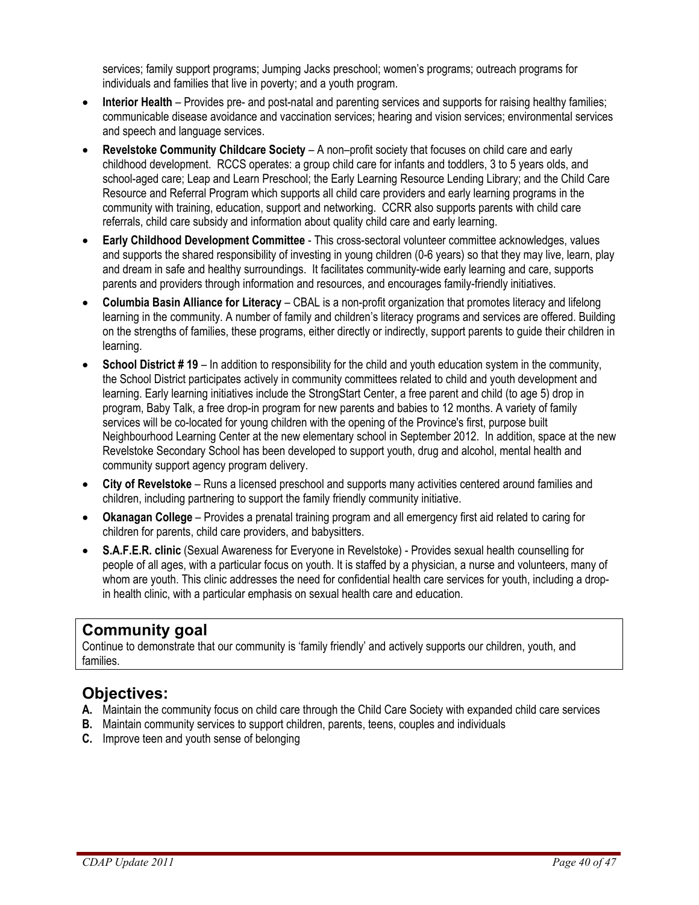services; family support programs; Jumping Jacks preschool; women's programs; outreach programs for individuals and families that live in poverty; and a youth program.

- **Interior Health** – Provides pre- and post-natal and parenting services and supports for raising healthy families; communicable disease avoidance and vaccination services; hearing and vision services; environmental services and speech and language services.
- **Revelstoke Community Childcare Society** – A non–profit society that focuses on child care and early childhood development. RCCS operates: a group child care for infants and toddlers, 3 to 5 years olds, and school-aged care; Leap and Learn Preschool; the Early Learning Resource Lending Library; and the Child Care Resource and Referral Program which supports all child care providers and early learning programs in the community with training, education, support and networking. CCRR also supports parents with child care referrals, child care subsidy and information about quality child care and early learning.
- **Early Childhood Development Committee** - This cross-sectoral volunteer committee acknowledges, values and supports the shared responsibility of investing in young children (0-6 years) so that they may live, learn, play and dream in safe and healthy surroundings. It facilitates community-wide early learning and care, supports parents and providers through information and resources, and encourages family-friendly initiatives.
- **Columbia Basin Alliance for Literacy** – CBAL is a non-profit organization that promotes literacy and lifelong learning in the community. A number of family and children's literacy programs and services are offered. Building on the strengths of families, these programs, either directly or indirectly, support parents to guide their children in learning.
- **School District # 19** – In addition to responsibility for the child and youth education system in the community, the School District participates actively in community committees related to child and youth development and learning. Early learning initiatives include the StrongStart Center, a free parent and child (to age 5) drop in program, Baby Talk, a free drop-in program for new parents and babies to 12 months. A variety of family services will be co-located for young children with the opening of the Province's first, purpose built Neighbourhood Learning Center at the new elementary school in September 2012. In addition, space at the new Revelstoke Secondary School has been developed to support youth, drug and alcohol, mental health and community support agency program delivery.
- **City of Revelstoke** – Runs a licensed preschool and supports many activities centered around families and children, including partnering to support the family friendly community initiative.
- **Okanagan College** – Provides a prenatal training program and all emergency first aid related to caring for children for parents, child care providers, and babysitters.
- **S.A.F.E.R. clinic** (Sexual Awareness for Everyone in Revelstoke) - Provides sexual health counselling for people of all ages, with a particular focus on youth. It is staffed by a physician, a nurse and volunteers, many of whom are youth. This clinic addresses the need for confidential health care services for youth, including a drop-in health clinic, with a particular emphasis on sexual health care and education.

## Community goal

Continue to demonstrate that our community is 'family friendly' and actively supports our children, youth, and families.

## Objectives:

**A.** Maintain the community focus on child care through the Child Care Society with expanded child care services
**B.** Maintain community services to support children, parents, teens, couples and individuals
**C.** Improve teen and youth sense of belonging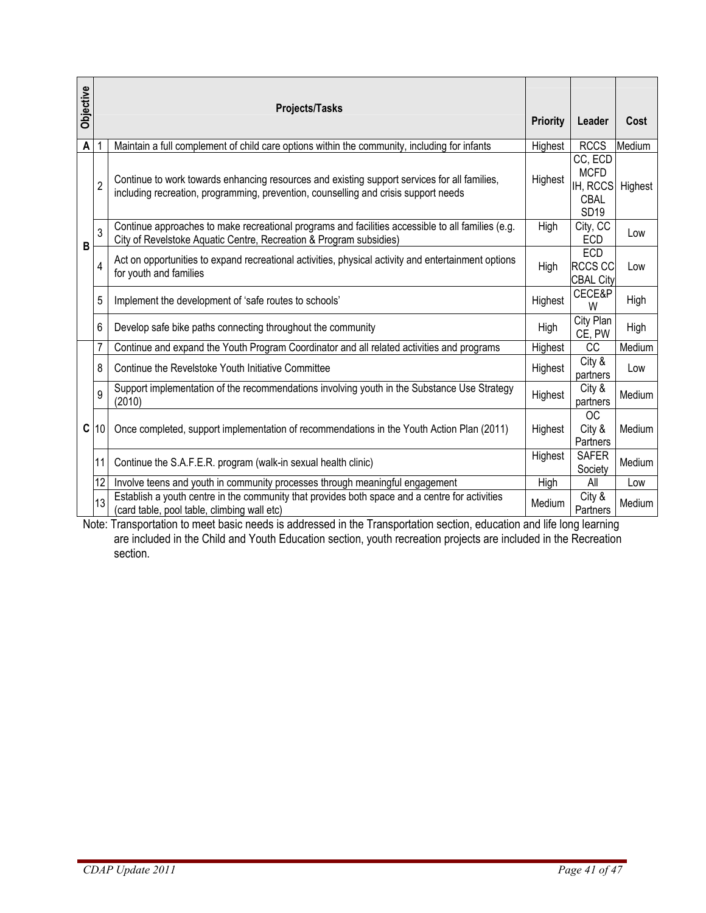| Objective | | Projects/Tasks | Priority | Leader | Cost |
|---|---|---|---|---|---|
| A | 1 | Maintain a full complement of child care options within the community, including for infants | Highest | RCCS | Medium |
| B | 2 | Continue to work towards enhancing resources and existing support services for all families, including recreation, programming, prevention, counselling and crisis support needs | Highest | CC, ECD MCFD IH, RCCS CBAL SD19 | Highest |
| | 3 | Continue approaches to make recreational programs and facilities accessible to all families (e.g. City of Revelstoke Aquatic Centre, Recreation & Program subsidies) | High | City, CC ECD | Low |
| | 4 | Act on opportunities to expand recreational activities, physical activity and entertainment options for youth and families | High | ECD RCCS CC CBAL City | Low |
| | 5 | Implement the development of 'safe routes to schools' | Highest | CECE&PW | High |
| | 6 | Develop safe bike paths connecting throughout the community | High | City Plan CE, PW | High |
| C | 7 | Continue and expand the Youth Program Coordinator and all related activities and programs | Highest | CC | Medium |
| | 8 | Continue the Revelstoke Youth Initiative Committee | Highest | City & partners | Low |
| | 9 | Support implementation of the recommendations involving youth in the Substance Use Strategy (2010) | Highest | City & partners | Medium |
| | 10 | Once completed, support implementation of recommendations in the Youth Action Plan (2011) | Highest | OC City & Partners | Medium |
| | 11 | Continue the S.A.F.E.R. program (walk-in sexual health clinic) | Highest | SAFER Society | Medium |
| | 12 | Involve teens and youth in community processes through meaningful engagement | High | All | Low |
| | 13 | Establish a youth centre in the community that provides both space and a centre for activities (card table, pool table, climbing wall etc) | Medium | City & Partners | Medium |

Note: Transportation to meet basic needs is addressed in the Transportation section, education and life long learning are included in the Child and Youth Education section, youth recreation projects are included in the Recreation section.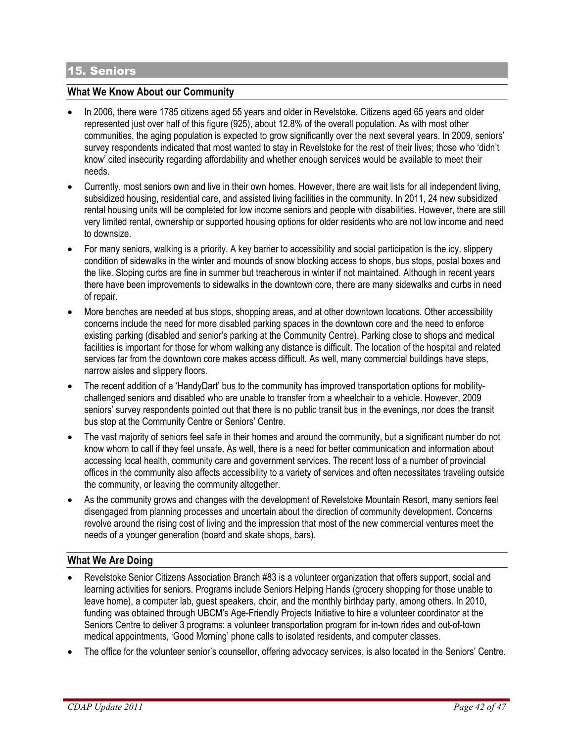## 15. Seniors

### What We Know About our Community

- In 2006, there were 1785 citizens aged 55 years and older in Revelstoke. Citizens aged 65 years and older represented just over half of this figure (925), about 12.8% of the overall population. As with most other communities, the aging population is expected to grow significantly over the next several years. In 2009, seniors' survey respondents indicated that most wanted to stay in Revelstoke for the rest of their lives; those who 'didn't know' cited insecurity regarding affordability and whether enough services would be available to meet their needs.
- Currently, most seniors own and live in their own homes. However, there are wait lists for all independent living, subsidized housing, residential care, and assisted living facilities in the community. In 2011, 24 new subsidized rental housing units will be completed for low income seniors and people with disabilities. However, there are still very limited rental, ownership or supported housing options for older residents who are not low income and need to downsize.
- For many seniors, walking is a priority. A key barrier to accessibility and social participation is the icy, slippery condition of sidewalks in the winter and mounds of snow blocking access to shops, bus stops, postal boxes and the like. Sloping curbs are fine in summer but treacherous in winter if not maintained. Although in recent years there have been improvements to sidewalks in the downtown core, there are many sidewalks and curbs in need of repair.
- More benches are needed at bus stops, shopping areas, and at other downtown locations. Other accessibility concerns include the need for more disabled parking spaces in the downtown core and the need to enforce existing parking (disabled and senior's parking at the Community Centre). Parking close to shops and medical facilities is important for those for whom walking any distance is difficult. The location of the hospital and related services far from the downtown core makes access difficult. As well, many commercial buildings have steps, narrow aisles and slippery floors.
- The recent addition of a 'HandyDart' bus to the community has improved transportation options for mobility-challenged seniors and disabled who are unable to transfer from a wheelchair to a vehicle. However, 2009 seniors' survey respondents pointed out that there is no public transit bus in the evenings, nor does the transit bus stop at the Community Centre or Seniors' Centre.
- The vast majority of seniors feel safe in their homes and around the community, but a significant number do not know whom to call if they feel unsafe. As well, there is a need for better communication and information about accessing local health, community care and government services. The recent loss of a number of provincial offices in the community also affects accessibility to a variety of services and often necessitates traveling outside the community, or leaving the community altogether.
- As the community grows and changes with the development of Revelstoke Mountain Resort, many seniors feel disengaged from planning processes and uncertain about the direction of community development. Concerns revolve around the rising cost of living and the impression that most of the new commercial ventures meet the needs of a younger generation (board and skate shops, bars).

### What We Are Doing

- Revelstoke Senior Citizens Association Branch #83 is a volunteer organization that offers support, social and learning activities for seniors. Programs include Seniors Helping Hands (grocery shopping for those unable to leave home), a computer lab, guest speakers, choir, and the monthly birthday party, among others. In 2010, funding was obtained through UBCM's Age-Friendly Projects Initiative to hire a volunteer coordinator at the Seniors Centre to deliver 3 programs: a volunteer transportation program for in-town rides and out-of-town medical appointments, 'Good Morning' phone calls to isolated residents, and computer classes.
- The office for the volunteer senior's counsellor, offering advocacy services, is also located in the Seniors' Centre.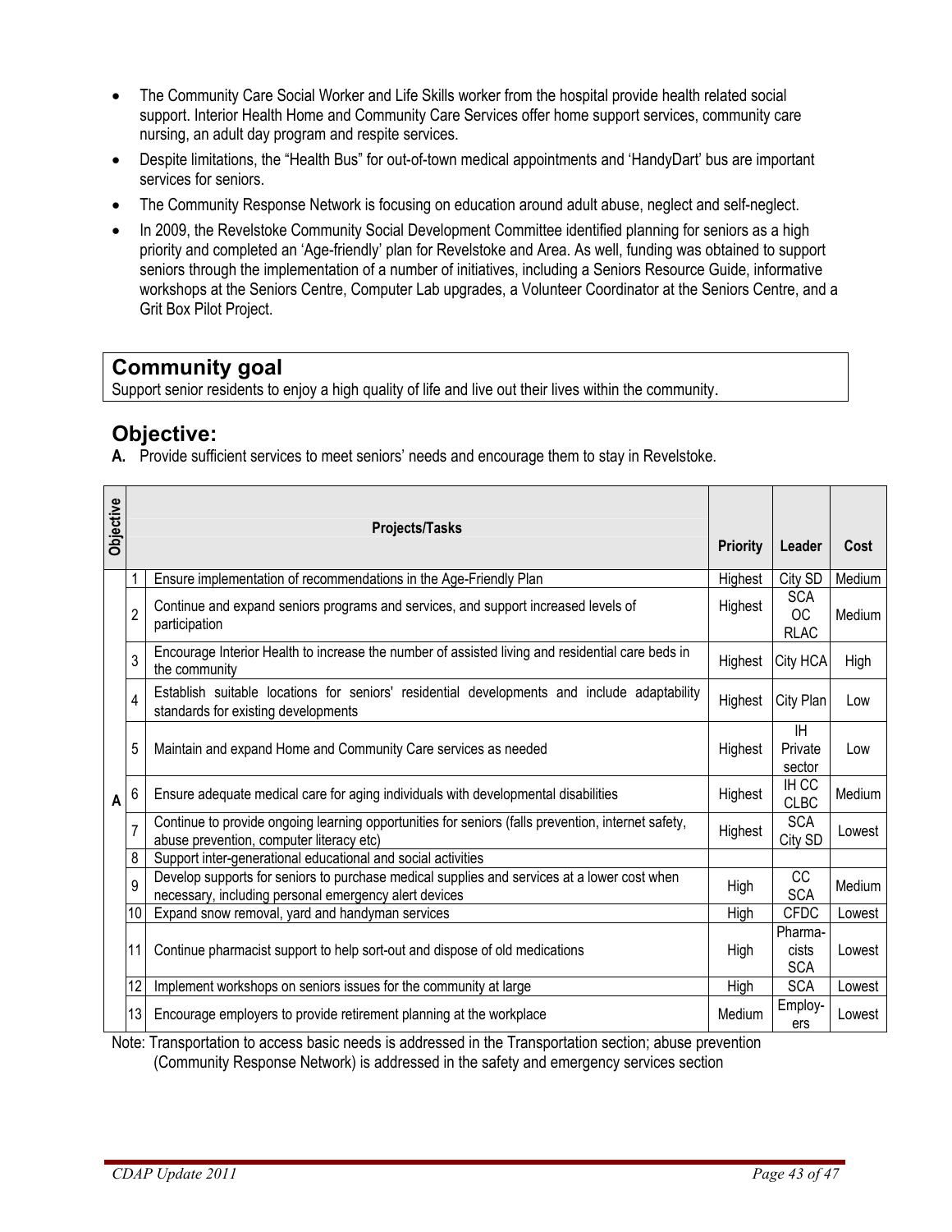- The Community Care Social Worker and Life Skills worker from the hospital provide health related social support. Interior Health Home and Community Care Services offer home support services, community care nursing, an adult day program and respite services.
- Despite limitations, the "Health Bus" for out-of-town medical appointments and 'HandyDart' bus are important services for seniors.
- The Community Response Network is focusing on education around adult abuse, neglect and self-neglect.
- In 2009, the Revelstoke Community Social Development Committee identified planning for seniors as a high priority and completed an 'Age-friendly' plan for Revelstoke and Area. As well, funding was obtained to support seniors through the implementation of a number of initiatives, including a Seniors Resource Guide, informative workshops at the Seniors Centre, Computer Lab upgrades, a Volunteer Coordinator at the Seniors Centre, and a Grit Box Pilot Project.

## Community goal

Support senior residents to enjoy a high quality of life and live out their lives within the community.

## Objective:

**A.** Provide sufficient services to meet seniors' needs and encourage them to stay in Revelstoke.

| Objective | | Projects/Tasks | Priority | Leader | Cost |
|---|---|---|---|---|---|
| A | 1 | Ensure implementation of recommendations in the Age-Friendly Plan | Highest | City SD | Medium |
| | 2 | Continue and expand seniors programs and services, and support increased levels of participation | Highest | SCA OC RLAC | Medium |
| | 3 | Encourage Interior Health to increase the number of assisted living and residential care beds in the community | Highest | City HCA | High |
| | 4 | Establish suitable locations for seniors' residential developments and include adaptability standards for existing developments | Highest | City Plan | Low |
| | 5 | Maintain and expand Home and Community Care services as needed | Highest | IH Private sector | Low |
| | 6 | Ensure adequate medical care for aging individuals with developmental disabilities | Highest | IH CC CLBC | Medium |
| | 7 | Continue to provide ongoing learning opportunities for seniors (falls prevention, internet safety, abuse prevention, computer literacy etc) | Highest | SCA City SD | Lowest |
| | 8 | Support inter-generational educational and social activities | | | |
| | 9 | Develop supports for seniors to purchase medical supplies and services at a lower cost when necessary, including personal emergency alert devices | High | CC SCA | Medium |
| | 10 | Expand snow removal, yard and handyman services | High | CFDC | Lowest |
| | 11 | Continue pharmacist support to help sort-out and dispose of old medications | High | Pharma-cists SCA | Lowest |
| | 12 | Implement workshops on seniors issues for the community at large | High | SCA | Lowest |
| | 13 | Encourage employers to provide retirement planning at the workplace | Medium | Employ-ers | Lowest |

Note: Transportation to access basic needs is addressed in the Transportation section; abuse prevention (Community Response Network) is addressed in the safety and emergency services section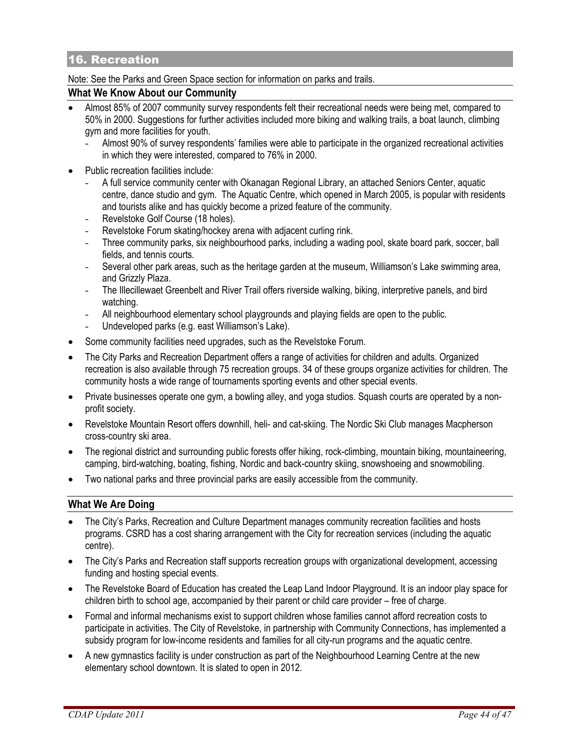## 16. Recreation

Note: See the Parks and Green Space section for information on parks and trails.

### What We Know About our Community

- Almost 85% of 2007 community survey respondents felt their recreational needs were being met, compared to 50% in 2000. Suggestions for further activities included more biking and walking trails, a boat launch, climbing gym and more facilities for youth.
  - Almost 90% of survey respondents' families were able to participate in the organized recreational activities in which they were interested, compared to 76% in 2000.
- Public recreation facilities include:
  - A full service community center with Okanagan Regional Library, an attached Seniors Center, aquatic centre, dance studio and gym. The Aquatic Centre, which opened in March 2005, is popular with residents and tourists alike and has quickly become a prized feature of the community.
  - Revelstoke Golf Course (18 holes).
  - Revelstoke Forum skating/hockey arena with adjacent curling rink.
  - Three community parks, six neighbourhood parks, including a wading pool, skate board park, soccer, ball fields, and tennis courts.
  - Several other park areas, such as the heritage garden at the museum, Williamson's Lake swimming area, and Grizzly Plaza.
  - The Illecillewaet Greenbelt and River Trail offers riverside walking, biking, interpretive panels, and bird watching.
  - All neighbourhood elementary school playgrounds and playing fields are open to the public.
  - Undeveloped parks (e.g. east Williamson's Lake).
- Some community facilities need upgrades, such as the Revelstoke Forum.
- The City Parks and Recreation Department offers a range of activities for children and adults. Organized recreation is also available through 75 recreation groups. 34 of these groups organize activities for children. The community hosts a wide range of tournaments sporting events and other special events.
- Private businesses operate one gym, a bowling alley, and yoga studios. Squash courts are operated by a non-profit society.
- Revelstoke Mountain Resort offers downhill, heli- and cat-skiing. The Nordic Ski Club manages Macpherson cross-country ski area.
- The regional district and surrounding public forests offer hiking, rock-climbing, mountain biking, mountaineering, camping, bird-watching, boating, fishing, Nordic and back-country skiing, snowshoeing and snowmobiling.
- Two national parks and three provincial parks are easily accessible from the community.

### What We Are Doing

- The City's Parks, Recreation and Culture Department manages community recreation facilities and hosts programs. CSRD has a cost sharing arrangement with the City for recreation services (including the aquatic centre).
- The City's Parks and Recreation staff supports recreation groups with organizational development, accessing funding and hosting special events.
- The Revelstoke Board of Education has created the Leap Land Indoor Playground. It is an indoor play space for children birth to school age, accompanied by their parent or child care provider – free of charge.
- Formal and informal mechanisms exist to support children whose families cannot afford recreation costs to participate in activities. The City of Revelstoke, in partnership with Community Connections, has implemented a subsidy program for low-income residents and families for all city-run programs and the aquatic centre.
- A new gymnastics facility is under construction as part of the Neighbourhood Learning Centre at the new elementary school downtown. It is slated to open in 2012.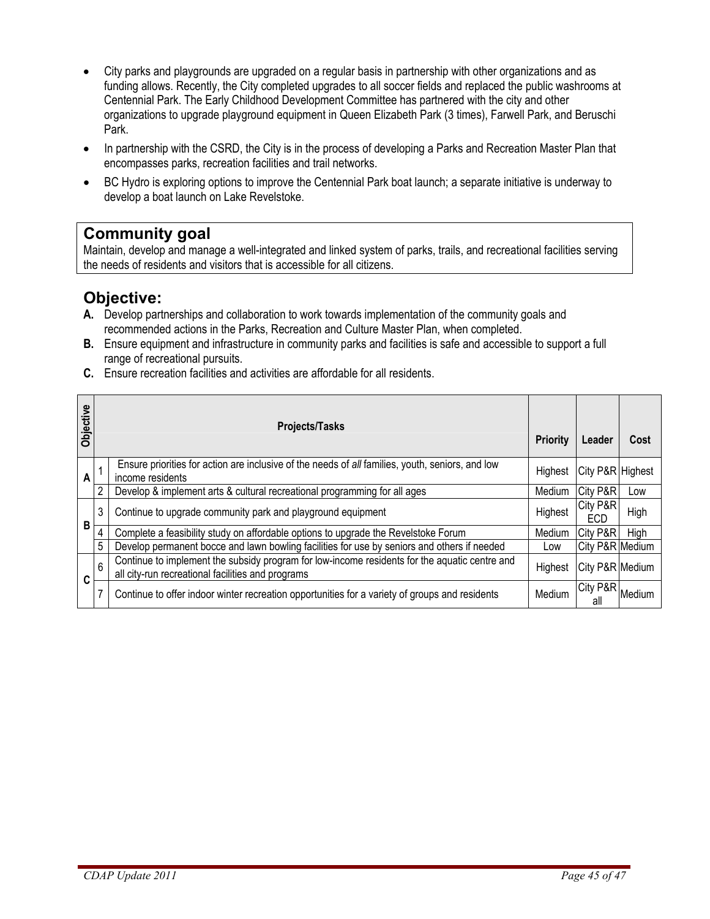- City parks and playgrounds are upgraded on a regular basis in partnership with other organizations and as funding allows. Recently, the City completed upgrades to all soccer fields and replaced the public washrooms at Centennial Park. The Early Childhood Development Committee has partnered with the city and other organizations to upgrade playground equipment in Queen Elizabeth Park (3 times), Farwell Park, and Beruschi Park.
- In partnership with the CSRD, the City is in the process of developing a Parks and Recreation Master Plan that encompasses parks, recreation facilities and trail networks.
- BC Hydro is exploring options to improve the Centennial Park boat launch; a separate initiative is underway to develop a boat launch on Lake Revelstoke.

## Community goal

Maintain, develop and manage a well-integrated and linked system of parks, trails, and recreational facilities serving the needs of residents and visitors that is accessible for all citizens.

## Objective:

**A.** Develop partnerships and collaboration to work towards implementation of the community goals and recommended actions in the Parks, Recreation and Culture Master Plan, when completed.

**B.** Ensure equipment and infrastructure in community parks and facilities is safe and accessible to support a full range of recreational pursuits.

**C.** Ensure recreation facilities and activities are affordable for all residents.

| Objective | | Projects/Tasks | Priority | Leader | Cost |
|---|---|---|---|---|---|
| A | 1 | Ensure priorities for action are inclusive of the needs of *all* families, youth, seniors, and low income residents | Highest | City P&R | Highest |
| | 2 | Develop & implement arts & cultural recreational programming for all ages | Medium | City P&R | Low |
| B | 3 | Continue to upgrade community park and playground equipment | Highest | City P&R ECD | High |
| | 4 | Complete a feasibility study on affordable options to upgrade the Revelstoke Forum | Medium | City P&R | High |
| | 5 | Develop permanent bocce and lawn bowling facilities for use by seniors and others if needed | Low | City P&R | Medium |
| C | 6 | Continue to implement the subsidy program for low-income residents for the aquatic centre and all city-run recreational facilities and programs | Highest | City P&R | Medium |
| | 7 | Continue to offer indoor winter recreation opportunities for a variety of groups and residents | Medium | City P&R all | Medium |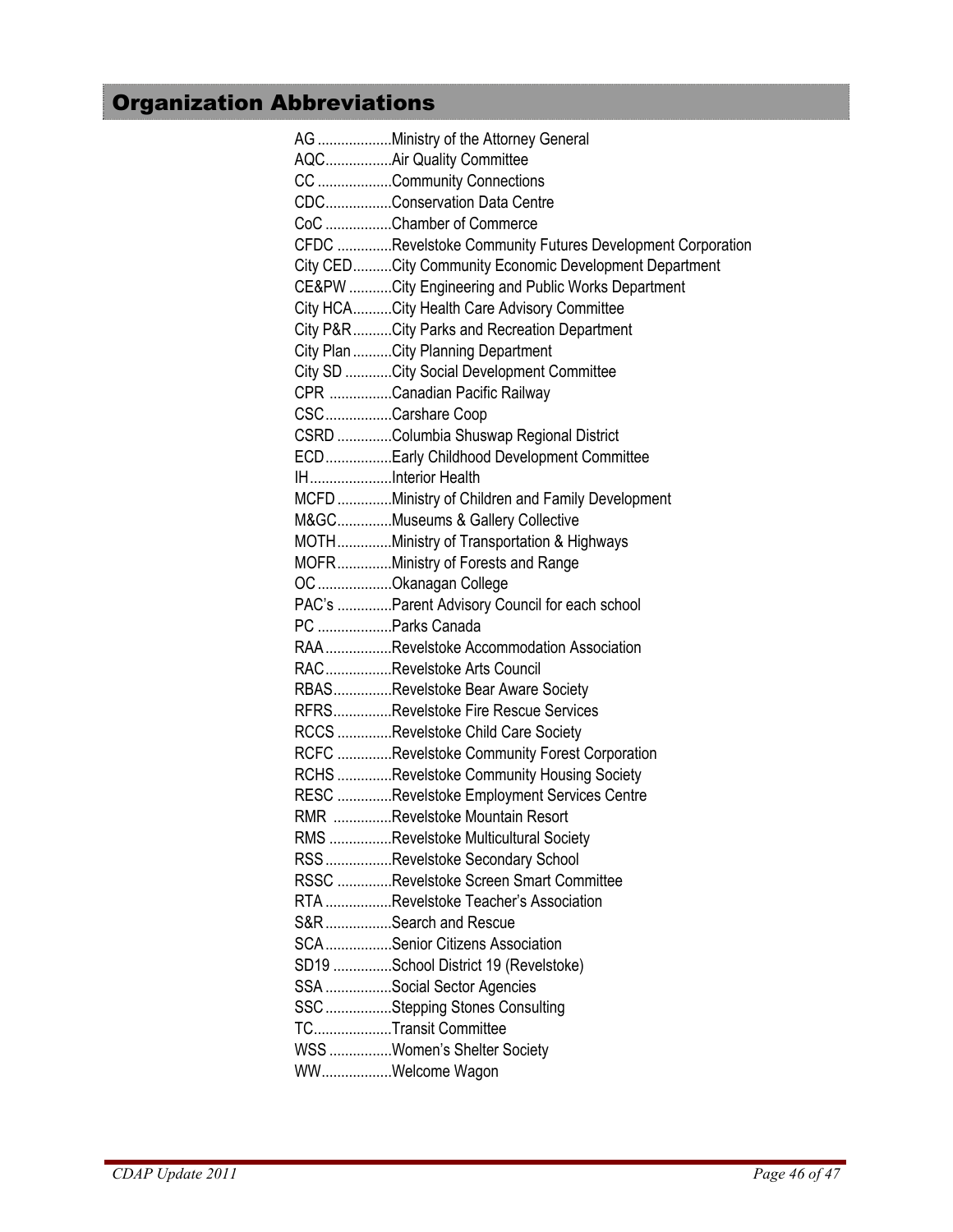# Organization Abbreviations

AG ...................Ministry of the Attorney General
AQC.................Air Quality Committee
CC ...................Community Connections
CDC.................Conservation Data Centre
CoC .................Chamber of Commerce
CFDC ..............Revelstoke Community Futures Development Corporation
City CED..........City Community Economic Development Department
CE&PW ...........City Engineering and Public Works Department
City HCA..........City Health Care Advisory Committee
City P&R..........City Parks and Recreation Department
City Plan ..........City Planning Department
City SD ............City Social Development Committee
CPR ................Canadian Pacific Railway
CSC.................Carshare Coop
CSRD ..............Columbia Shuswap Regional District
ECD.................Early Childhood Development Committee
IH.....................Interior Health
MCFD ..............Ministry of Children and Family Development
M&GC..............Museums & Gallery Collective
MOTH..............Ministry of Transportation & Highways
MOFR..............Ministry of Forests and Range
OC ...................Okanagan College
PAC's ..............Parent Advisory Council for each school
PC ...................Parks Canada
RAA .................Revelstoke Accommodation Association
RAC.................Revelstoke Arts Council
RBAS...............Revelstoke Bear Aware Society
RFRS...............Revelstoke Fire Rescue Services
RCCS ..............Revelstoke Child Care Society
RCFC ..............Revelstoke Community Forest Corporation
RCHS ..............Revelstoke Community Housing Society
RESC ..............Revelstoke Employment Services Centre
RMR ...............Revelstoke Mountain Resort
RMS ................Revelstoke Multicultural Society
RSS .................Revelstoke Secondary School
RSSC ..............Revelstoke Screen Smart Committee
RTA .................Revelstoke Teacher's Association
S&R .................Search and Rescue
SCA .................Senior Citizens Association
SD19 ...............School District 19 (Revelstoke)
SSA .................Social Sector Agencies
SSC .................Stepping Stones Consulting
TC....................Transit Committee
WSS ................Women's Shelter Society
WW..................Welcome Wagon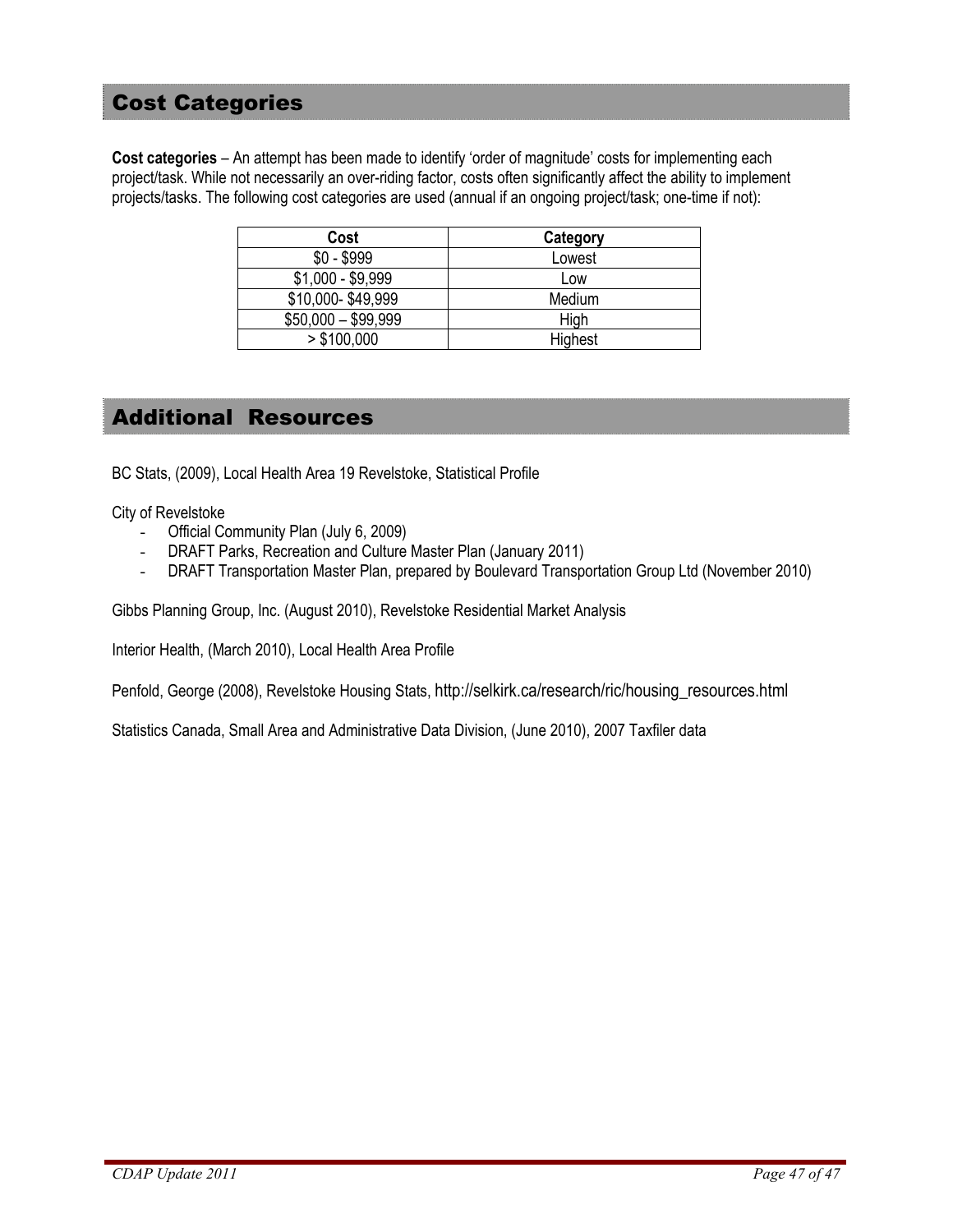## Cost Categories

**Cost categories** – An attempt has been made to identify 'order of magnitude' costs for implementing each project/task. While not necessarily an over-riding factor, costs often significantly affect the ability to implement projects/tasks. The following cost categories are used (annual if an ongoing project/task; one-time if not):

| Cost | Category |
|---|---|
| $0 - $999 | Lowest |
| $1,000 - $9,999 | Low |
| $10,000- $49,999 | Medium |
| $50,000 – $99,999 | High |
| > $100,000 | Highest |

## Additional Resources

BC Stats, (2009), Local Health Area 19 Revelstoke, Statistical Profile

City of Revelstoke

- Official Community Plan (July 6, 2009)
- DRAFT Parks, Recreation and Culture Master Plan (January 2011)
- DRAFT Transportation Master Plan, prepared by Boulevard Transportation Group Ltd (November 2010)

Gibbs Planning Group, Inc. (August 2010), Revelstoke Residential Market Analysis

Interior Health, (March 2010), Local Health Area Profile

Penfold, George (2008), Revelstoke Housing Stats, http://selkirk.ca/research/ric/housing_resources.html

Statistics Canada, Small Area and Administrative Data Division, (June 2010), 2007 Taxfiler data